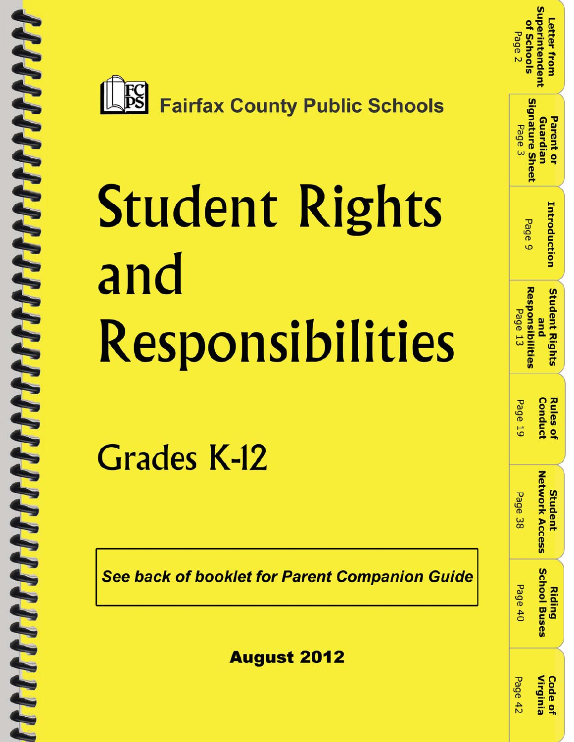Fairfax County Public Schools

# Student Rights and Responsibilities

## Grades K-12

***See back of booklet for Parent Companion Guide***

**August 2012**

- Letter from Superintendent of Schools — Page 2
- Parent or Guardian Signature Sheet — Page 3
- Introduction — Page 9
- Student Rights and Responsibilities — Page 13
- Rules of Conduct — Page 19
- Student Network Access — Page 38
- Riding School Buses — Page 40
- Code of Virginia — Page 42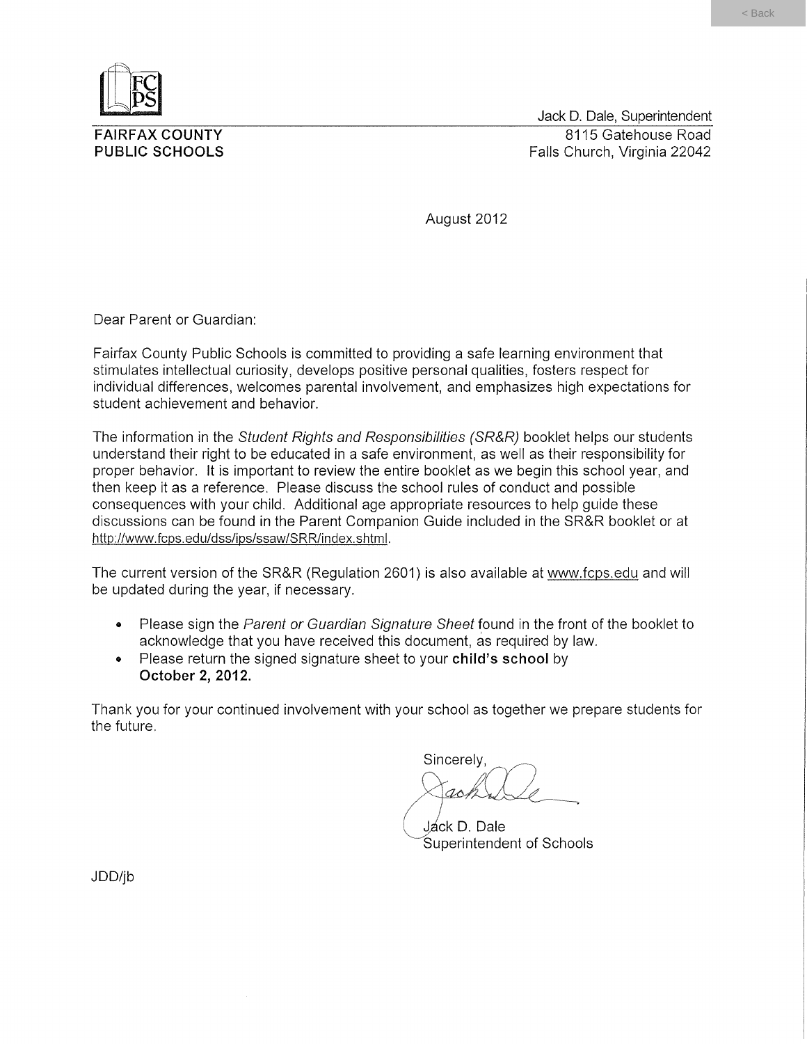FAIRFAX COUNTY
PUBLIC SCHOOLS

Jack D. Dale, Superintendent
8115 Gatehouse Road
Falls Church, Virginia 22042

August 2012

Dear Parent or Guardian:

Fairfax County Public Schools is committed to providing a safe learning environment that stimulates intellectual curiosity, develops positive personal qualities, fosters respect for individual differences, welcomes parental involvement, and emphasizes high expectations for student achievement and behavior.

The information in the *Student Rights and Responsibilities (SR&R)* booklet helps our students understand their right to be educated in a safe environment, as well as their responsibility for proper behavior. It is important to review the entire booklet as we begin this school year, and then keep it as a reference. Please discuss the school rules of conduct and possible consequences with your child. Additional age appropriate resources to help guide these discussions can be found in the Parent Companion Guide included in the SR&R booklet or at http://www.fcps.edu/dss/ips/ssaw/SRR/index.shtml.

The current version of the SR&R (Regulation 2601) is also available at www.fcps.edu and will be updated during the year, if necessary.

- Please sign the *Parent or Guardian Signature Sheet* found in the front of the booklet to acknowledge that you have received this document, as required by law.
- Please return the signed signature sheet to your **child's school** by **October 2, 2012.**

Thank you for your continued involvement with your school as together we prepare students for the future.

Sincerely,

Jack D. Dale
Superintendent of Schools

JDD/jb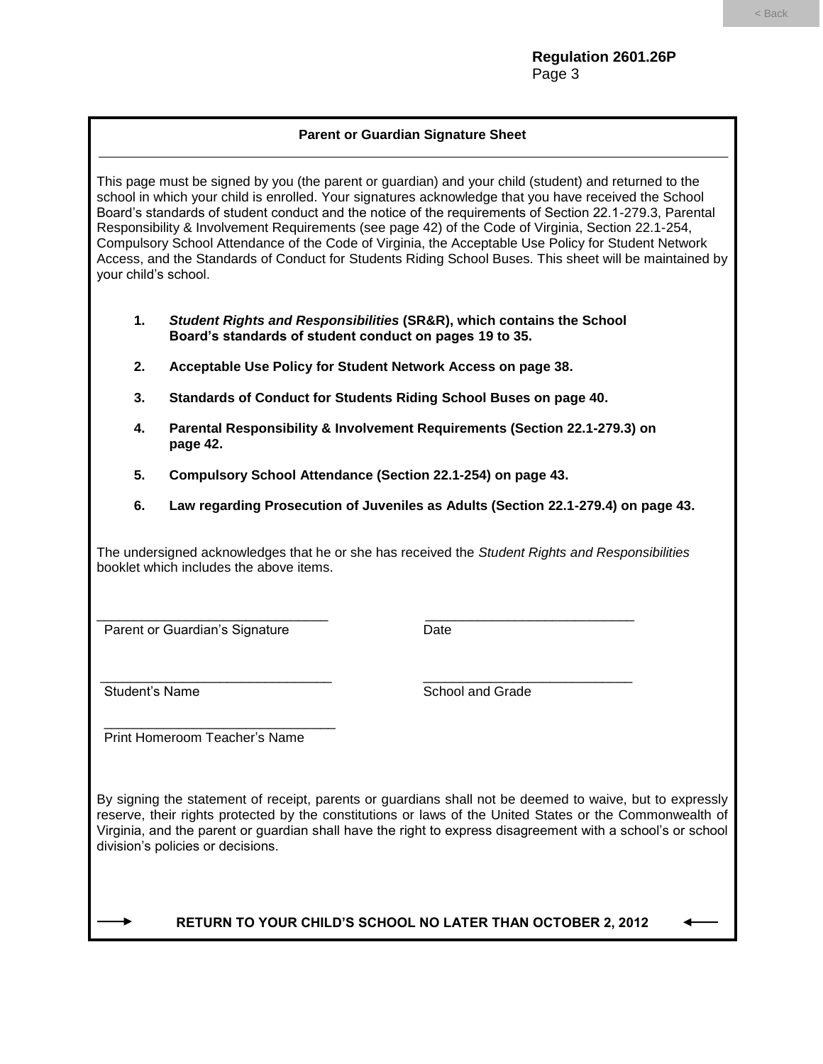**Regulation 2601.26P**
Page 3

## Parent or Guardian Signature Sheet

This page must be signed by you (the parent or guardian) and your child (student) and returned to the school in which your child is enrolled. Your signatures acknowledge that you have received the School Board's standards of student conduct and the notice of the requirements of Section 22.1-279.3, Parental Responsibility & Involvement Requirements (see page 42) of the Code of Virginia, Section 22.1-254, Compulsory School Attendance of the Code of Virginia, the Acceptable Use Policy for Student Network Access, and the Standards of Conduct for Students Riding School Buses. This sheet will be maintained by your child's school.

1. ***Student Rights and Responsibilities*** **(SR&R), which contains the School Board's standards of student conduct on pages 19 to 35.**
2. **Acceptable Use Policy for Student Network Access on page 38.**
3. **Standards of Conduct for Students Riding School Buses on page 40.**
4. **Parental Responsibility & Involvement Requirements (Section 22.1-279.3) on page 42.**
5. **Compulsory School Attendance (Section 22.1-254) on page 43.**
6. **Law regarding Prosecution of Juveniles as Adults (Section 22.1-279.4) on page 43.**

The undersigned acknowledges that he or she has received the *Student Rights and Responsibilities* booklet which includes the above items.

\_\_\_\_\_\_\_\_\_\_\_\_\_\_\_\_\_\_\_\_\_\_\_\_\_\_\_\_\_\_\_ \_\_\_\_\_\_\_\_\_\_\_\_\_\_\_\_\_\_\_\_\_\_\_\_\_\_\_\_\_\_\_
Parent or Guardian's Signature Date

\_\_\_\_\_\_\_\_\_\_\_\_\_\_\_\_\_\_\_\_\_\_\_\_\_\_\_\_\_\_\_ \_\_\_\_\_\_\_\_\_\_\_\_\_\_\_\_\_\_\_\_\_\_\_\_\_\_\_\_\_\_\_
Student's Name School and Grade

\_\_\_\_\_\_\_\_\_\_\_\_\_\_\_\_\_\_\_\_\_\_\_\_\_\_\_\_\_\_\_
Print Homeroom Teacher's Name

By signing the statement of receipt, parents or guardians shall not be deemed to waive, but to expressly reserve, their rights protected by the constitutions or laws of the United States or the Commonwealth of Virginia, and the parent or guardian shall have the right to express disagreement with a school's or school division's policies or decisions.

→ **RETURN TO YOUR CHILD'S SCHOOL NO LATER THAN OCTOBER 2, 2012** ←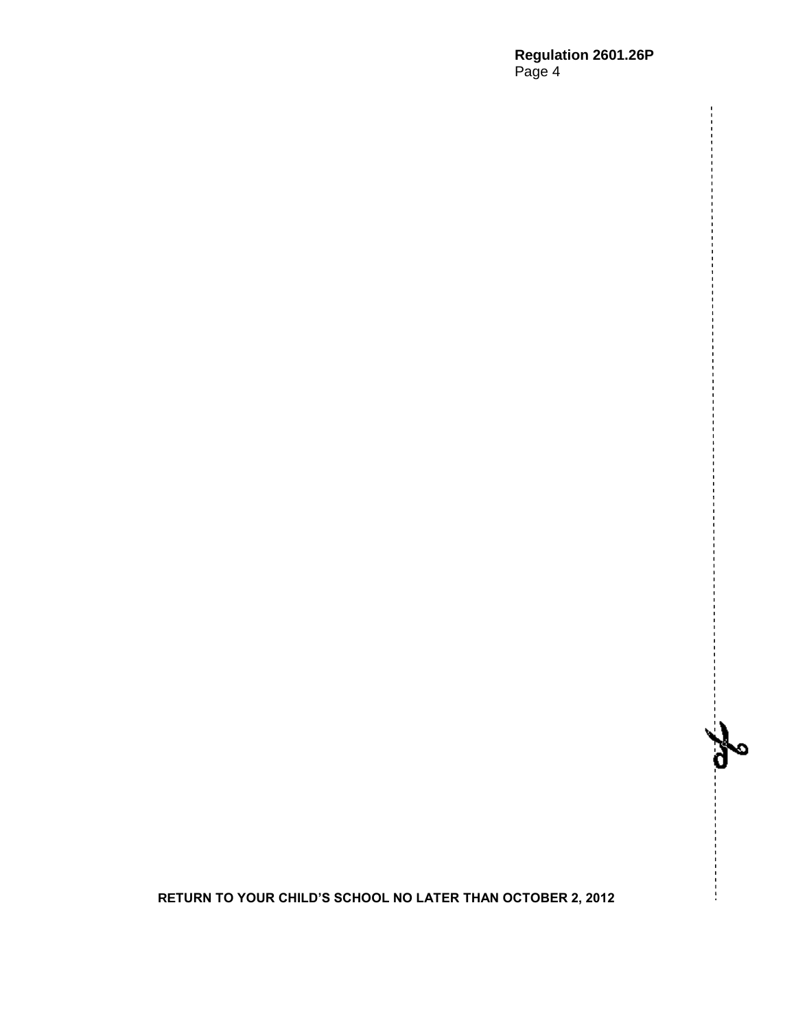**RETURN TO YOUR CHILD'S SCHOOL NO LATER THAN OCTOBER 2, 2012**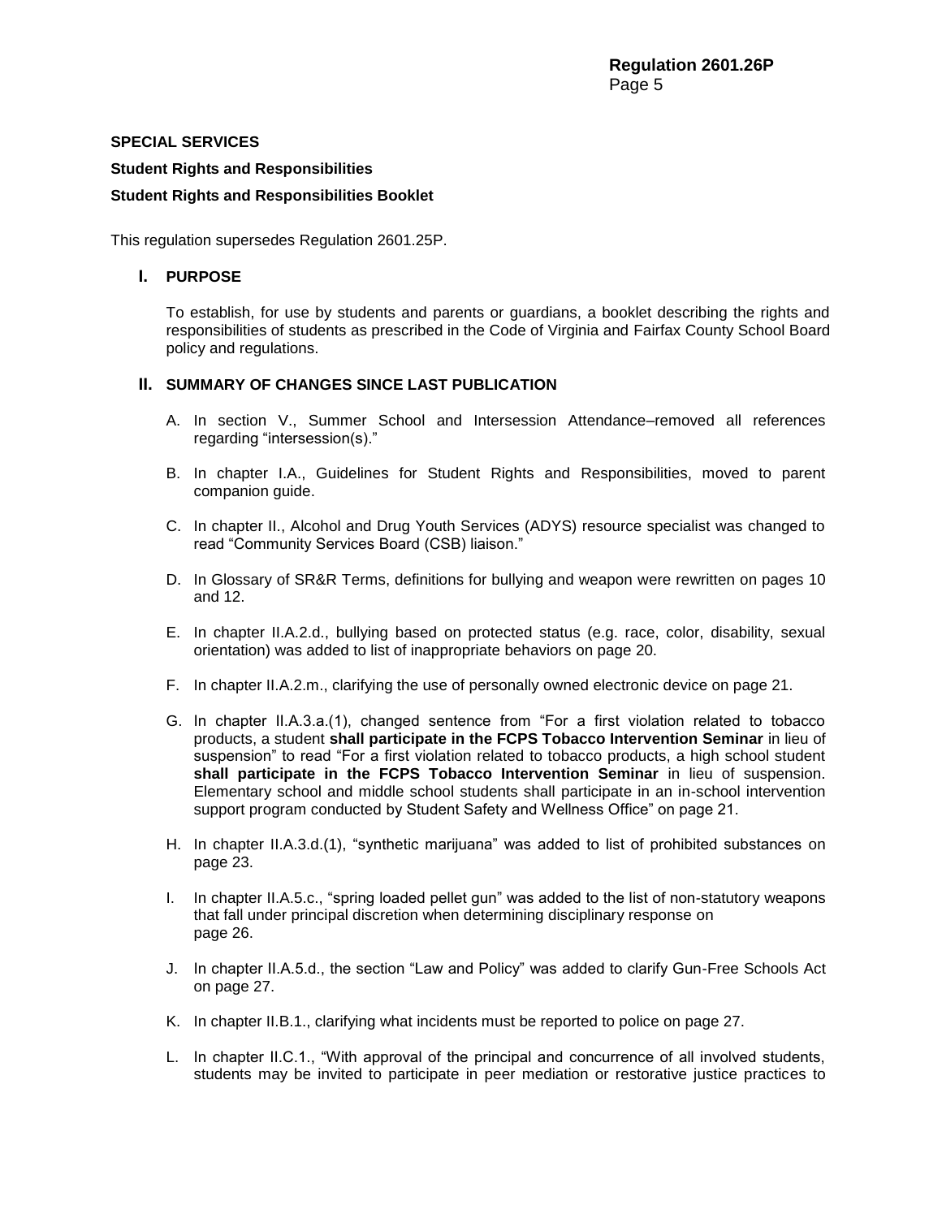**SPECIAL SERVICES**

**Student Rights and Responsibilities**

**Student Rights and Responsibilities Booklet**

This regulation supersedes Regulation 2601.25P.

## I. PURPOSE

To establish, for use by students and parents or guardians, a booklet describing the rights and responsibilities of students as prescribed in the Code of Virginia and Fairfax County School Board policy and regulations.

## II. SUMMARY OF CHANGES SINCE LAST PUBLICATION

A. In section V., Summer School and Intersession Attendance–removed all references regarding "intersession(s)."

B. In chapter I.A., Guidelines for Student Rights and Responsibilities, moved to parent companion guide.

C. In chapter II., Alcohol and Drug Youth Services (ADYS) resource specialist was changed to read "Community Services Board (CSB) liaison."

D. In Glossary of SR&R Terms, definitions for bullying and weapon were rewritten on pages 10 and 12.

E. In chapter II.A.2.d., bullying based on protected status (e.g. race, color, disability, sexual orientation) was added to list of inappropriate behaviors on page 20.

F. In chapter II.A.2.m., clarifying the use of personally owned electronic device on page 21.

G. In chapter II.A.3.a.(1), changed sentence from "For a first violation related to tobacco products, a student **shall participate in the FCPS Tobacco Intervention Seminar** in lieu of suspension" to read "For a first violation related to tobacco products, a high school student **shall participate in the FCPS Tobacco Intervention Seminar** in lieu of suspension. Elementary school and middle school students shall participate in an in-school intervention support program conducted by Student Safety and Wellness Office" on page 21.

H. In chapter II.A.3.d.(1), "synthetic marijuana" was added to list of prohibited substances on page 23.

I. In chapter II.A.5.c., "spring loaded pellet gun" was added to the list of non-statutory weapons that fall under principal discretion when determining disciplinary response on page 26.

J. In chapter II.A.5.d., the section "Law and Policy" was added to clarify Gun-Free Schools Act on page 27.

K. In chapter II.B.1., clarifying what incidents must be reported to police on page 27.

L. In chapter II.C.1., "With approval of the principal and concurrence of all involved students, students may be invited to participate in peer mediation or restorative justice practices to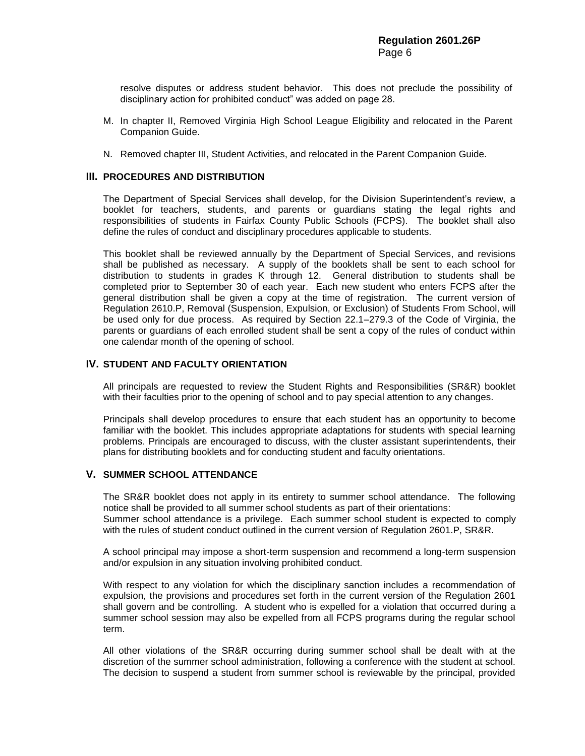resolve disputes or address student behavior. This does not preclude the possibility of disciplinary action for prohibited conduct" was added on page 28.

M. In chapter II, Removed Virginia High School League Eligibility and relocated in the Parent Companion Guide.

N. Removed chapter III, Student Activities, and relocated in the Parent Companion Guide.

## III. PROCEDURES AND DISTRIBUTION

The Department of Special Services shall develop, for the Division Superintendent's review, a booklet for teachers, students, and parents or guardians stating the legal rights and responsibilities of students in Fairfax County Public Schools (FCPS). The booklet shall also define the rules of conduct and disciplinary procedures applicable to students.

This booklet shall be reviewed annually by the Department of Special Services, and revisions shall be published as necessary. A supply of the booklets shall be sent to each school for distribution to students in grades K through 12. General distribution to students shall be completed prior to September 30 of each year. Each new student who enters FCPS after the general distribution shall be given a copy at the time of registration. The current version of Regulation 2610.P, Removal (Suspension, Expulsion, or Exclusion) of Students From School, will be used only for due process. As required by Section 22.1–279.3 of the Code of Virginia, the parents or guardians of each enrolled student shall be sent a copy of the rules of conduct within one calendar month of the opening of school.

## IV. STUDENT AND FACULTY ORIENTATION

All principals are requested to review the Student Rights and Responsibilities (SR&R) booklet with their faculties prior to the opening of school and to pay special attention to any changes.

Principals shall develop procedures to ensure that each student has an opportunity to become familiar with the booklet. This includes appropriate adaptations for students with special learning problems. Principals are encouraged to discuss, with the cluster assistant superintendents, their plans for distributing booklets and for conducting student and faculty orientations.

## V. SUMMER SCHOOL ATTENDANCE

The SR&R booklet does not apply in its entirety to summer school attendance. The following notice shall be provided to all summer school students as part of their orientations:
Summer school attendance is a privilege. Each summer school student is expected to comply with the rules of student conduct outlined in the current version of Regulation 2601.P, SR&R.

A school principal may impose a short-term suspension and recommend a long-term suspension and/or expulsion in any situation involving prohibited conduct.

With respect to any violation for which the disciplinary sanction includes a recommendation of expulsion, the provisions and procedures set forth in the current version of the Regulation 2601 shall govern and be controlling. A student who is expelled for a violation that occurred during a summer school session may also be expelled from all FCPS programs during the regular school term.

All other violations of the SR&R occurring during summer school shall be dealt with at the discretion of the summer school administration, following a conference with the student at school. The decision to suspend a student from summer school is reviewable by the principal, provided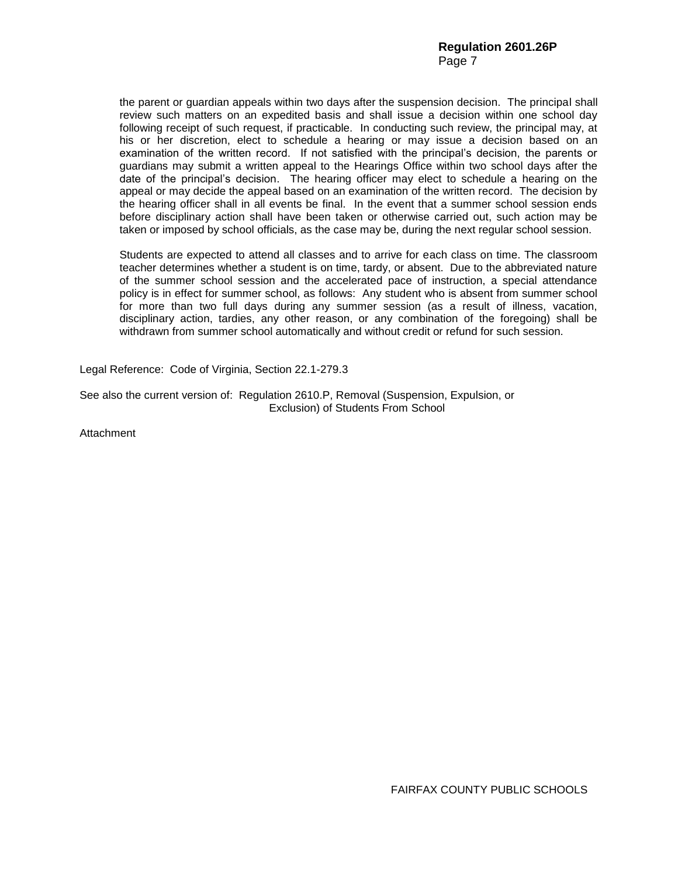the parent or guardian appeals within two days after the suspension decision. The principal shall review such matters on an expedited basis and shall issue a decision within one school day following receipt of such request, if practicable. In conducting such review, the principal may, at his or her discretion, elect to schedule a hearing or may issue a decision based on an examination of the written record. If not satisfied with the principal's decision, the parents or guardians may submit a written appeal to the Hearings Office within two school days after the date of the principal's decision. The hearing officer may elect to schedule a hearing on the appeal or may decide the appeal based on an examination of the written record. The decision by the hearing officer shall in all events be final. In the event that a summer school session ends before disciplinary action shall have been taken or otherwise carried out, such action may be taken or imposed by school officials, as the case may be, during the next regular school session.

Students are expected to attend all classes and to arrive for each class on time. The classroom teacher determines whether a student is on time, tardy, or absent. Due to the abbreviated nature of the summer school session and the accelerated pace of instruction, a special attendance policy is in effect for summer school, as follows: Any student who is absent from summer school for more than two full days during any summer session (as a result of illness, vacation, disciplinary action, tardies, any other reason, or any combination of the foregoing) shall be withdrawn from summer school automatically and without credit or refund for such session.

Legal Reference: Code of Virginia, Section 22.1-279.3

See also the current version of: Regulation 2610.P, Removal (Suspension, Expulsion, or Exclusion) of Students From School

Attachment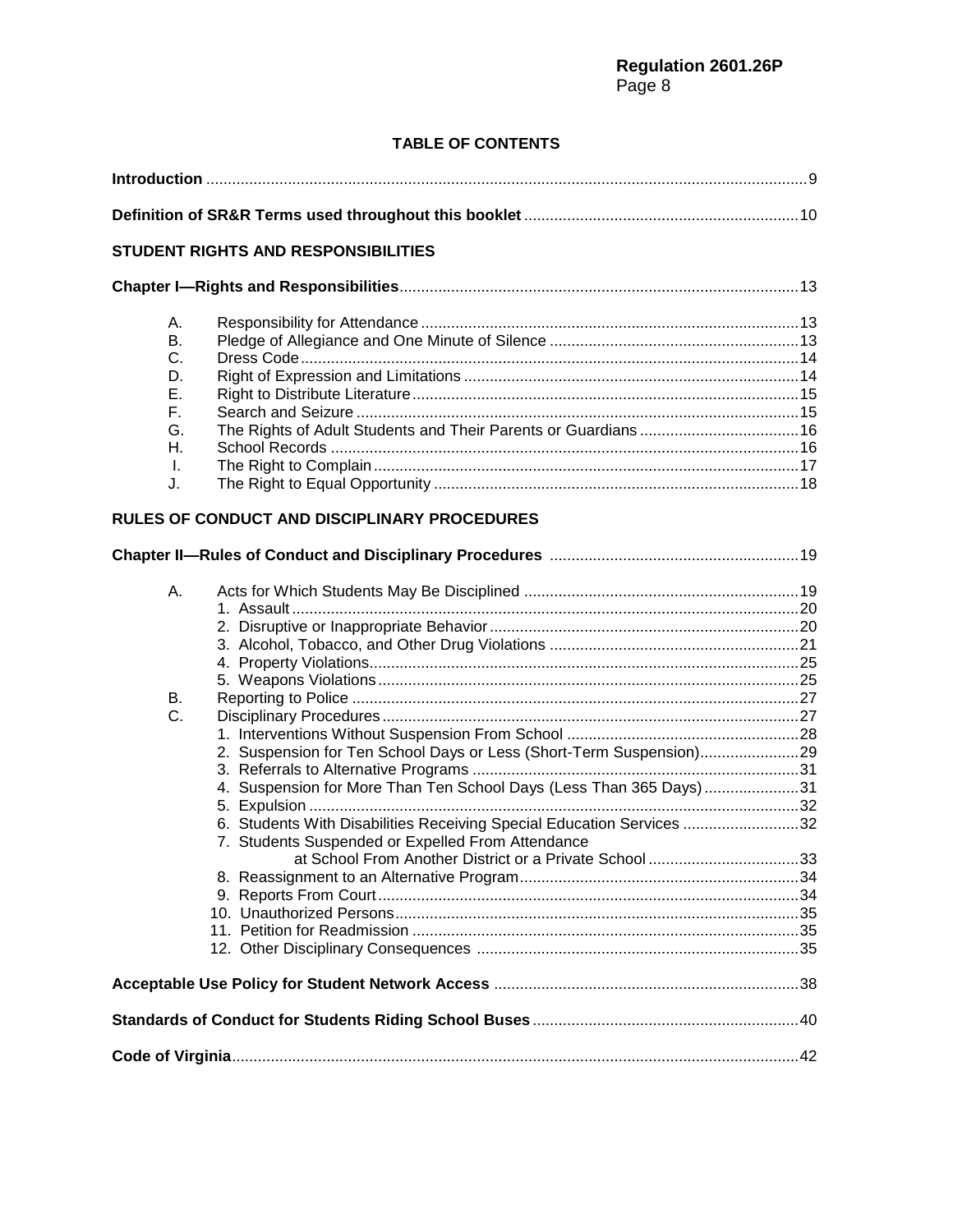## TABLE OF CONTENTS

**Introduction** ........................................ 9

**Definition of SR&R Terms used throughout this booklet** ........................................ 10

### STUDENT RIGHTS AND RESPONSIBILITIES

**Chapter I—Rights and Responsibilities** ........................................ 13

- A. Responsibility for Attendance ........................................ 13
- B. Pledge of Allegiance and One Minute of Silence ........................................ 13
- C. Dress Code ........................................ 14
- D. Right of Expression and Limitations ........................................ 14
- E. Right to Distribute Literature ........................................ 15
- F. Search and Seizure ........................................ 15
- G. The Rights of Adult Students and Their Parents or Guardians ........................................ 16
- H. School Records ........................................ 16
- I. The Right to Complain ........................................ 17
- J. The Right to Equal Opportunity ........................................ 18

### RULES OF CONDUCT AND DISCIPLINARY PROCEDURES

**Chapter II—Rules of Conduct and Disciplinary Procedures** ........................................ 19

- A. Acts for Which Students May Be Disciplined ........................................ 19
  1. Assault ........................................ 20
  2. Disruptive or Inappropriate Behavior ........................................ 20
  3. Alcohol, Tobacco, and Other Drug Violations ........................................ 21
  4. Property Violations ........................................ 25
  5. Weapons Violations ........................................ 25
- B. Reporting to Police ........................................ 27
- C. Disciplinary Procedures ........................................ 27
  1. Interventions Without Suspension From School ........................................ 28
  2. Suspension for Ten School Days or Less (Short-Term Suspension) ........................................ 29
  3. Referrals to Alternative Programs ........................................ 31
  4. Suspension for More Than Ten School Days (Less Than 365 Days) ........................................ 31
  5. Expulsion ........................................ 32
  6. Students With Disabilities Receiving Special Education Services ........................................ 32
  7. Students Suspended or Expelled From Attendance at School From Another District or a Private School ........................................ 33
  8. Reassignment to an Alternative Program ........................................ 34
  9. Reports From Court ........................................ 34
  10. Unauthorized Persons ........................................ 35
  11. Petition for Readmission ........................................ 35
  12. Other Disciplinary Consequences ........................................ 35

**Acceptable Use Policy for Student Network Access** ........................................ 38

**Standards of Conduct for Students Riding School Buses** ........................................ 40

**Code of Virginia** ........................................ 42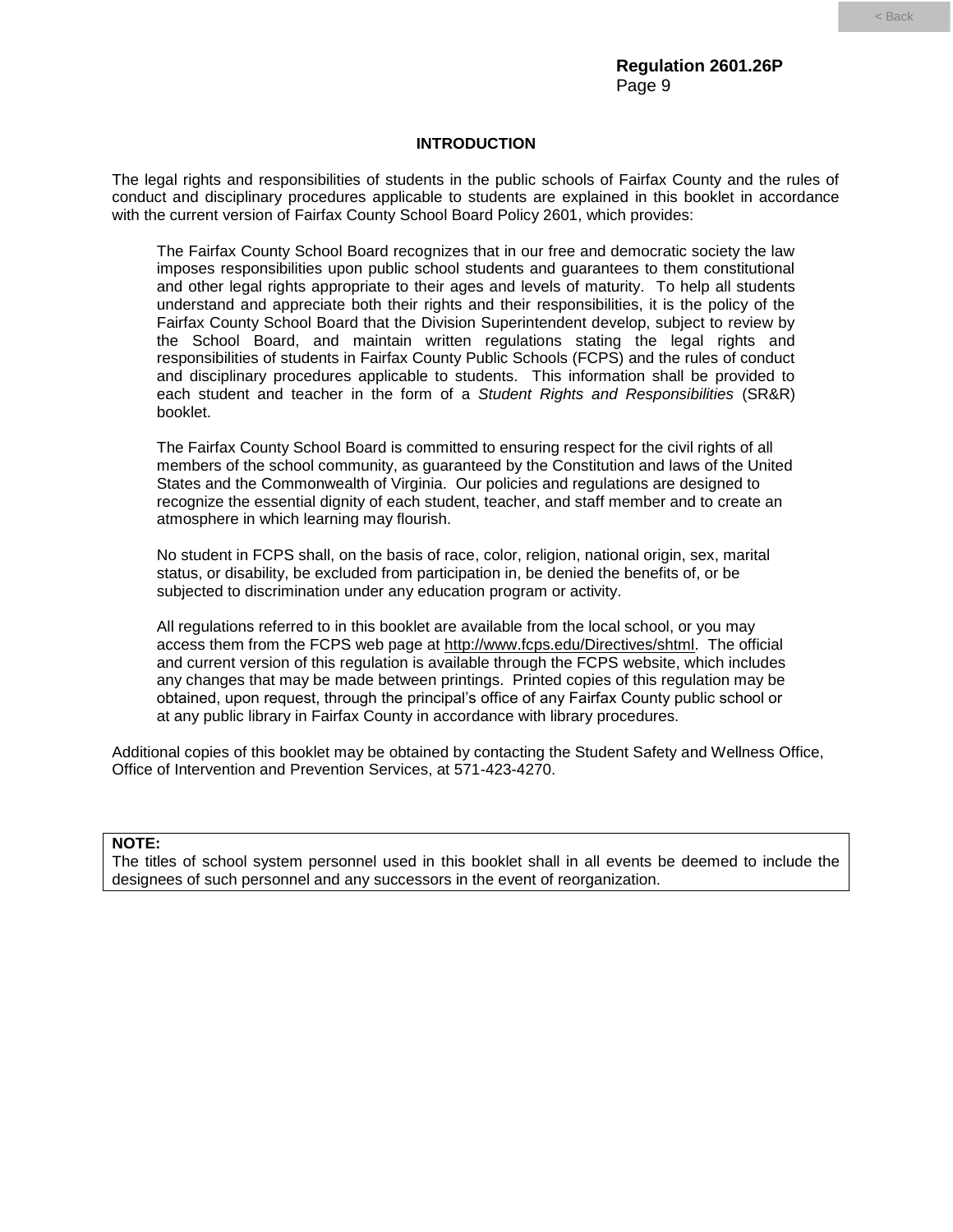## INTRODUCTION

The legal rights and responsibilities of students in the public schools of Fairfax County and the rules of conduct and disciplinary procedures applicable to students are explained in this booklet in accordance with the current version of Fairfax County School Board Policy 2601, which provides:

> The Fairfax County School Board recognizes that in our free and democratic society the law imposes responsibilities upon public school students and guarantees to them constitutional and other legal rights appropriate to their ages and levels of maturity. To help all students understand and appreciate both their rights and their responsibilities, it is the policy of the Fairfax County School Board that the Division Superintendent develop, subject to review by the School Board, and maintain written regulations stating the legal rights and responsibilities of students in Fairfax County Public Schools (FCPS) and the rules of conduct and disciplinary procedures applicable to students. This information shall be provided to each student and teacher in the form of a *Student Rights and Responsibilities* (SR&R) booklet.
>
> The Fairfax County School Board is committed to ensuring respect for the civil rights of all members of the school community, as guaranteed by the Constitution and laws of the United States and the Commonwealth of Virginia. Our policies and regulations are designed to recognize the essential dignity of each student, teacher, and staff member and to create an atmosphere in which learning may flourish.
>
> No student in FCPS shall, on the basis of race, color, religion, national origin, sex, marital status, or disability, be excluded from participation in, be denied the benefits of, or be subjected to discrimination under any education program or activity.
>
> All regulations referred to in this booklet are available from the local school, or you may access them from the FCPS web page at http://www.fcps.edu/Directives/shtml. The official and current version of this regulation is available through the FCPS website, which includes any changes that may be made between printings. Printed copies of this regulation may be obtained, upon request, through the principal's office of any Fairfax County public school or at any public library in Fairfax County in accordance with library procedures.

Additional copies of this booklet may be obtained by contacting the Student Safety and Wellness Office, Office of Intervention and Prevention Services, at 571-423-4270.

**NOTE:**
The titles of school system personnel used in this booklet shall in all events be deemed to include the designees of such personnel and any successors in the event of reorganization.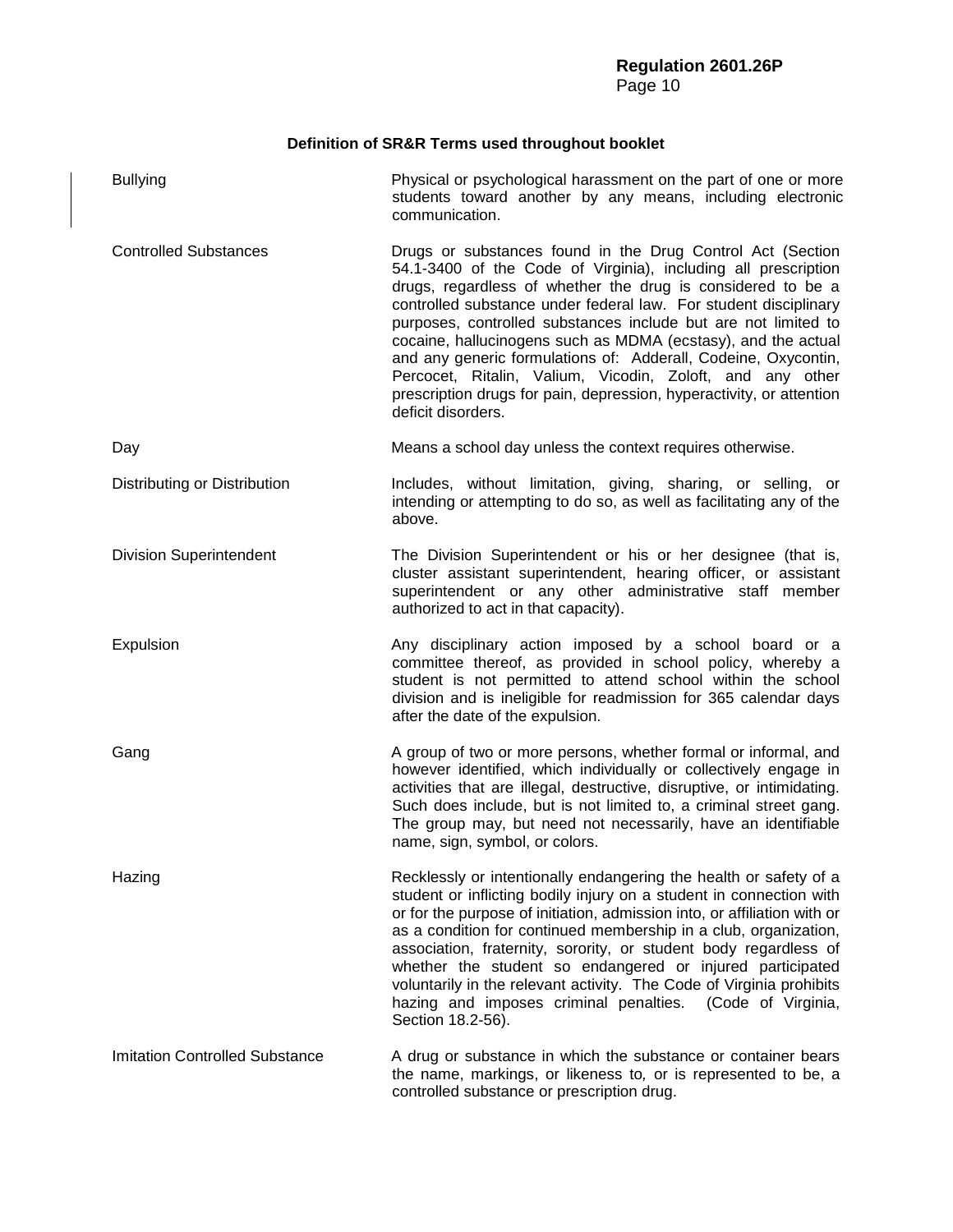### Definition of SR&R Terms used throughout booklet

| Term | Definition |
|---|---|
| Bullying | Physical or psychological harassment on the part of one or more students toward another by any means, including electronic communication. |
| Controlled Substances | Drugs or substances found in the Drug Control Act (Section 54.1-3400 of the Code of Virginia), including all prescription drugs, regardless of whether the drug is considered to be a controlled substance under federal law. For student disciplinary purposes, controlled substances include but are not limited to cocaine, hallucinogens such as MDMA (ecstasy), and the actual and any generic formulations of: Adderall, Codeine, Oxycontin, Percocet, Ritalin, Valium, Vicodin, Zoloft, and any other prescription drugs for pain, depression, hyperactivity, or attention deficit disorders. |
| Day | Means a school day unless the context requires otherwise. |
| Distributing or Distribution | Includes, without limitation, giving, sharing, or selling, or intending or attempting to do so, as well as facilitating any of the above. |
| Division Superintendent | The Division Superintendent or his or her designee (that is, cluster assistant superintendent, hearing officer, or assistant superintendent or any other administrative staff member authorized to act in that capacity). |
| Expulsion | Any disciplinary action imposed by a school board or a committee thereof, as provided in school policy, whereby a student is not permitted to attend school within the school division and is ineligible for readmission for 365 calendar days after the date of the expulsion. |
| Gang | A group of two or more persons, whether formal or informal, and however identified, which individually or collectively engage in activities that are illegal, destructive, disruptive, or intimidating. Such does include, but is not limited to, a criminal street gang. The group may, but need not necessarily, have an identifiable name, sign, symbol, or colors. |
| Hazing | Recklessly or intentionally endangering the health or safety of a student or inflicting bodily injury on a student in connection with or for the purpose of initiation, admission into, or affiliation with or as a condition for continued membership in a club, organization, association, fraternity, sorority, or student body regardless of whether the student so endangered or injured participated voluntarily in the relevant activity. The Code of Virginia prohibits hazing and imposes criminal penalties. (Code of Virginia, Section 18.2-56). |
| Imitation Controlled Substance | A drug or substance in which the substance or container bears the name, markings, or likeness to, or is represented to be, a controlled substance or prescription drug. |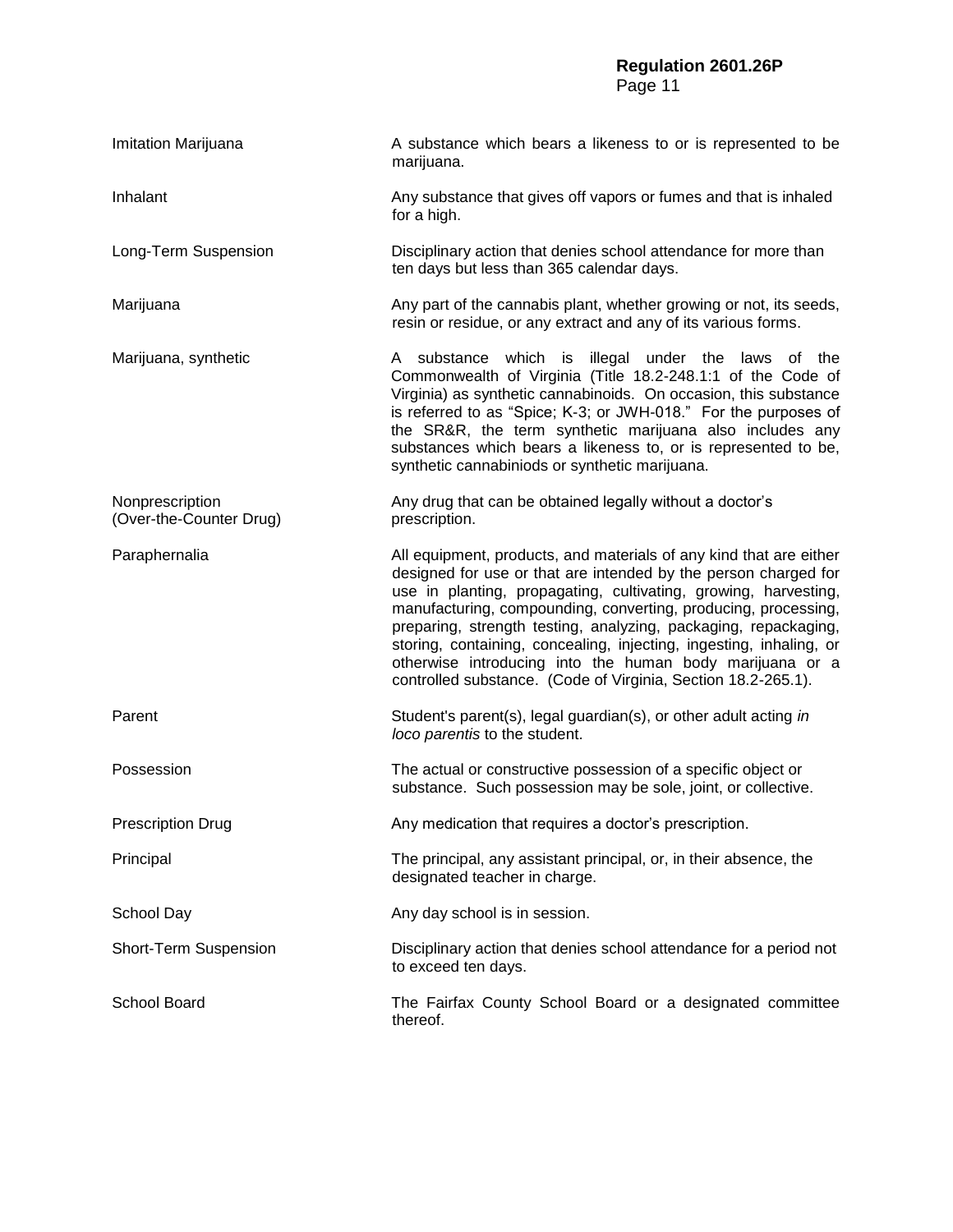| | |
|---|---|
| Imitation Marijuana | A substance which bears a likeness to or is represented to be marijuana. |
| Inhalant | Any substance that gives off vapors or fumes and that is inhaled for a high. |
| Long-Term Suspension | Disciplinary action that denies school attendance for more than ten days but less than 365 calendar days. |
| Marijuana | Any part of the cannabis plant, whether growing or not, its seeds, resin or residue, or any extract and any of its various forms. |
| Marijuana, synthetic | A substance which is illegal under the laws of the Commonwealth of Virginia (Title 18.2-248.1:1 of the Code of Virginia) as synthetic cannabinoids. On occasion, this substance is referred to as "Spice; K-3; or JWH-018." For the purposes of the SR&R, the term synthetic marijuana also includes any substances which bears a likeness to, or is represented to be, synthetic cannabiniods or synthetic marijuana. |
| Nonprescription (Over-the-Counter Drug) | Any drug that can be obtained legally without a doctor's prescription. |
| Paraphernalia | All equipment, products, and materials of any kind that are either designed for use or that are intended by the person charged for use in planting, propagating, cultivating, growing, harvesting, manufacturing, compounding, converting, producing, processing, preparing, strength testing, analyzing, packaging, repackaging, storing, containing, concealing, injecting, ingesting, inhaling, or otherwise introducing into the human body marijuana or a controlled substance. (Code of Virginia, Section 18.2-265.1). |
| Parent | Student's parent(s), legal guardian(s), or other adult acting *in loco parentis* to the student. |
| Possession | The actual or constructive possession of a specific object or substance. Such possession may be sole, joint, or collective. |
| Prescription Drug | Any medication that requires a doctor's prescription. |
| Principal | The principal, any assistant principal, or, in their absence, the designated teacher in charge. |
| School Day | Any day school is in session. |
| Short-Term Suspension | Disciplinary action that denies school attendance for a period not to exceed ten days. |
| School Board | The Fairfax County School Board or a designated committee thereof. |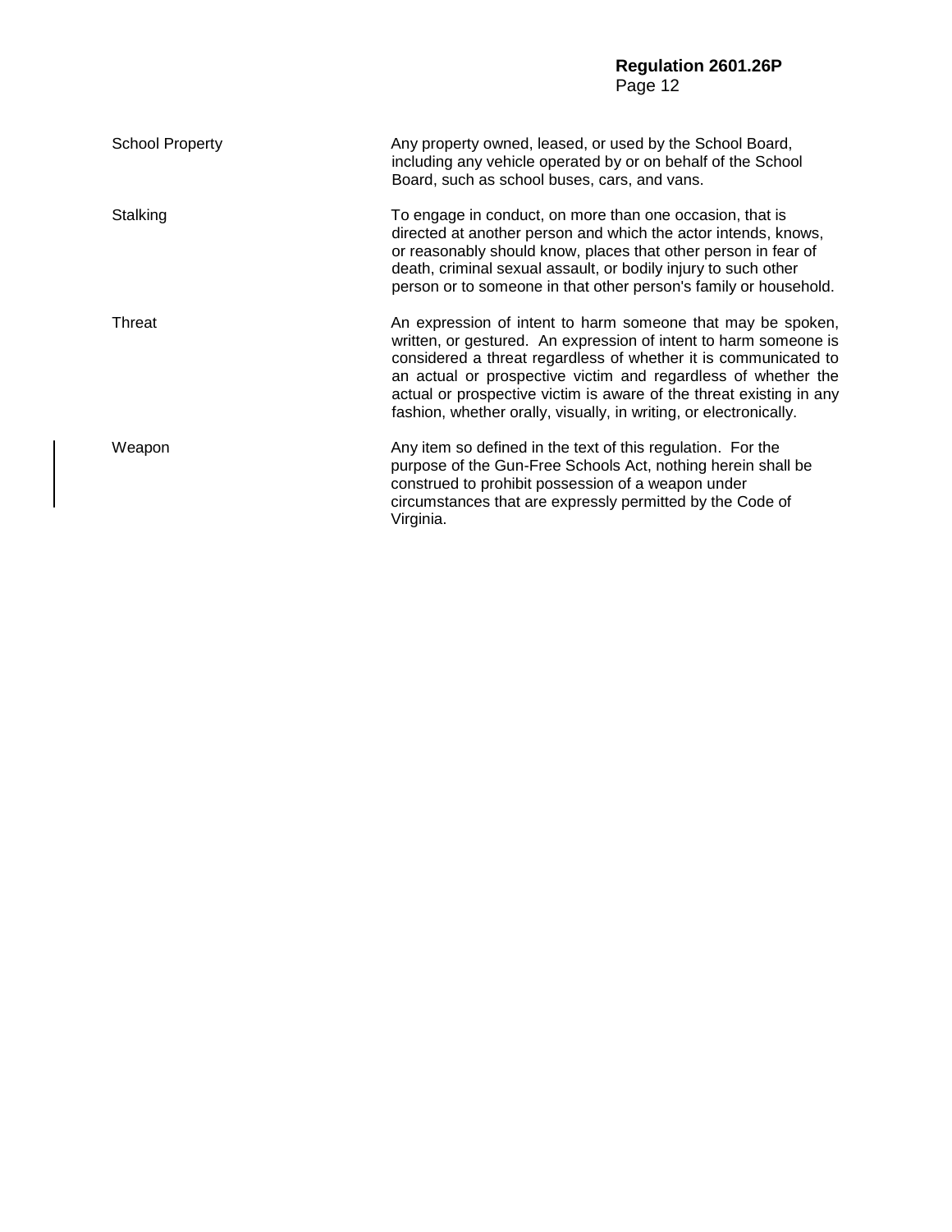| | |
|---|---|
| School Property | Any property owned, leased, or used by the School Board, including any vehicle operated by or on behalf of the School Board, such as school buses, cars, and vans. |
| Stalking | To engage in conduct, on more than one occasion, that is directed at another person and which the actor intends, knows, or reasonably should know, places that other person in fear of death, criminal sexual assault, or bodily injury to such other person or to someone in that other person's family or household. |
| Threat | An expression of intent to harm someone that may be spoken, written, or gestured. An expression of intent to harm someone is considered a threat regardless of whether it is communicated to an actual or prospective victim and regardless of whether the actual or prospective victim is aware of the threat existing in any fashion, whether orally, visually, in writing, or electronically. |
| Weapon | Any item so defined in the text of this regulation. For the purpose of the Gun-Free Schools Act, nothing herein shall be construed to prohibit possession of a weapon under circumstances that are expressly permitted by the Code of Virginia. |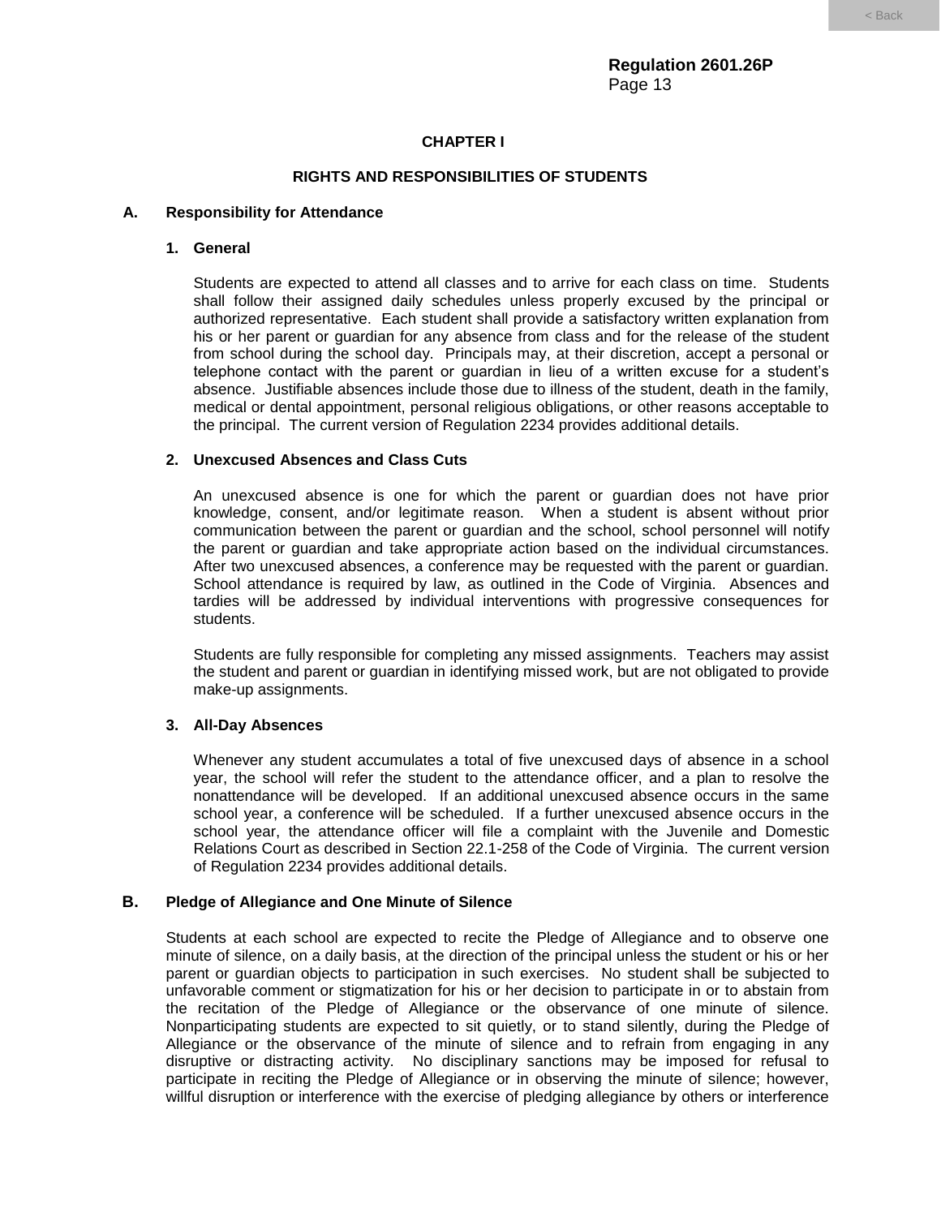## CHAPTER I

## RIGHTS AND RESPONSIBILITIES OF STUDENTS

### A. Responsibility for Attendance

#### 1. General

Students are expected to attend all classes and to arrive for each class on time. Students shall follow their assigned daily schedules unless properly excused by the principal or authorized representative. Each student shall provide a satisfactory written explanation from his or her parent or guardian for any absence from class and for the release of the student from school during the school day. Principals may, at their discretion, accept a personal or telephone contact with the parent or guardian in lieu of a written excuse for a student's absence. Justifiable absences include those due to illness of the student, death in the family, medical or dental appointment, personal religious obligations, or other reasons acceptable to the principal. The current version of Regulation 2234 provides additional details.

#### 2. Unexcused Absences and Class Cuts

An unexcused absence is one for which the parent or guardian does not have prior knowledge, consent, and/or legitimate reason. When a student is absent without prior communication between the parent or guardian and the school, school personnel will notify the parent or guardian and take appropriate action based on the individual circumstances. After two unexcused absences, a conference may be requested with the parent or guardian. School attendance is required by law, as outlined in the Code of Virginia. Absences and tardies will be addressed by individual interventions with progressive consequences for students.

Students are fully responsible for completing any missed assignments. Teachers may assist the student and parent or guardian in identifying missed work, but are not obligated to provide make-up assignments.

#### 3. All-Day Absences

Whenever any student accumulates a total of five unexcused days of absence in a school year, the school will refer the student to the attendance officer, and a plan to resolve the nonattendance will be developed. If an additional unexcused absence occurs in the same school year, a conference will be scheduled. If a further unexcused absence occurs in the school year, the attendance officer will file a complaint with the Juvenile and Domestic Relations Court as described in Section 22.1-258 of the Code of Virginia. The current version of Regulation 2234 provides additional details.

### B. Pledge of Allegiance and One Minute of Silence

Students at each school are expected to recite the Pledge of Allegiance and to observe one minute of silence, on a daily basis, at the direction of the principal unless the student or his or her parent or guardian objects to participation in such exercises. No student shall be subjected to unfavorable comment or stigmatization for his or her decision to participate in or to abstain from the recitation of the Pledge of Allegiance or the observance of one minute of silence. Nonparticipating students are expected to sit quietly, or to stand silently, during the Pledge of Allegiance or the observance of the minute of silence and to refrain from engaging in any disruptive or distracting activity. No disciplinary sanctions may be imposed for refusal to participate in reciting the Pledge of Allegiance or in observing the minute of silence; however, willful disruption or interference with the exercise of pledging allegiance by others or interference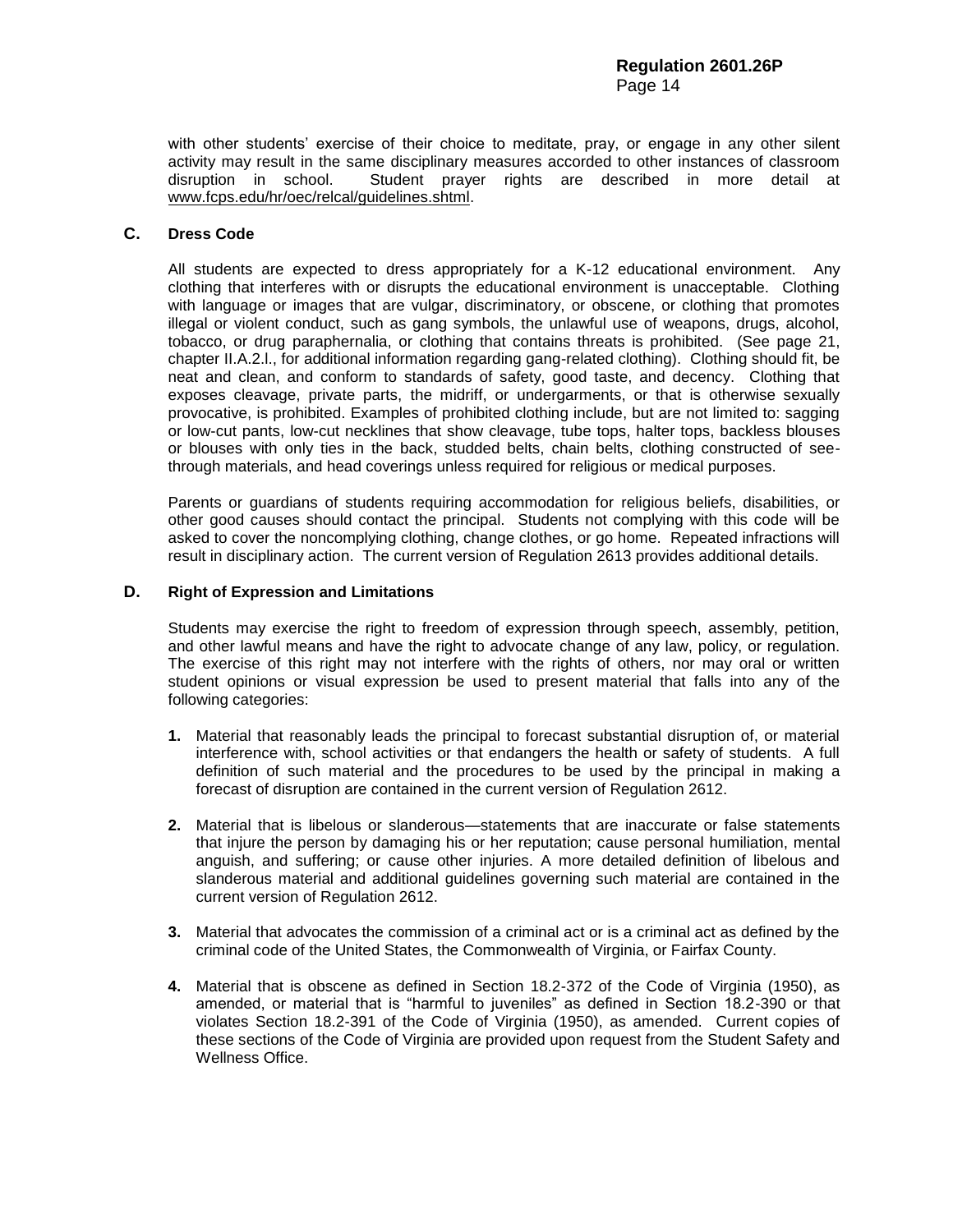with other students' exercise of their choice to meditate, pray, or engage in any other silent activity may result in the same disciplinary measures accorded to other instances of classroom disruption in school. Student prayer rights are described in more detail at www.fcps.edu/hr/oec/relcal/guidelines.shtml.

### C. Dress Code

All students are expected to dress appropriately for a K-12 educational environment. Any clothing that interferes with or disrupts the educational environment is unacceptable. Clothing with language or images that are vulgar, discriminatory, or obscene, or clothing that promotes illegal or violent conduct, such as gang symbols, the unlawful use of weapons, drugs, alcohol, tobacco, or drug paraphernalia, or clothing that contains threats is prohibited. (See page 21, chapter II.A.2.l., for additional information regarding gang-related clothing). Clothing should fit, be neat and clean, and conform to standards of safety, good taste, and decency. Clothing that exposes cleavage, private parts, the midriff, or undergarments, or that is otherwise sexually provocative, is prohibited. Examples of prohibited clothing include, but are not limited to: sagging or low-cut pants, low-cut necklines that show cleavage, tube tops, halter tops, backless blouses or blouses with only ties in the back, studded belts, chain belts, clothing constructed of see-through materials, and head coverings unless required for religious or medical purposes.

Parents or guardians of students requiring accommodation for religious beliefs, disabilities, or other good causes should contact the principal. Students not complying with this code will be asked to cover the noncomplying clothing, change clothes, or go home. Repeated infractions will result in disciplinary action. The current version of Regulation 2613 provides additional details.

### D. Right of Expression and Limitations

Students may exercise the right to freedom of expression through speech, assembly, petition, and other lawful means and have the right to advocate change of any law, policy, or regulation. The exercise of this right may not interfere with the rights of others, nor may oral or written student opinions or visual expression be used to present material that falls into any of the following categories:

1. Material that reasonably leads the principal to forecast substantial disruption of, or material interference with, school activities or that endangers the health or safety of students. A full definition of such material and the procedures to be used by the principal in making a forecast of disruption are contained in the current version of Regulation 2612.

2. Material that is libelous or slanderous—statements that are inaccurate or false statements that injure the person by damaging his or her reputation; cause personal humiliation, mental anguish, and suffering; or cause other injuries. A more detailed definition of libelous and slanderous material and additional guidelines governing such material are contained in the current version of Regulation 2612.

3. Material that advocates the commission of a criminal act or is a criminal act as defined by the criminal code of the United States, the Commonwealth of Virginia, or Fairfax County.

4. Material that is obscene as defined in Section 18.2-372 of the Code of Virginia (1950), as amended, or material that is "harmful to juveniles" as defined in Section 18.2-390 or that violates Section 18.2-391 of the Code of Virginia (1950), as amended. Current copies of these sections of the Code of Virginia are provided upon request from the Student Safety and Wellness Office.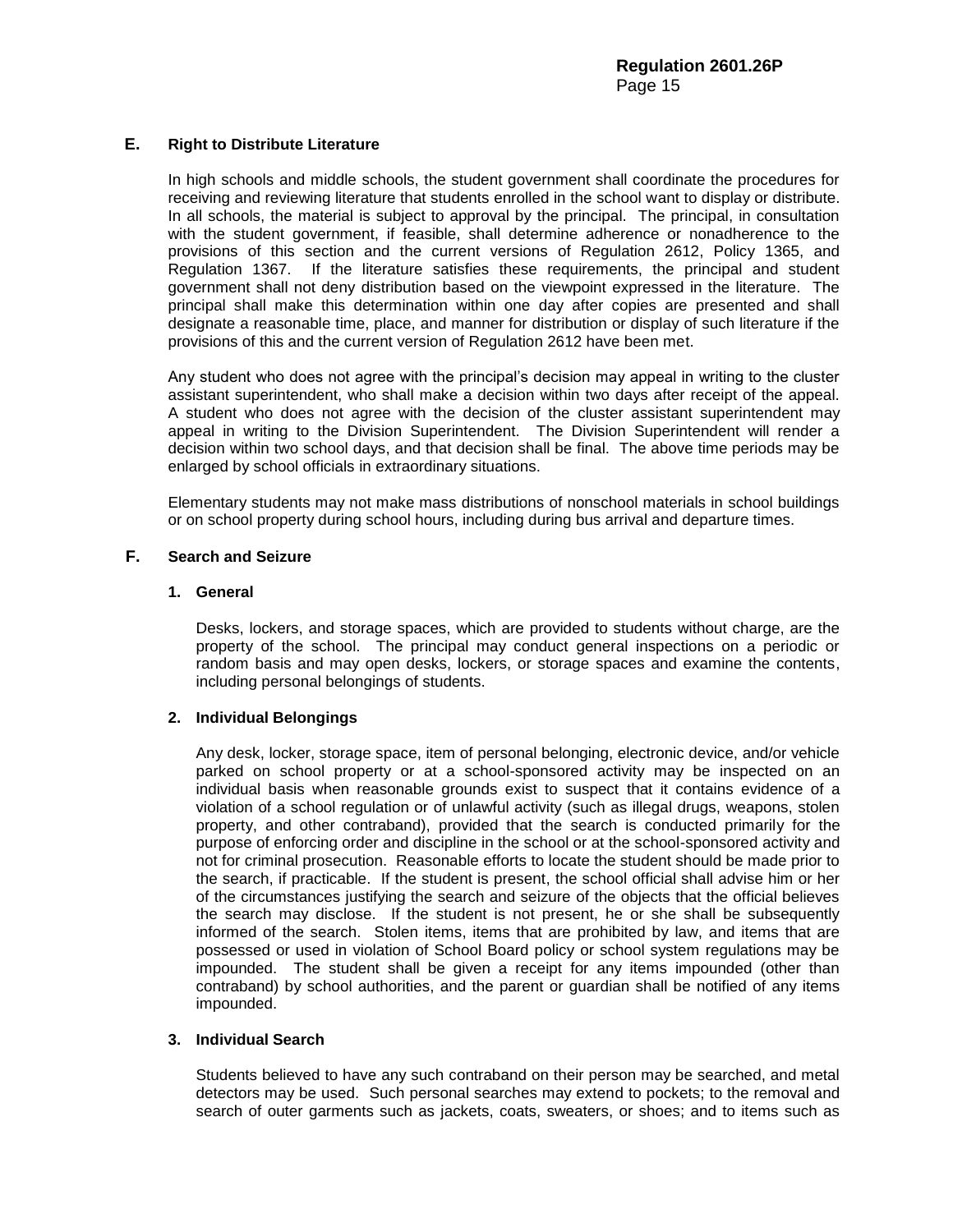## E. Right to Distribute Literature

In high schools and middle schools, the student government shall coordinate the procedures for receiving and reviewing literature that students enrolled in the school want to display or distribute. In all schools, the material is subject to approval by the principal. The principal, in consultation with the student government, if feasible, shall determine adherence or nonadherence to the provisions of this section and the current versions of Regulation 2612, Policy 1365, and Regulation 1367. If the literature satisfies these requirements, the principal and student government shall not deny distribution based on the viewpoint expressed in the literature. The principal shall make this determination within one day after copies are presented and shall designate a reasonable time, place, and manner for distribution or display of such literature if the provisions of this and the current version of Regulation 2612 have been met.

Any student who does not agree with the principal's decision may appeal in writing to the cluster assistant superintendent, who shall make a decision within two days after receipt of the appeal. A student who does not agree with the decision of the cluster assistant superintendent may appeal in writing to the Division Superintendent. The Division Superintendent will render a decision within two school days, and that decision shall be final. The above time periods may be enlarged by school officials in extraordinary situations.

Elementary students may not make mass distributions of nonschool materials in school buildings or on school property during school hours, including during bus arrival and departure times.

## F. Search and Seizure

### 1. General

Desks, lockers, and storage spaces, which are provided to students without charge, are the property of the school. The principal may conduct general inspections on a periodic or random basis and may open desks, lockers, or storage spaces and examine the contents, including personal belongings of students.

### 2. Individual Belongings

Any desk, locker, storage space, item of personal belonging, electronic device, and/or vehicle parked on school property or at a school-sponsored activity may be inspected on an individual basis when reasonable grounds exist to suspect that it contains evidence of a violation of a school regulation or of unlawful activity (such as illegal drugs, weapons, stolen property, and other contraband), provided that the search is conducted primarily for the purpose of enforcing order and discipline in the school or at the school-sponsored activity and not for criminal prosecution. Reasonable efforts to locate the student should be made prior to the search, if practicable. If the student is present, the school official shall advise him or her of the circumstances justifying the search and seizure of the objects that the official believes the search may disclose. If the student is not present, he or she shall be subsequently informed of the search. Stolen items, items that are prohibited by law, and items that are possessed or used in violation of School Board policy or school system regulations may be impounded. The student shall be given a receipt for any items impounded (other than contraband) by school authorities, and the parent or guardian shall be notified of any items impounded.

### 3. Individual Search

Students believed to have any such contraband on their person may be searched, and metal detectors may be used. Such personal searches may extend to pockets; to the removal and search of outer garments such as jackets, coats, sweaters, or shoes; and to items such as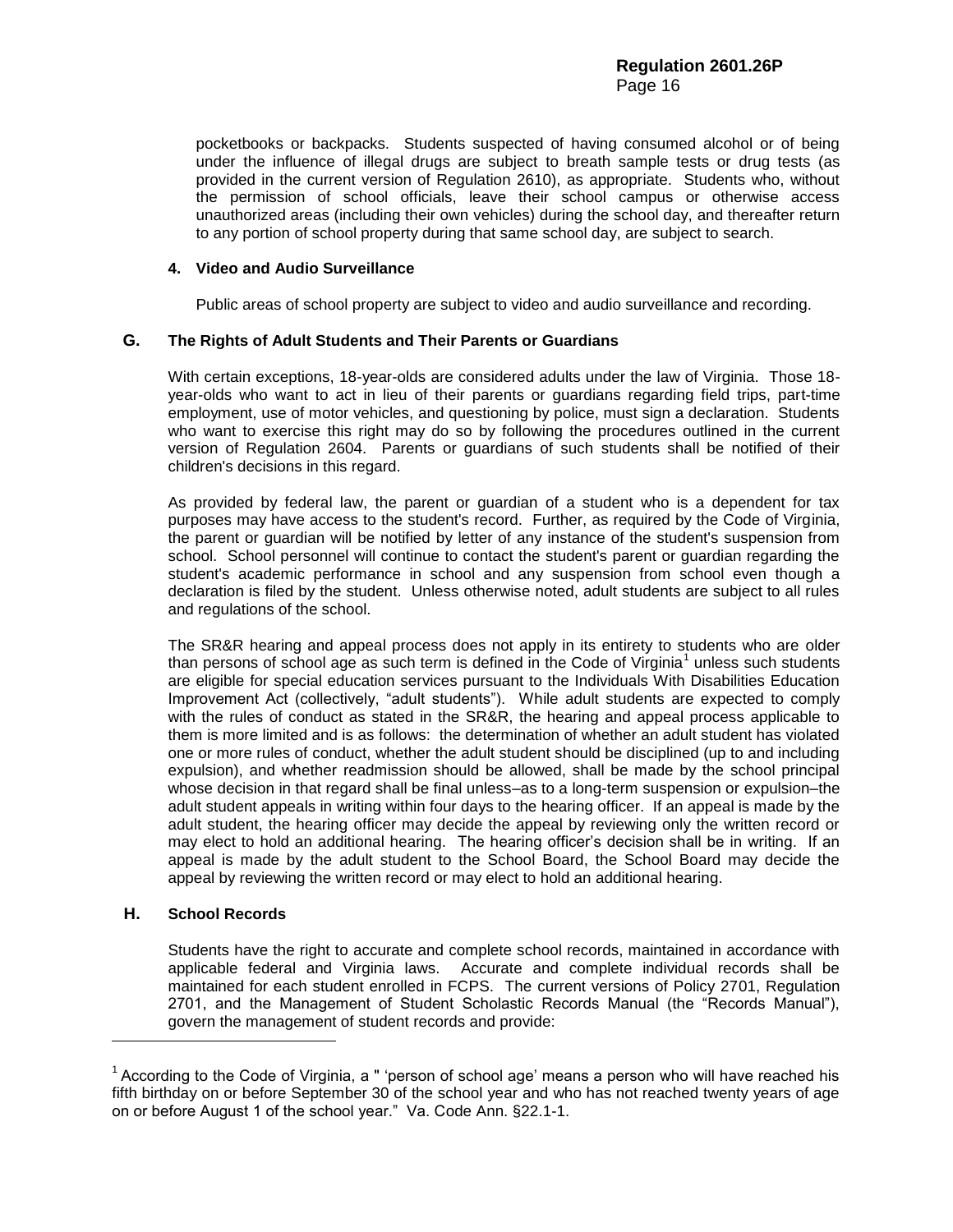pocketbooks or backpacks. Students suspected of having consumed alcohol or of being under the influence of illegal drugs are subject to breath sample tests or drug tests (as provided in the current version of Regulation 2610), as appropriate. Students who, without the permission of school officials, leave their school campus or otherwise access unauthorized areas (including their own vehicles) during the school day, and thereafter return to any portion of school property during that same school day, are subject to search.

#### 4. Video and Audio Surveillance

Public areas of school property are subject to video and audio surveillance and recording.

### G. The Rights of Adult Students and Their Parents or Guardians

With certain exceptions, 18-year-olds are considered adults under the law of Virginia. Those 18-year-olds who want to act in lieu of their parents or guardians regarding field trips, part-time employment, use of motor vehicles, and questioning by police, must sign a declaration. Students who want to exercise this right may do so by following the procedures outlined in the current version of Regulation 2604. Parents or guardians of such students shall be notified of their children's decisions in this regard.

As provided by federal law, the parent or guardian of a student who is a dependent for tax purposes may have access to the student's record. Further, as required by the Code of Virginia, the parent or guardian will be notified by letter of any instance of the student's suspension from school. School personnel will continue to contact the student's parent or guardian regarding the student's academic performance in school and any suspension from school even though a declaration is filed by the student. Unless otherwise noted, adult students are subject to all rules and regulations of the school.

The SR&R hearing and appeal process does not apply in its entirety to students who are older than persons of school age as such term is defined in the Code of Virginia[1] unless such students are eligible for special education services pursuant to the Individuals With Disabilities Education Improvement Act (collectively, "adult students"). While adult students are expected to comply with the rules of conduct as stated in the SR&R, the hearing and appeal process applicable to them is more limited and is as follows: the determination of whether an adult student has violated one or more rules of conduct, whether the adult student should be disciplined (up to and including expulsion), and whether readmission should be allowed, shall be made by the school principal whose decision in that regard shall be final unless–as to a long-term suspension or expulsion–the adult student appeals in writing within four days to the hearing officer. If an appeal is made by the adult student, the hearing officer may decide the appeal by reviewing only the written record or may elect to hold an additional hearing. The hearing officer's decision shall be in writing. If an appeal is made by the adult student to the School Board, the School Board may decide the appeal by reviewing the written record or may elect to hold an additional hearing.

### H. School Records

Students have the right to accurate and complete school records, maintained in accordance with applicable federal and Virginia laws. Accurate and complete individual records shall be maintained for each student enrolled in FCPS. The current versions of Policy 2701, Regulation 2701, and the Management of Student Scholastic Records Manual (the "Records Manual"), govern the management of student records and provide:

---

[1] According to the Code of Virginia, a " 'person of school age' means a person who will have reached his fifth birthday on or before September 30 of the school year and who has not reached twenty years of age on or before August 1 of the school year." Va. Code Ann. §22.1-1.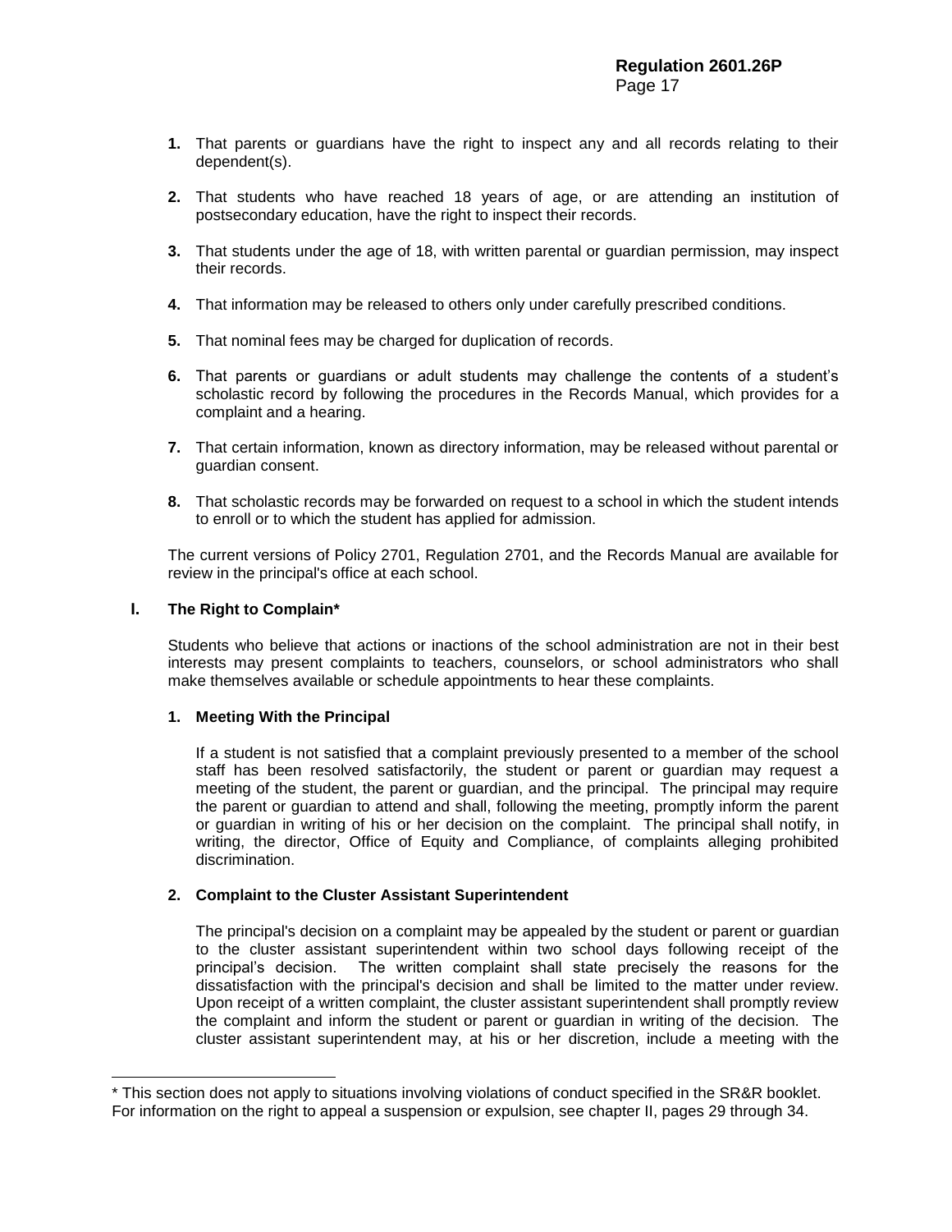1. That parents or guardians have the right to inspect any and all records relating to their dependent(s).

2. That students who have reached 18 years of age, or are attending an institution of postsecondary education, have the right to inspect their records.

3. That students under the age of 18, with written parental or guardian permission, may inspect their records.

4. That information may be released to others only under carefully prescribed conditions.

5. That nominal fees may be charged for duplication of records.

6. That parents or guardians or adult students may challenge the contents of a student's scholastic record by following the procedures in the Records Manual, which provides for a complaint and a hearing.

7. That certain information, known as directory information, may be released without parental or guardian consent.

8. That scholastic records may be forwarded on request to a school in which the student intends to enroll or to which the student has applied for admission.

The current versions of Policy 2701, Regulation 2701, and the Records Manual are available for review in the principal's office at each school.

## I. The Right to Complain*

Students who believe that actions or inactions of the school administration are not in their best interests may present complaints to teachers, counselors, or school administrators who shall make themselves available or schedule appointments to hear these complaints.

### 1. Meeting With the Principal

If a student is not satisfied that a complaint previously presented to a member of the school staff has been resolved satisfactorily, the student or parent or guardian may request a meeting of the student, the parent or guardian, and the principal. The principal may require the parent or guardian to attend and shall, following the meeting, promptly inform the parent or guardian in writing of his or her decision on the complaint. The principal shall notify, in writing, the director, Office of Equity and Compliance, of complaints alleging prohibited discrimination.

### 2. Complaint to the Cluster Assistant Superintendent

The principal's decision on a complaint may be appealed by the student or parent or guardian to the cluster assistant superintendent within two school days following receipt of the principal's decision. The written complaint shall state precisely the reasons for the dissatisfaction with the principal's decision and shall be limited to the matter under review. Upon receipt of a written complaint, the cluster assistant superintendent shall promptly review the complaint and inform the student or parent or guardian in writing of the decision. The cluster assistant superintendent may, at his or her discretion, include a meeting with the

---

* This section does not apply to situations involving violations of conduct specified in the SR&R booklet. For information on the right to appeal a suspension or expulsion, see chapter II, pages 29 through 34.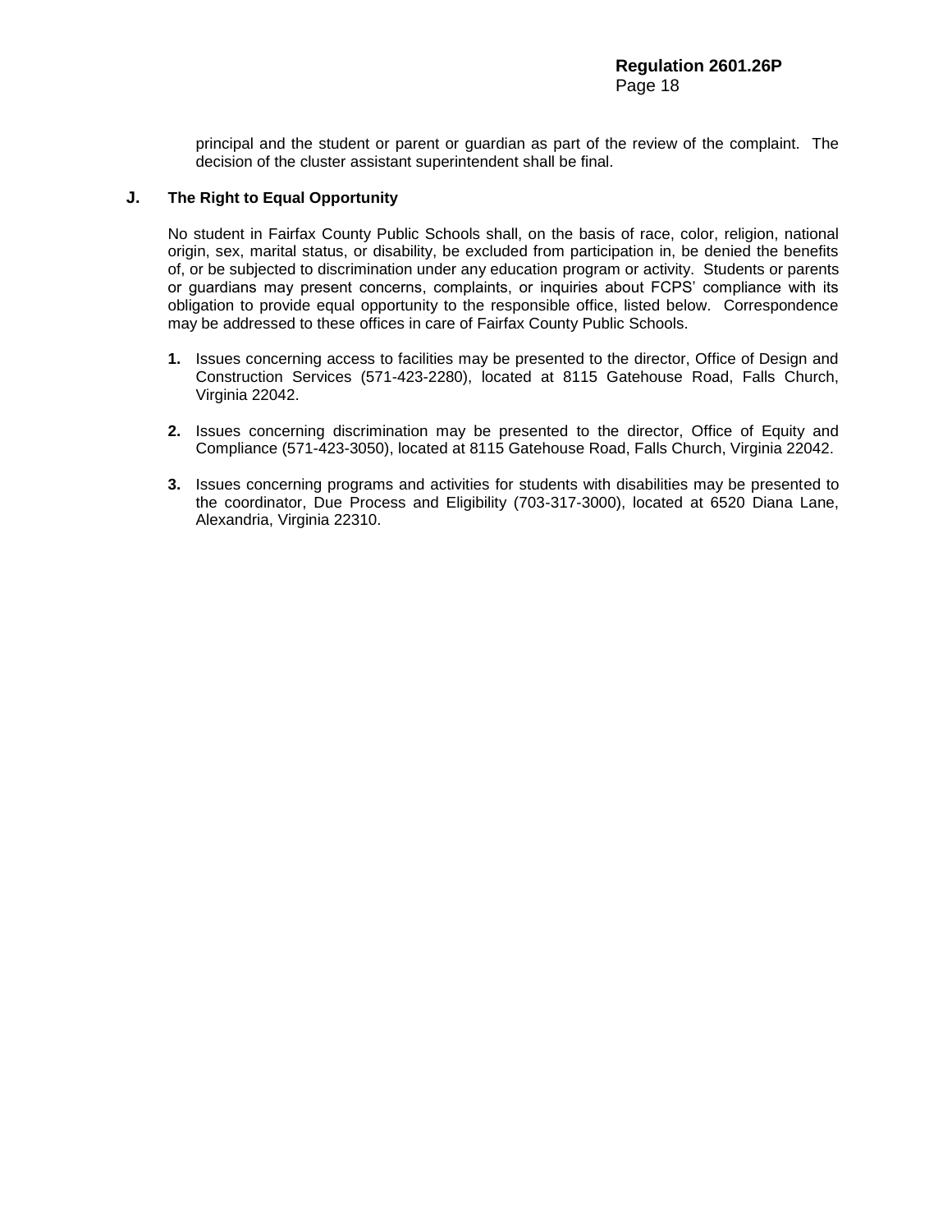principal and the student or parent or guardian as part of the review of the complaint. The decision of the cluster assistant superintendent shall be final.

## J. The Right to Equal Opportunity

No student in Fairfax County Public Schools shall, on the basis of race, color, religion, national origin, sex, marital status, or disability, be excluded from participation in, be denied the benefits of, or be subjected to discrimination under any education program or activity. Students or parents or guardians may present concerns, complaints, or inquiries about FCPS' compliance with its obligation to provide equal opportunity to the responsible office, listed below. Correspondence may be addressed to these offices in care of Fairfax County Public Schools.

1. Issues concerning access to facilities may be presented to the director, Office of Design and Construction Services (571-423-2280), located at 8115 Gatehouse Road, Falls Church, Virginia 22042.

2. Issues concerning discrimination may be presented to the director, Office of Equity and Compliance (571-423-3050), located at 8115 Gatehouse Road, Falls Church, Virginia 22042.

3. Issues concerning programs and activities for students with disabilities may be presented to the coordinator, Due Process and Eligibility (703-317-3000), located at 6520 Diana Lane, Alexandria, Virginia 22310.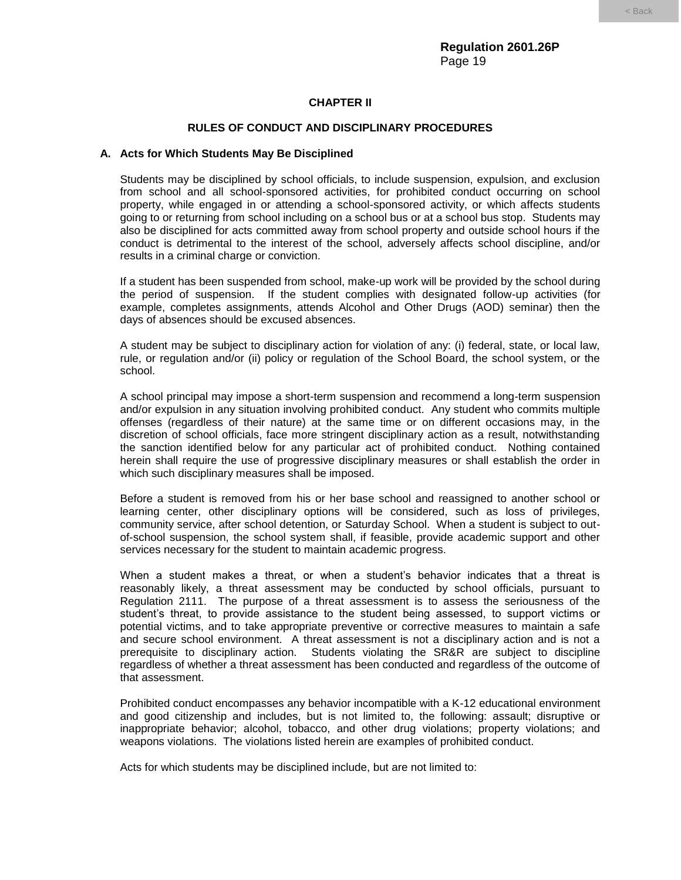## CHAPTER II

## RULES OF CONDUCT AND DISCIPLINARY PROCEDURES

### A. Acts for Which Students May Be Disciplined

Students may be disciplined by school officials, to include suspension, expulsion, and exclusion from school and all school-sponsored activities, for prohibited conduct occurring on school property, while engaged in or attending a school-sponsored activity, or which affects students going to or returning from school including on a school bus or at a school bus stop. Students may also be disciplined for acts committed away from school property and outside school hours if the conduct is detrimental to the interest of the school, adversely affects school discipline, and/or results in a criminal charge or conviction.

If a student has been suspended from school, make-up work will be provided by the school during the period of suspension. If the student complies with designated follow-up activities (for example, completes assignments, attends Alcohol and Other Drugs (AOD) seminar) then the days of absences should be excused absences.

A student may be subject to disciplinary action for violation of any: (i) federal, state, or local law, rule, or regulation and/or (ii) policy or regulation of the School Board, the school system, or the school.

A school principal may impose a short-term suspension and recommend a long-term suspension and/or expulsion in any situation involving prohibited conduct. Any student who commits multiple offenses (regardless of their nature) at the same time or on different occasions may, in the discretion of school officials, face more stringent disciplinary action as a result, notwithstanding the sanction identified below for any particular act of prohibited conduct. Nothing contained herein shall require the use of progressive disciplinary measures or shall establish the order in which such disciplinary measures shall be imposed.

Before a student is removed from his or her base school and reassigned to another school or learning center, other disciplinary options will be considered, such as loss of privileges, community service, after school detention, or Saturday School. When a student is subject to out-of-school suspension, the school system shall, if feasible, provide academic support and other services necessary for the student to maintain academic progress.

When a student makes a threat, or when a student's behavior indicates that a threat is reasonably likely, a threat assessment may be conducted by school officials, pursuant to Regulation 2111. The purpose of a threat assessment is to assess the seriousness of the student's threat, to provide assistance to the student being assessed, to support victims or potential victims, and to take appropriate preventive or corrective measures to maintain a safe and secure school environment. A threat assessment is not a disciplinary action and is not a prerequisite to disciplinary action. Students violating the SR&R are subject to discipline regardless of whether a threat assessment has been conducted and regardless of the outcome of that assessment.

Prohibited conduct encompasses any behavior incompatible with a K-12 educational environment and good citizenship and includes, but is not limited to, the following: assault; disruptive or inappropriate behavior; alcohol, tobacco, and other drug violations; property violations; and weapons violations. The violations listed herein are examples of prohibited conduct.

Acts for which students may be disciplined include, but are not limited to: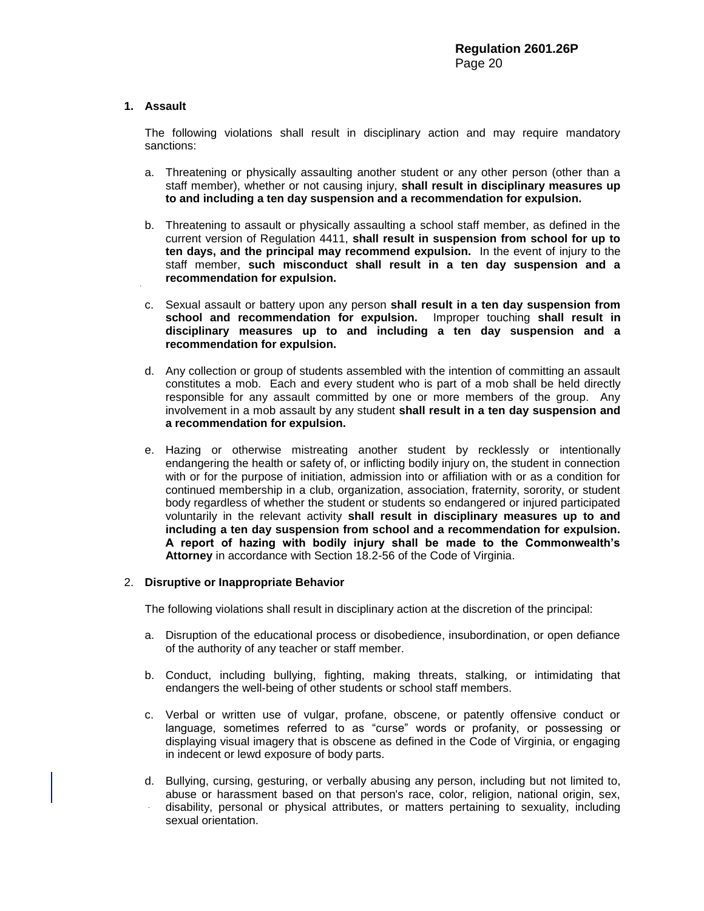1. **Assault**

   The following violations shall result in disciplinary action and may require mandatory sanctions:

   a. Threatening or physically assaulting another student or any other person (other than a staff member), whether or not causing injury, **shall result in disciplinary measures up to and including a ten day suspension and a recommendation for expulsion.**

   b. Threatening to assault or physically assaulting a school staff member, as defined in the current version of Regulation 4411, **shall result in suspension from school for up to ten days, and the principal may recommend expulsion.** In the event of injury to the staff member, **such misconduct shall result in a ten day suspension and a recommendation for expulsion.**

   c. Sexual assault or battery upon any person **shall result in a ten day suspension from school and recommendation for expulsion.** Improper touching **shall result in disciplinary measures up to and including a ten day suspension and a recommendation for expulsion.**

   d. Any collection or group of students assembled with the intention of committing an assault constitutes a mob. Each and every student who is part of a mob shall be held directly responsible for any assault committed by one or more members of the group. Any involvement in a mob assault by any student **shall result in a ten day suspension and a recommendation for expulsion.**

   e. Hazing or otherwise mistreating another student by recklessly or intentionally endangering the health or safety of, or inflicting bodily injury on, the student in connection with or for the purpose of initiation, admission into or affiliation with or as a condition for continued membership in a club, organization, association, fraternity, sorority, or student body regardless of whether the student or students so endangered or injured participated voluntarily in the relevant activity **shall result in disciplinary measures up to and including a ten day suspension from school and a recommendation for expulsion. A report of hazing with bodily injury shall be made to the Commonwealth's Attorney** in accordance with Section 18.2-56 of the Code of Virginia.

2. **Disruptive or Inappropriate Behavior**

   The following violations shall result in disciplinary action at the discretion of the principal:

   a. Disruption of the educational process or disobedience, insubordination, or open defiance of the authority of any teacher or staff member.

   b. Conduct, including bullying, fighting, making threats, stalking, or intimidating that endangers the well-being of other students or school staff members.

   c. Verbal or written use of vulgar, profane, obscene, or patently offensive conduct or language, sometimes referred to as "curse" words or profanity, or possessing or displaying visual imagery that is obscene as defined in the Code of Virginia, or engaging in indecent or lewd exposure of body parts.

   d. Bullying, cursing, gesturing, or verbally abusing any person, including but not limited to, abuse or harassment based on that person's race, color, religion, national origin, sex, disability, personal or physical attributes, or matters pertaining to sexuality, including sexual orientation.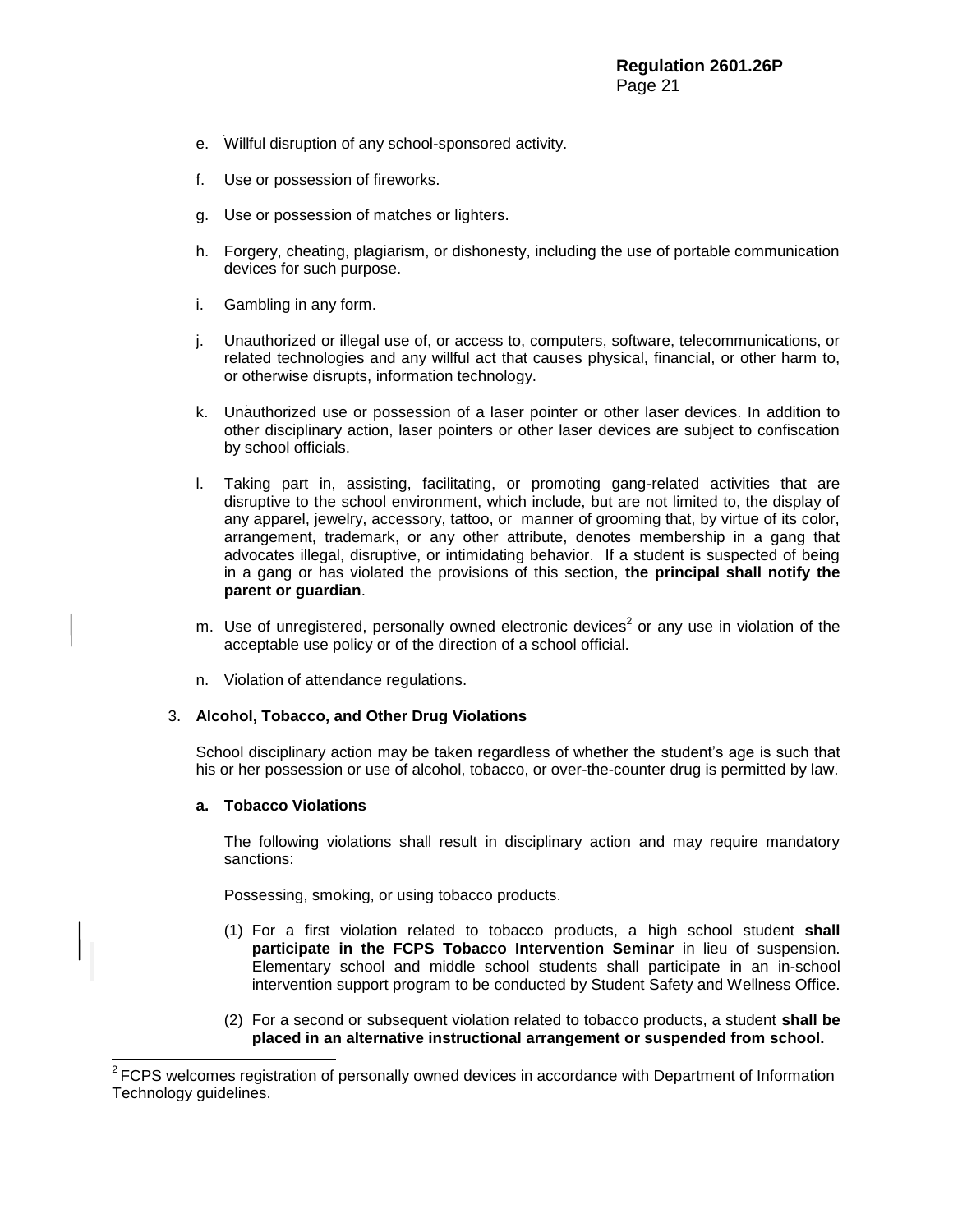e. Willful disruption of any school-sponsored activity.

f. Use or possession of fireworks.

g. Use or possession of matches or lighters.

h. Forgery, cheating, plagiarism, or dishonesty, including the use of portable communication devices for such purpose.

i. Gambling in any form.

j. Unauthorized or illegal use of, or access to, computers, software, telecommunications, or related technologies and any willful act that causes physical, financial, or other harm to, or otherwise disrupts, information technology.

k. Unauthorized use or possession of a laser pointer or other laser devices. In addition to other disciplinary action, laser pointers or other laser devices are subject to confiscation by school officials.

l. Taking part in, assisting, facilitating, or promoting gang-related activities that are disruptive to the school environment, which include, but are not limited to, the display of any apparel, jewelry, accessory, tattoo, or manner of grooming that, by virtue of its color, arrangement, trademark, or any other attribute, denotes membership in a gang that advocates illegal, disruptive, or intimidating behavior. If a student is suspected of being in a gang or has violated the provisions of this section, **the principal shall notify the parent or guardian**.

m. Use of unregistered, personally owned electronic devices[2] or any use in violation of the acceptable use policy or of the direction of a school official.

n. Violation of attendance regulations.

3. **Alcohol, Tobacco, and Other Drug Violations**

School disciplinary action may be taken regardless of whether the student's age is such that his or her possession or use of alcohol, tobacco, or over-the-counter drug is permitted by law.

**a. Tobacco Violations**

The following violations shall result in disciplinary action and may require mandatory sanctions:

Possessing, smoking, or using tobacco products.

(1) For a first violation related to tobacco products, a high school student **shall participate in the FCPS Tobacco Intervention Seminar** in lieu of suspension. Elementary school and middle school students shall participate in an in-school intervention support program to be conducted by Student Safety and Wellness Office.

(2) For a second or subsequent violation related to tobacco products, a student **shall be placed in an alternative instructional arrangement or suspended from school.**

---

[2] FCPS welcomes registration of personally owned devices in accordance with Department of Information Technology guidelines.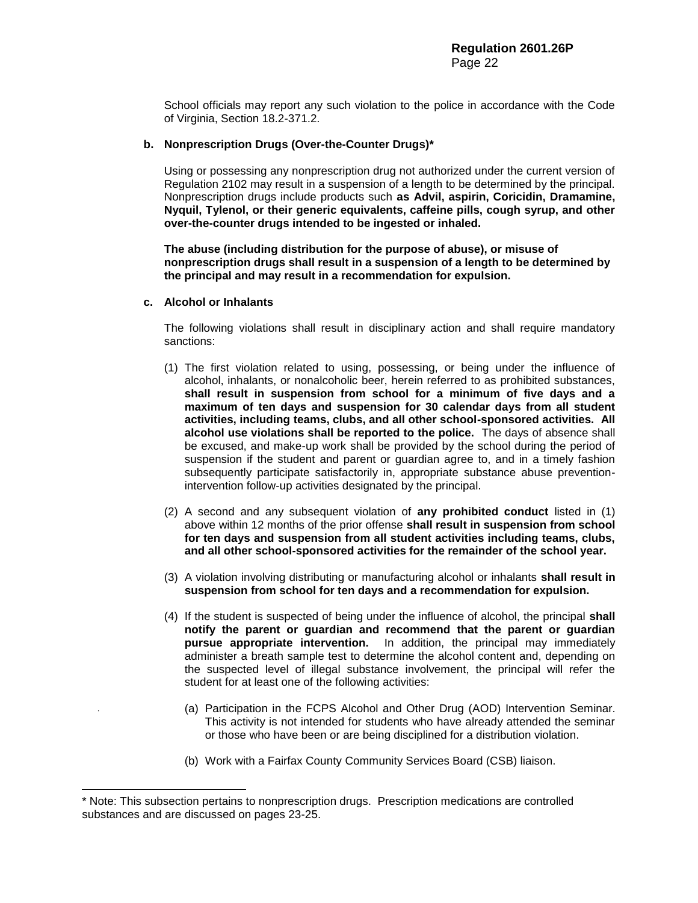School officials may report any such violation to the police in accordance with the Code of Virginia, Section 18.2-371.2.

**b. Nonprescription Drugs (Over-the-Counter Drugs)***

Using or possessing any nonprescription drug not authorized under the current version of Regulation 2102 may result in a suspension of a length to be determined by the principal. Nonprescription drugs include products such **as Advil, aspirin, Coricidin, Dramamine, Nyquil, Tylenol, or their generic equivalents, caffeine pills, cough syrup, and other over-the-counter drugs intended to be ingested or inhaled.**

**The abuse (including distribution for the purpose of abuse), or misuse of nonprescription drugs shall result in a suspension of a length to be determined by the principal and may result in a recommendation for expulsion.**

**c. Alcohol or Inhalants**

The following violations shall result in disciplinary action and shall require mandatory sanctions:

(1) The first violation related to using, possessing, or being under the influence of alcohol, inhalants, or nonalcoholic beer, herein referred to as prohibited substances, **shall result in suspension from school for a minimum of five days and a maximum of ten days and suspension for 30 calendar days from all student activities, including teams, clubs, and all other school-sponsored activities. All alcohol use violations shall be reported to the police.** The days of absence shall be excused, and make-up work shall be provided by the school during the period of suspension if the student and parent or guardian agree to, and in a timely fashion subsequently participate satisfactorily in, appropriate substance abuse prevention-intervention follow-up activities designated by the principal.

(2) A second and any subsequent violation of **any prohibited conduct** listed in (1) above within 12 months of the prior offense **shall result in suspension from school for ten days and suspension from all student activities including teams, clubs, and all other school-sponsored activities for the remainder of the school year.**

(3) A violation involving distributing or manufacturing alcohol or inhalants **shall result in suspension from school for ten days and a recommendation for expulsion.**

(4) If the student is suspected of being under the influence of alcohol, the principal **shall notify the parent or guardian and recommend that the parent or guardian pursue appropriate intervention.** In addition, the principal may immediately administer a breath sample test to determine the alcohol content and, depending on the suspected level of illegal substance involvement, the principal will refer the student for at least one of the following activities:

(a) Participation in the FCPS Alcohol and Other Drug (AOD) Intervention Seminar. This activity is not intended for students who have already attended the seminar or those who have been or are being disciplined for a distribution violation.

(b) Work with a Fairfax County Community Services Board (CSB) liaison.

---

* Note: This subsection pertains to nonprescription drugs. Prescription medications are controlled substances and are discussed on pages 23-25.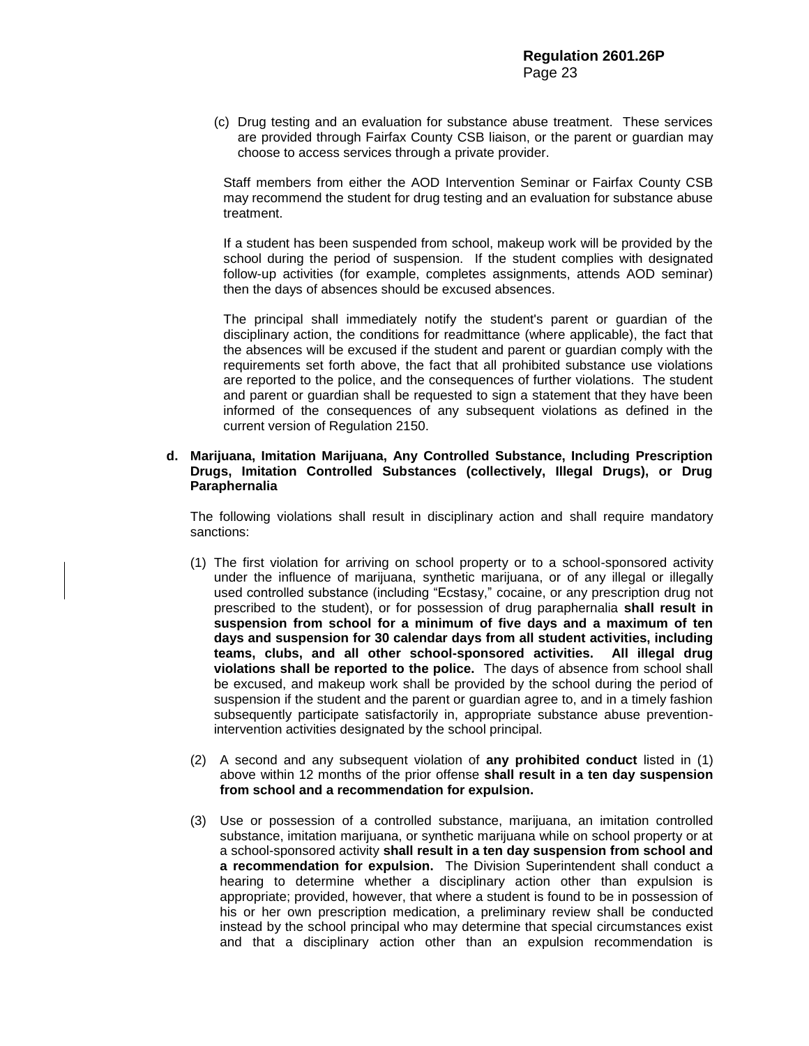(c) Drug testing and an evaluation for substance abuse treatment. These services are provided through Fairfax County CSB liaison, or the parent or guardian may choose to access services through a private provider.

Staff members from either the AOD Intervention Seminar or Fairfax County CSB may recommend the student for drug testing and an evaluation for substance abuse treatment.

If a student has been suspended from school, makeup work will be provided by the school during the period of suspension. If the student complies with designated follow-up activities (for example, completes assignments, attends AOD seminar) then the days of absences should be excused absences.

The principal shall immediately notify the student's parent or guardian of the disciplinary action, the conditions for readmittance (where applicable), the fact that the absences will be excused if the student and parent or guardian comply with the requirements set forth above, the fact that all prohibited substance use violations are reported to the police, and the consequences of further violations. The student and parent or guardian shall be requested to sign a statement that they have been informed of the consequences of any subsequent violations as defined in the current version of Regulation 2150.

**d. Marijuana, Imitation Marijuana, Any Controlled Substance, Including Prescription Drugs, Imitation Controlled Substances (collectively, Illegal Drugs), or Drug Paraphernalia**

The following violations shall result in disciplinary action and shall require mandatory sanctions:

(1) The first violation for arriving on school property or to a school-sponsored activity under the influence of marijuana, synthetic marijuana, or of any illegal or illegally used controlled substance (including "Ecstasy," cocaine, or any prescription drug not prescribed to the student), or for possession of drug paraphernalia **shall result in suspension from school for a minimum of five days and a maximum of ten days and suspension for 30 calendar days from all student activities, including teams, clubs, and all other school-sponsored activities. All illegal drug violations shall be reported to the police.** The days of absence from school shall be excused, and makeup work shall be provided by the school during the period of suspension if the student and the parent or guardian agree to, and in a timely fashion subsequently participate satisfactorily in, appropriate substance abuse prevention-intervention activities designated by the school principal.

(2) A second and any subsequent violation of **any prohibited conduct** listed in (1) above within 12 months of the prior offense **shall result in a ten day suspension from school and a recommendation for expulsion.**

(3) Use or possession of a controlled substance, marijuana, an imitation controlled substance, imitation marijuana, or synthetic marijuana while on school property or at a school-sponsored activity **shall result in a ten day suspension from school and a recommendation for expulsion.** The Division Superintendent shall conduct a hearing to determine whether a disciplinary action other than expulsion is appropriate; provided, however, that where a student is found to be in possession of his or her own prescription medication, a preliminary review shall be conducted instead by the school principal who may determine that special circumstances exist and that a disciplinary action other than an expulsion recommendation is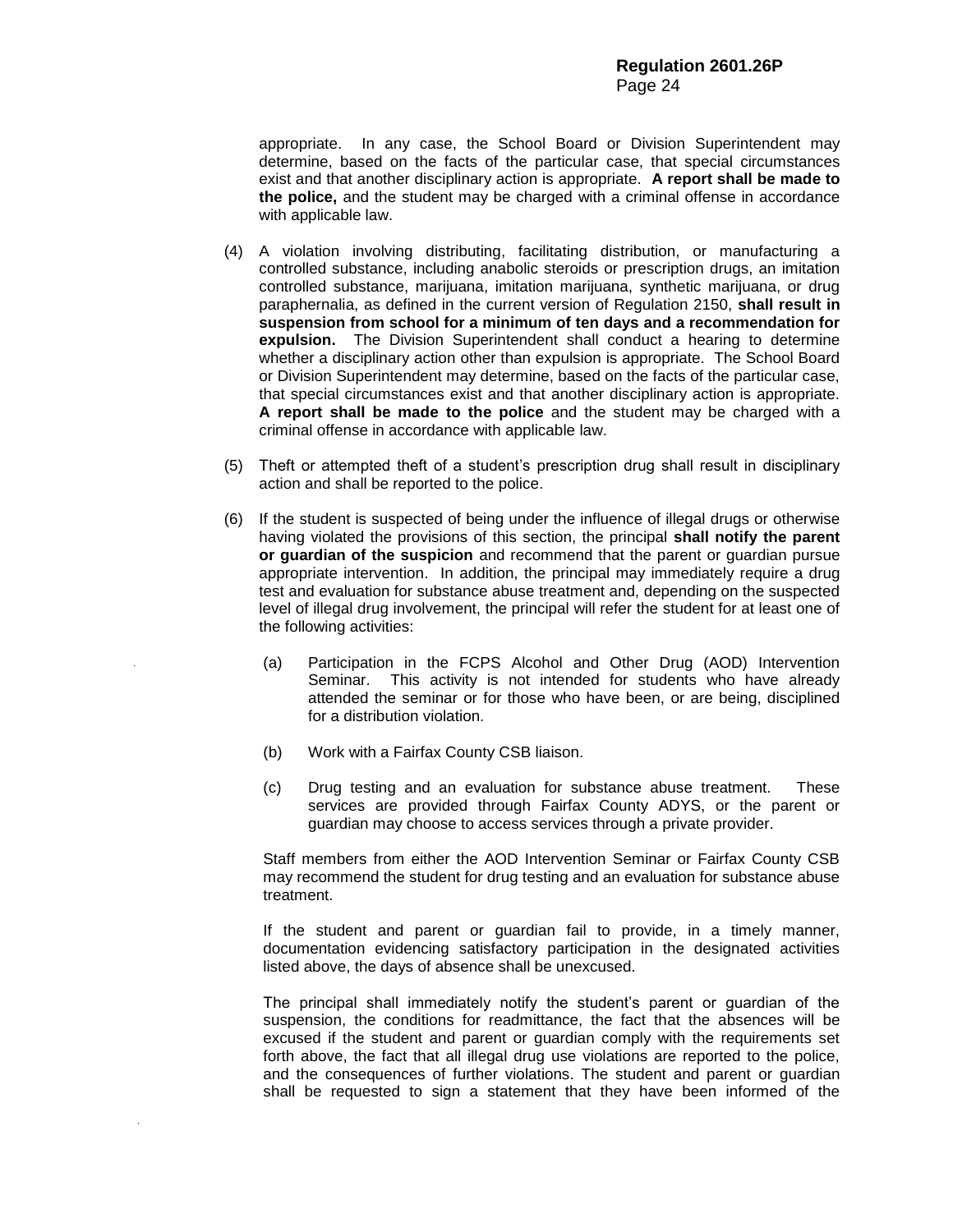appropriate. In any case, the School Board or Division Superintendent may determine, based on the facts of the particular case, that special circumstances exist and that another disciplinary action is appropriate. **A report shall be made to the police,** and the student may be charged with a criminal offense in accordance with applicable law.

(4) A violation involving distributing, facilitating distribution, or manufacturing a controlled substance, including anabolic steroids or prescription drugs, an imitation controlled substance, marijuana, imitation marijuana, synthetic marijuana, or drug paraphernalia, as defined in the current version of Regulation 2150, **shall result in suspension from school for a minimum of ten days and a recommendation for expulsion.** The Division Superintendent shall conduct a hearing to determine whether a disciplinary action other than expulsion is appropriate. The School Board or Division Superintendent may determine, based on the facts of the particular case, that special circumstances exist and that another disciplinary action is appropriate. **A report shall be made to the police** and the student may be charged with a criminal offense in accordance with applicable law.

(5) Theft or attempted theft of a student's prescription drug shall result in disciplinary action and shall be reported to the police.

(6) If the student is suspected of being under the influence of illegal drugs or otherwise having violated the provisions of this section, the principal **shall notify the parent or guardian of the suspicion** and recommend that the parent or guardian pursue appropriate intervention. In addition, the principal may immediately require a drug test and evaluation for substance abuse treatment and, depending on the suspected level of illegal drug involvement, the principal will refer the student for at least one of the following activities:

   (a) Participation in the FCPS Alcohol and Other Drug (AOD) Intervention Seminar. This activity is not intended for students who have already attended the seminar or for those who have been, or are being, disciplined for a distribution violation.

   (b) Work with a Fairfax County CSB liaison.

   (c) Drug testing and an evaluation for substance abuse treatment. These services are provided through Fairfax County ADYS, or the parent or guardian may choose to access services through a private provider.

   Staff members from either the AOD Intervention Seminar or Fairfax County CSB may recommend the student for drug testing and an evaluation for substance abuse treatment.

   If the student and parent or guardian fail to provide, in a timely manner, documentation evidencing satisfactory participation in the designated activities listed above, the days of absence shall be unexcused.

   The principal shall immediately notify the student's parent or guardian of the suspension, the conditions for readmittance, the fact that the absences will be excused if the student and parent or guardian comply with the requirements set forth above, the fact that all illegal drug use violations are reported to the police, and the consequences of further violations. The student and parent or guardian shall be requested to sign a statement that they have been informed of the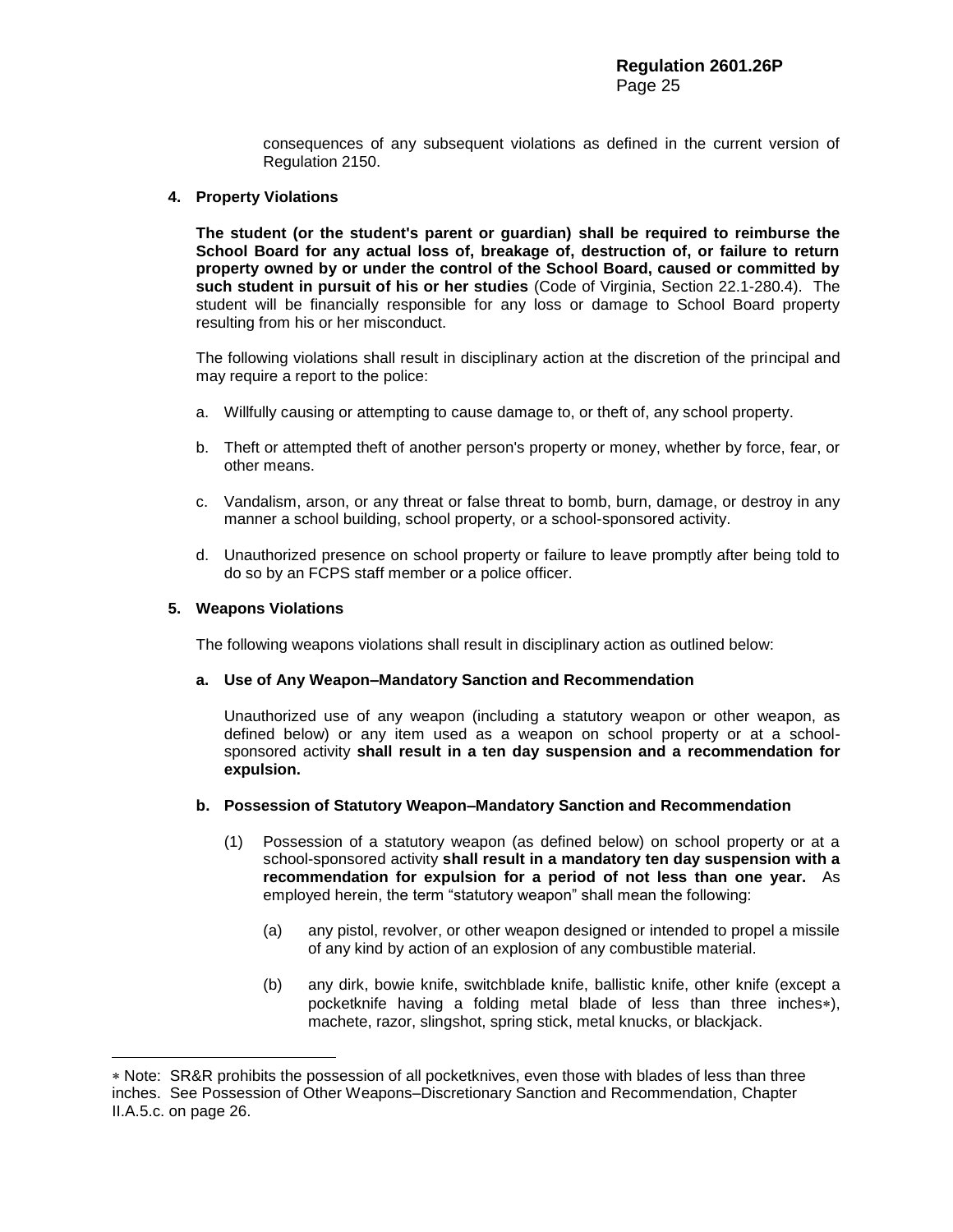consequences of any subsequent violations as defined in the current version of Regulation 2150.

**4. Property Violations**

**The student (or the student's parent or guardian) shall be required to reimburse the School Board for any actual loss of, breakage of, destruction of, or failure to return property owned by or under the control of the School Board, caused or committed by such student in pursuit of his or her studies** (Code of Virginia, Section 22.1-280.4). The student will be financially responsible for any loss or damage to School Board property resulting from his or her misconduct.

The following violations shall result in disciplinary action at the discretion of the principal and may require a report to the police:

a. Willfully causing or attempting to cause damage to, or theft of, any school property.

b. Theft or attempted theft of another person's property or money, whether by force, fear, or other means.

c. Vandalism, arson, or any threat or false threat to bomb, burn, damage, or destroy in any manner a school building, school property, or a school-sponsored activity.

d. Unauthorized presence on school property or failure to leave promptly after being told to do so by an FCPS staff member or a police officer.

**5. Weapons Violations**

The following weapons violations shall result in disciplinary action as outlined below:

**a. Use of Any Weapon–Mandatory Sanction and Recommendation**

Unauthorized use of any weapon (including a statutory weapon or other weapon, as defined below) or any item used as a weapon on school property or at a school-sponsored activity **shall result in a ten day suspension and a recommendation for expulsion.**

**b. Possession of Statutory Weapon–Mandatory Sanction and Recommendation**

(1) Possession of a statutory weapon (as defined below) on school property or at a school-sponsored activity **shall result in a mandatory ten day suspension with a recommendation for expulsion for a period of not less than one year.** As employed herein, the term "statutory weapon" shall mean the following:

(a) any pistol, revolver, or other weapon designed or intended to propel a missile of any kind by action of an explosion of any combustible material.

(b) any dirk, bowie knife, switchblade knife, ballistic knife, other knife (except a pocketknife having a folding metal blade of less than three inches*), machete, razor, slingshot, spring stick, metal knucks, or blackjack.

---

* Note: SR&R prohibits the possession of all pocketknives, even those with blades of less than three inches. See Possession of Other Weapons–Discretionary Sanction and Recommendation, Chapter II.A.5.c. on page 26.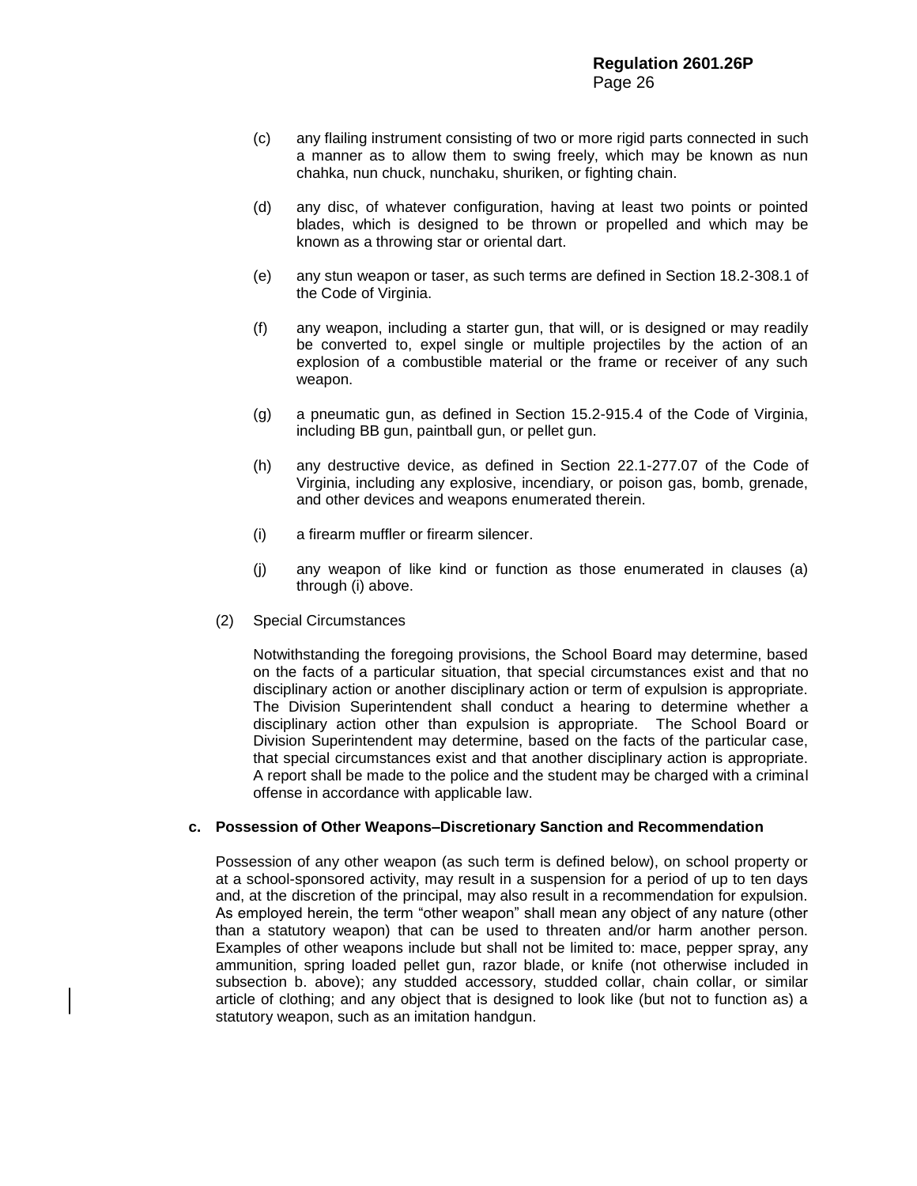(c) any flailing instrument consisting of two or more rigid parts connected in such a manner as to allow them to swing freely, which may be known as nun chahka, nun chuck, nunchaku, shuriken, or fighting chain.

(d) any disc, of whatever configuration, having at least two points or pointed blades, which is designed to be thrown or propelled and which may be known as a throwing star or oriental dart.

(e) any stun weapon or taser, as such terms are defined in Section 18.2-308.1 of the Code of Virginia.

(f) any weapon, including a starter gun, that will, or is designed or may readily be converted to, expel single or multiple projectiles by the action of an explosion of a combustible material or the frame or receiver of any such weapon.

(g) a pneumatic gun, as defined in Section 15.2-915.4 of the Code of Virginia, including BB gun, paintball gun, or pellet gun.

(h) any destructive device, as defined in Section 22.1-277.07 of the Code of Virginia, including any explosive, incendiary, or poison gas, bomb, grenade, and other devices and weapons enumerated therein.

(i) a firearm muffler or firearm silencer.

(j) any weapon of like kind or function as those enumerated in clauses (a) through (i) above.

(2) Special Circumstances

Notwithstanding the foregoing provisions, the School Board may determine, based on the facts of a particular situation, that special circumstances exist and that no disciplinary action or another disciplinary action or term of expulsion is appropriate. The Division Superintendent shall conduct a hearing to determine whether a disciplinary action other than expulsion is appropriate. The School Board or Division Superintendent may determine, based on the facts of the particular case, that special circumstances exist and that another disciplinary action is appropriate. A report shall be made to the police and the student may be charged with a criminal offense in accordance with applicable law.

**c. Possession of Other Weapons–Discretionary Sanction and Recommendation**

Possession of any other weapon (as such term is defined below), on school property or at a school-sponsored activity, may result in a suspension for a period of up to ten days and, at the discretion of the principal, may also result in a recommendation for expulsion. As employed herein, the term "other weapon" shall mean any object of any nature (other than a statutory weapon) that can be used to threaten and/or harm another person. Examples of other weapons include but shall not be limited to: mace, pepper spray, any ammunition, spring loaded pellet gun, razor blade, or knife (not otherwise included in subsection b. above); any studded accessory, studded collar, chain collar, or similar article of clothing; and any object that is designed to look like (but not to function as) a statutory weapon, such as an imitation handgun.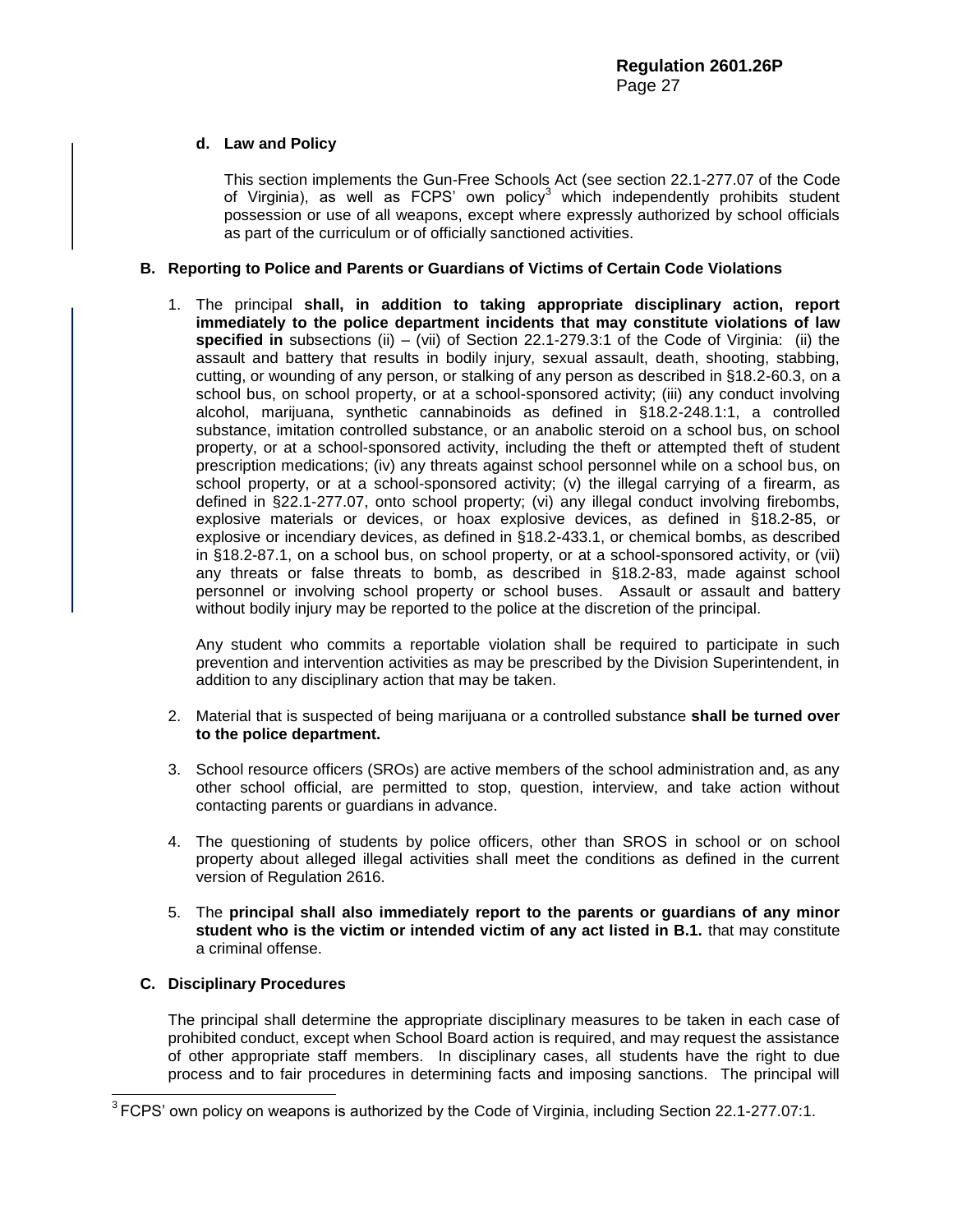**d. Law and Policy**

This section implements the Gun-Free Schools Act (see section 22.1-277.07 of the Code of Virginia), as well as FCPS' own policy[3] which independently prohibits student possession or use of all weapons, except where expressly authorized by school officials as part of the curriculum or of officially sanctioned activities.

## B. Reporting to Police and Parents or Guardians of Victims of Certain Code Violations

1. The principal **shall, in addition to taking appropriate disciplinary action, report immediately to the police department incidents that may constitute violations of law specified in** subsections (ii) – (vii) of Section 22.1-279.3:1 of the Code of Virginia: (ii) the assault and battery that results in bodily injury, sexual assault, death, shooting, stabbing, cutting, or wounding of any person, or stalking of any person as described in §18.2-60.3, on a school bus, on school property, or at a school-sponsored activity; (iii) any conduct involving alcohol, marijuana, synthetic cannabinoids as defined in §18.2-248.1:1, a controlled substance, imitation controlled substance, or an anabolic steroid on a school bus, on school property, or at a school-sponsored activity, including the theft or attempted theft of student prescription medications; (iv) any threats against school personnel while on a school bus, on school property, or at a school-sponsored activity; (v) the illegal carrying of a firearm, as defined in §22.1-277.07, onto school property; (vi) any illegal conduct involving firebombs, explosive materials or devices, or hoax explosive devices, as defined in §18.2-85, or explosive or incendiary devices, as defined in §18.2-433.1, or chemical bombs, as described in §18.2-87.1, on a school bus, on school property, or at a school-sponsored activity, or (vii) any threats or false threats to bomb, as described in §18.2-83, made against school personnel or involving school property or school buses. Assault or assault and battery without bodily injury may be reported to the police at the discretion of the principal.

   Any student who commits a reportable violation shall be required to participate in such prevention and intervention activities as may be prescribed by the Division Superintendent, in addition to any disciplinary action that may be taken.

2. Material that is suspected of being marijuana or a controlled substance **shall be turned over to the police department.**

3. School resource officers (SROs) are active members of the school administration and, as any other school official, are permitted to stop, question, interview, and take action without contacting parents or guardians in advance.

4. The questioning of students by police officers, other than SROS in school or on school property about alleged illegal activities shall meet the conditions as defined in the current version of Regulation 2616.

5. The **principal shall also immediately report to the parents or guardians of any minor student who is the victim or intended victim of any act listed in B.1.** that may constitute a criminal offense.

## C. Disciplinary Procedures

The principal shall determine the appropriate disciplinary measures to be taken in each case of prohibited conduct, except when School Board action is required, and may request the assistance of other appropriate staff members. In disciplinary cases, all students have the right to due process and to fair procedures in determining facts and imposing sanctions. The principal will

---

[3] FCPS' own policy on weapons is authorized by the Code of Virginia, including Section 22.1-277.07:1.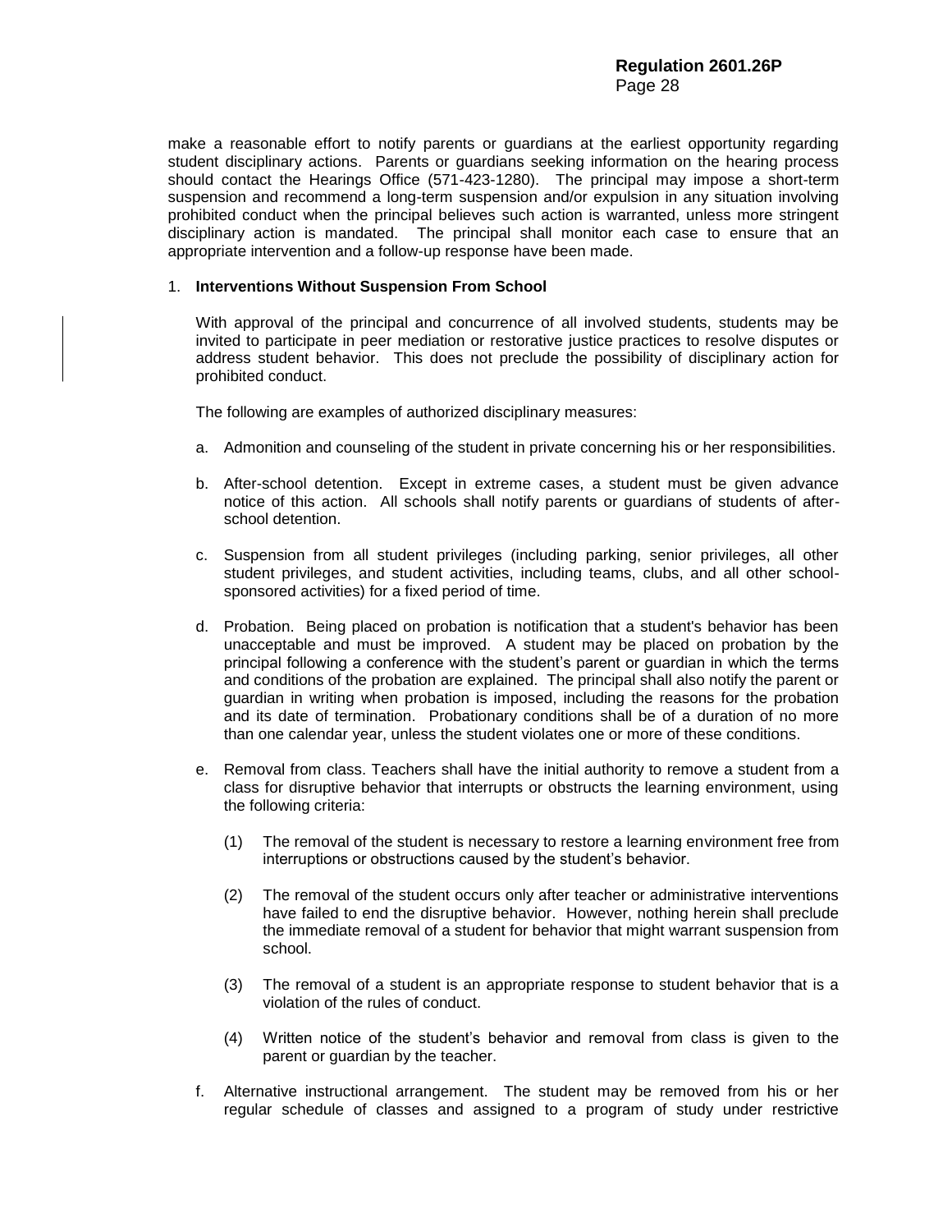make a reasonable effort to notify parents or guardians at the earliest opportunity regarding student disciplinary actions. Parents or guardians seeking information on the hearing process should contact the Hearings Office (571-423-1280). The principal may impose a short-term suspension and recommend a long-term suspension and/or expulsion in any situation involving prohibited conduct when the principal believes such action is warranted, unless more stringent disciplinary action is mandated. The principal shall monitor each case to ensure that an appropriate intervention and a follow-up response have been made.

1. **Interventions Without Suspension From School**

   With approval of the principal and concurrence of all involved students, students may be invited to participate in peer mediation or restorative justice practices to resolve disputes or address student behavior. This does not preclude the possibility of disciplinary action for prohibited conduct.

   The following are examples of authorized disciplinary measures:

   a. Admonition and counseling of the student in private concerning his or her responsibilities.

   b. After-school detention. Except in extreme cases, a student must be given advance notice of this action. All schools shall notify parents or guardians of students of after-school detention.

   c. Suspension from all student privileges (including parking, senior privileges, all other student privileges, and student activities, including teams, clubs, and all other school-sponsored activities) for a fixed period of time.

   d. Probation. Being placed on probation is notification that a student's behavior has been unacceptable and must be improved. A student may be placed on probation by the principal following a conference with the student's parent or guardian in which the terms and conditions of the probation are explained. The principal shall also notify the parent or guardian in writing when probation is imposed, including the reasons for the probation and its date of termination. Probationary conditions shall be of a duration of no more than one calendar year, unless the student violates one or more of these conditions.

   e. Removal from class. Teachers shall have the initial authority to remove a student from a class for disruptive behavior that interrupts or obstructs the learning environment, using the following criteria:

      (1) The removal of the student is necessary to restore a learning environment free from interruptions or obstructions caused by the student's behavior.

      (2) The removal of the student occurs only after teacher or administrative interventions have failed to end the disruptive behavior. However, nothing herein shall preclude the immediate removal of a student for behavior that might warrant suspension from school.

      (3) The removal of a student is an appropriate response to student behavior that is a violation of the rules of conduct.

      (4) Written notice of the student's behavior and removal from class is given to the parent or guardian by the teacher.

   f. Alternative instructional arrangement. The student may be removed from his or her regular schedule of classes and assigned to a program of study under restrictive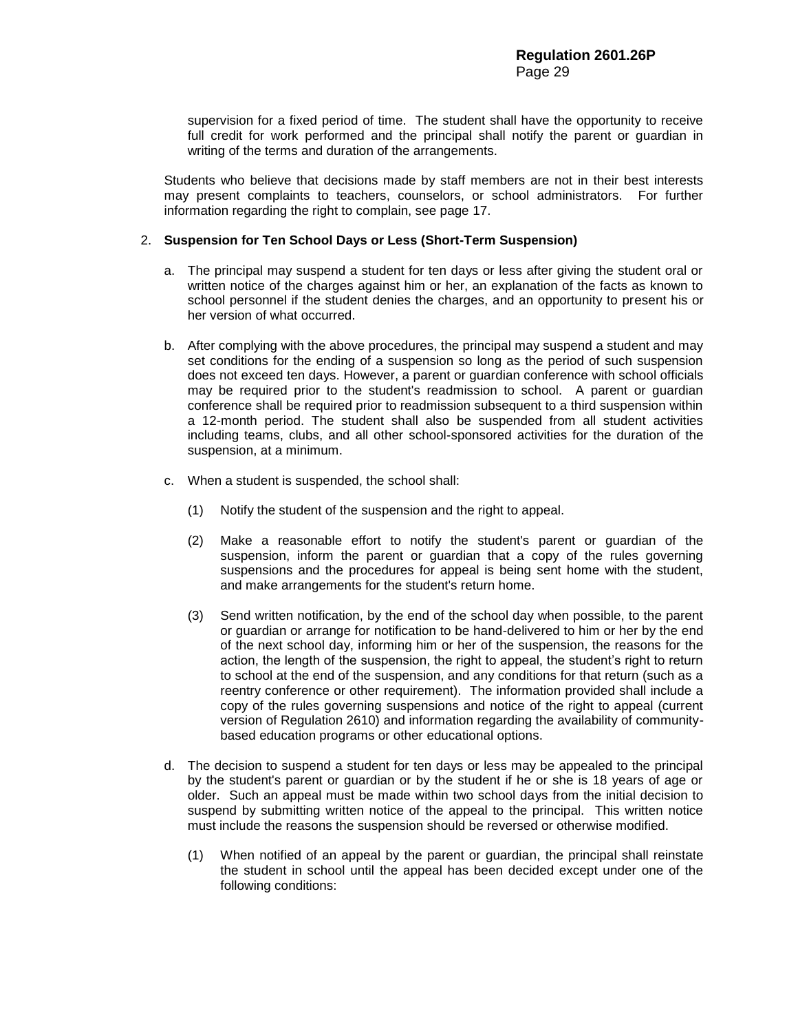supervision for a fixed period of time. The student shall have the opportunity to receive full credit for work performed and the principal shall notify the parent or guardian in writing of the terms and duration of the arrangements.

Students who believe that decisions made by staff members are not in their best interests may present complaints to teachers, counselors, or school administrators. For further information regarding the right to complain, see page 17.

2. **Suspension for Ten School Days or Less (Short-Term Suspension)**

   a. The principal may suspend a student for ten days or less after giving the student oral or written notice of the charges against him or her, an explanation of the facts as known to school personnel if the student denies the charges, and an opportunity to present his or her version of what occurred.

   b. After complying with the above procedures, the principal may suspend a student and may set conditions for the ending of a suspension so long as the period of such suspension does not exceed ten days. However, a parent or guardian conference with school officials may be required prior to the student's readmission to school. A parent or guardian conference shall be required prior to readmission subsequent to a third suspension within a 12-month period. The student shall also be suspended from all student activities including teams, clubs, and all other school-sponsored activities for the duration of the suspension, at a minimum.

   c. When a student is suspended, the school shall:

      (1) Notify the student of the suspension and the right to appeal.

      (2) Make a reasonable effort to notify the student's parent or guardian of the suspension, inform the parent or guardian that a copy of the rules governing suspensions and the procedures for appeal is being sent home with the student, and make arrangements for the student's return home.

      (3) Send written notification, by the end of the school day when possible, to the parent or guardian or arrange for notification to be hand-delivered to him or her by the end of the next school day, informing him or her of the suspension, the reasons for the action, the length of the suspension, the right to appeal, the student's right to return to school at the end of the suspension, and any conditions for that return (such as a reentry conference or other requirement). The information provided shall include a copy of the rules governing suspensions and notice of the right to appeal (current version of Regulation 2610) and information regarding the availability of community-based education programs or other educational options.

   d. The decision to suspend a student for ten days or less may be appealed to the principal by the student's parent or guardian or by the student if he or she is 18 years of age or older. Such an appeal must be made within two school days from the initial decision to suspend by submitting written notice of the appeal to the principal. This written notice must include the reasons the suspension should be reversed or otherwise modified.

      (1) When notified of an appeal by the parent or guardian, the principal shall reinstate the student in school until the appeal has been decided except under one of the following conditions: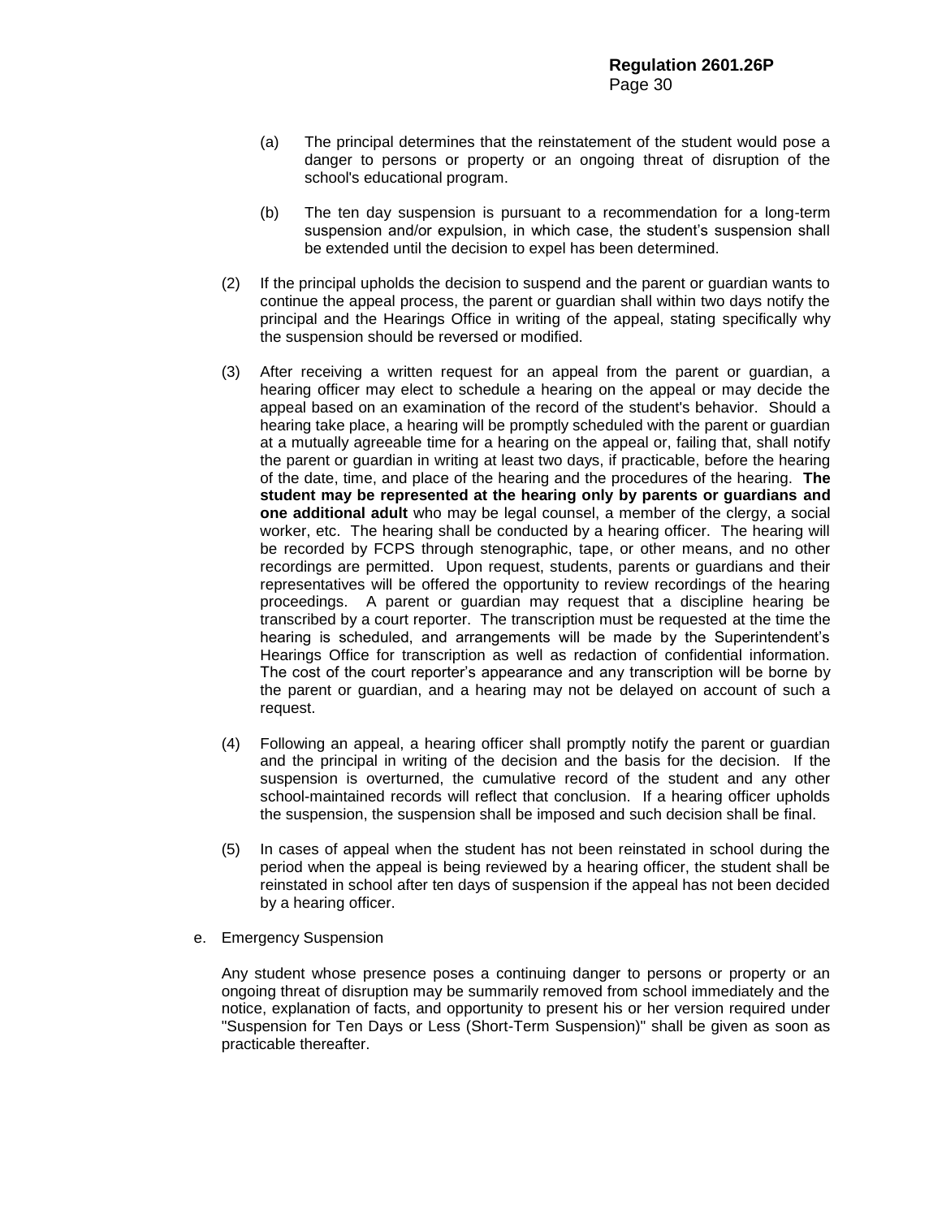(a) The principal determines that the reinstatement of the student would pose a danger to persons or property or an ongoing threat of disruption of the school's educational program.

(b) The ten day suspension is pursuant to a recommendation for a long-term suspension and/or expulsion, in which case, the student's suspension shall be extended until the decision to expel has been determined.

(2) If the principal upholds the decision to suspend and the parent or guardian wants to continue the appeal process, the parent or guardian shall within two days notify the principal and the Hearings Office in writing of the appeal, stating specifically why the suspension should be reversed or modified.

(3) After receiving a written request for an appeal from the parent or guardian, a hearing officer may elect to schedule a hearing on the appeal or may decide the appeal based on an examination of the record of the student's behavior. Should a hearing take place, a hearing will be promptly scheduled with the parent or guardian at a mutually agreeable time for a hearing on the appeal or, failing that, shall notify the parent or guardian in writing at least two days, if practicable, before the hearing of the date, time, and place of the hearing and the procedures of the hearing. **The student may be represented at the hearing only by parents or guardians and one additional adult** who may be legal counsel, a member of the clergy, a social worker, etc. The hearing shall be conducted by a hearing officer. The hearing will be recorded by FCPS through stenographic, tape, or other means, and no other recordings are permitted. Upon request, students, parents or guardians and their representatives will be offered the opportunity to review recordings of the hearing proceedings. A parent or guardian may request that a discipline hearing be transcribed by a court reporter. The transcription must be requested at the time the hearing is scheduled, and arrangements will be made by the Superintendent's Hearings Office for transcription as well as redaction of confidential information. The cost of the court reporter's appearance and any transcription will be borne by the parent or guardian, and a hearing may not be delayed on account of such a request.

(4) Following an appeal, a hearing officer shall promptly notify the parent or guardian and the principal in writing of the decision and the basis for the decision. If the suspension is overturned, the cumulative record of the student and any other school-maintained records will reflect that conclusion. If a hearing officer upholds the suspension, the suspension shall be imposed and such decision shall be final.

(5) In cases of appeal when the student has not been reinstated in school during the period when the appeal is being reviewed by a hearing officer, the student shall be reinstated in school after ten days of suspension if the appeal has not been decided by a hearing officer.

e. Emergency Suspension

Any student whose presence poses a continuing danger to persons or property or an ongoing threat of disruption may be summarily removed from school immediately and the notice, explanation of facts, and opportunity to present his or her version required under "Suspension for Ten Days or Less (Short-Term Suspension)" shall be given as soon as practicable thereafter.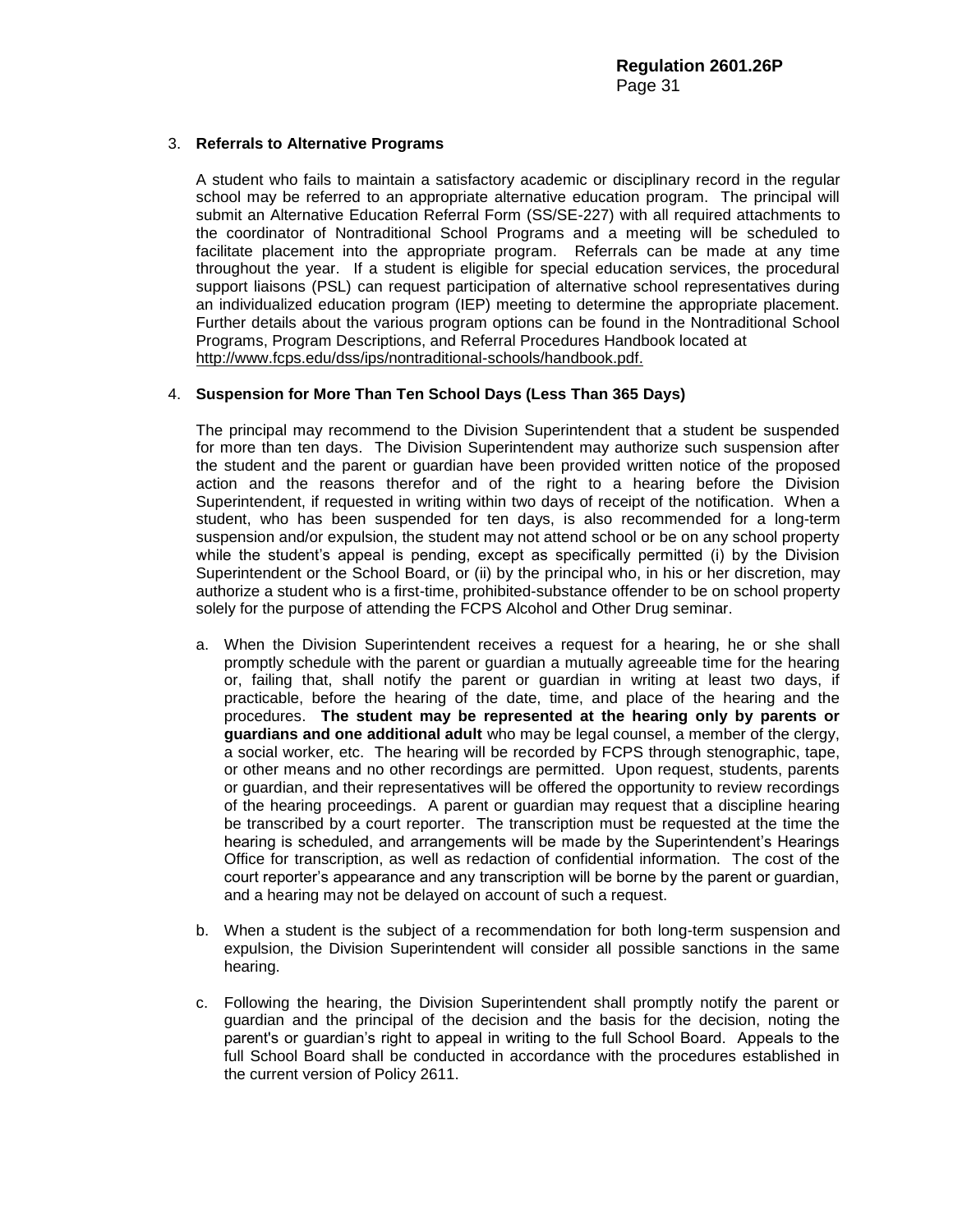3. **Referrals to Alternative Programs**

   A student who fails to maintain a satisfactory academic or disciplinary record in the regular school may be referred to an appropriate alternative education program. The principal will submit an Alternative Education Referral Form (SS/SE-227) with all required attachments to the coordinator of Nontraditional School Programs and a meeting will be scheduled to facilitate placement into the appropriate program. Referrals can be made at any time throughout the year. If a student is eligible for special education services, the procedural support liaisons (PSL) can request participation of alternative school representatives during an individualized education program (IEP) meeting to determine the appropriate placement. Further details about the various program options can be found in the Nontraditional School Programs, Program Descriptions, and Referral Procedures Handbook located at http://www.fcps.edu/dss/ips/nontraditional-schools/handbook.pdf.

4. **Suspension for More Than Ten School Days (Less Than 365 Days)**

   The principal may recommend to the Division Superintendent that a student be suspended for more than ten days. The Division Superintendent may authorize such suspension after the student and the parent or guardian have been provided written notice of the proposed action and the reasons therefor and of the right to a hearing before the Division Superintendent, if requested in writing within two days of receipt of the notification. When a student, who has been suspended for ten days, is also recommended for a long-term suspension and/or expulsion, the student may not attend school or be on any school property while the student's appeal is pending, except as specifically permitted (i) by the Division Superintendent or the School Board, or (ii) by the principal who, in his or her discretion, may authorize a student who is a first-time, prohibited-substance offender to be on school property solely for the purpose of attending the FCPS Alcohol and Other Drug seminar.

   a. When the Division Superintendent receives a request for a hearing, he or she shall promptly schedule with the parent or guardian a mutually agreeable time for the hearing or, failing that, shall notify the parent or guardian in writing at least two days, if practicable, before the hearing of the date, time, and place of the hearing and the procedures. **The student may be represented at the hearing only by parents or guardians and one additional adult** who may be legal counsel, a member of the clergy, a social worker, etc. The hearing will be recorded by FCPS through stenographic, tape, or other means and no other recordings are permitted. Upon request, students, parents or guardian, and their representatives will be offered the opportunity to review recordings of the hearing proceedings. A parent or guardian may request that a discipline hearing be transcribed by a court reporter. The transcription must be requested at the time the hearing is scheduled, and arrangements will be made by the Superintendent's Hearings Office for transcription, as well as redaction of confidential information. The cost of the court reporter's appearance and any transcription will be borne by the parent or guardian, and a hearing may not be delayed on account of such a request.

   b. When a student is the subject of a recommendation for both long-term suspension and expulsion, the Division Superintendent will consider all possible sanctions in the same hearing.

   c. Following the hearing, the Division Superintendent shall promptly notify the parent or guardian and the principal of the decision and the basis for the decision, noting the parent's or guardian's right to appeal in writing to the full School Board. Appeals to the full School Board shall be conducted in accordance with the procedures established in the current version of Policy 2611.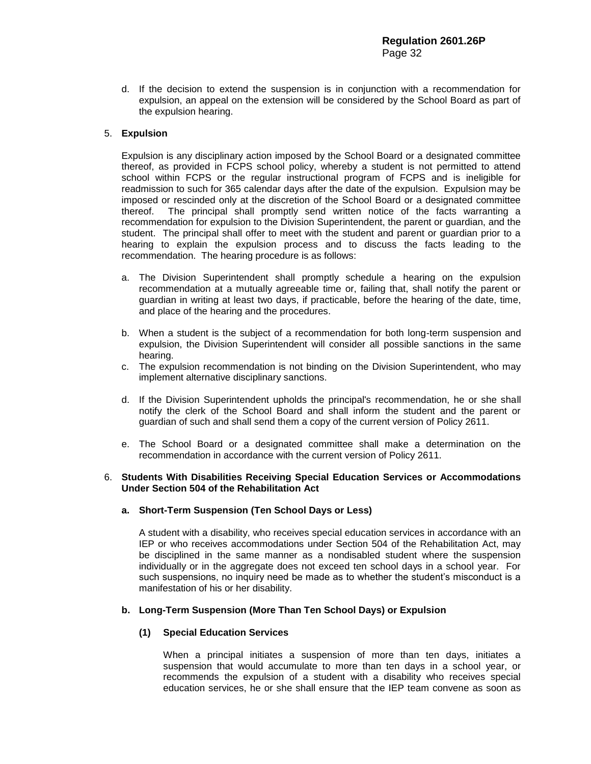d. If the decision to extend the suspension is in conjunction with a recommendation for expulsion, an appeal on the extension will be considered by the School Board as part of the expulsion hearing.

5. **Expulsion**

   Expulsion is any disciplinary action imposed by the School Board or a designated committee thereof, as provided in FCPS school policy, whereby a student is not permitted to attend school within FCPS or the regular instructional program of FCPS and is ineligible for readmission to such for 365 calendar days after the date of the expulsion. Expulsion may be imposed or rescinded only at the discretion of the School Board or a designated committee thereof. The principal shall promptly send written notice of the facts warranting a recommendation for expulsion to the Division Superintendent, the parent or guardian, and the student. The principal shall offer to meet with the student and parent or guardian prior to a hearing to explain the expulsion process and to discuss the facts leading to the recommendation. The hearing procedure is as follows:

   a. The Division Superintendent shall promptly schedule a hearing on the expulsion recommendation at a mutually agreeable time or, failing that, shall notify the parent or guardian in writing at least two days, if practicable, before the hearing of the date, time, and place of the hearing and the procedures.

   b. When a student is the subject of a recommendation for both long-term suspension and expulsion, the Division Superintendent will consider all possible sanctions in the same hearing.

   c. The expulsion recommendation is not binding on the Division Superintendent, who may implement alternative disciplinary sanctions.

   d. If the Division Superintendent upholds the principal's recommendation, he or she shall notify the clerk of the School Board and shall inform the student and the parent or guardian of such and shall send them a copy of the current version of Policy 2611.

   e. The School Board or a designated committee shall make a determination on the recommendation in accordance with the current version of Policy 2611.

6. **Students With Disabilities Receiving Special Education Services or Accommodations Under Section 504 of the Rehabilitation Act**

   **a. Short-Term Suspension (Ten School Days or Less)**

   A student with a disability, who receives special education services in accordance with an IEP or who receives accommodations under Section 504 of the Rehabilitation Act, may be disciplined in the same manner as a nondisabled student where the suspension individually or in the aggregate does not exceed ten school days in a school year. For such suspensions, no inquiry need be made as to whether the student's misconduct is a manifestation of his or her disability.

   **b. Long-Term Suspension (More Than Ten School Days) or Expulsion**

   **(1) Special Education Services**

   When a principal initiates a suspension of more than ten days, initiates a suspension that would accumulate to more than ten days in a school year, or recommends the expulsion of a student with a disability who receives special education services, he or she shall ensure that the IEP team convene as soon as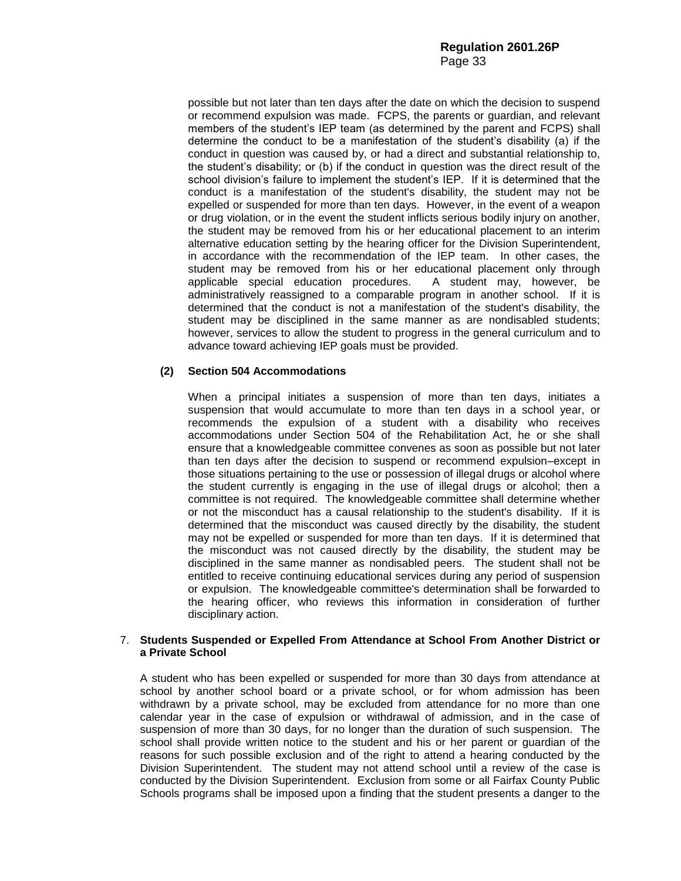possible but not later than ten days after the date on which the decision to suspend or recommend expulsion was made. FCPS, the parents or guardian, and relevant members of the student's IEP team (as determined by the parent and FCPS) shall determine the conduct to be a manifestation of the student's disability (a) if the conduct in question was caused by, or had a direct and substantial relationship to, the student's disability; or (b) if the conduct in question was the direct result of the school division's failure to implement the student's IEP. If it is determined that the conduct is a manifestation of the student's disability, the student may not be expelled or suspended for more than ten days. However, in the event of a weapon or drug violation, or in the event the student inflicts serious bodily injury on another, the student may be removed from his or her educational placement to an interim alternative education setting by the hearing officer for the Division Superintendent, in accordance with the recommendation of the IEP team. In other cases, the student may be removed from his or her educational placement only through applicable special education procedures. A student may, however, be administratively reassigned to a comparable program in another school. If it is determined that the conduct is not a manifestation of the student's disability, the student may be disciplined in the same manner as are nondisabled students; however, services to allow the student to progress in the general curriculum and to advance toward achieving IEP goals must be provided.

**(2) Section 504 Accommodations**

When a principal initiates a suspension of more than ten days, initiates a suspension that would accumulate to more than ten days in a school year, or recommends the expulsion of a student with a disability who receives accommodations under Section 504 of the Rehabilitation Act, he or she shall ensure that a knowledgeable committee convenes as soon as possible but not later than ten days after the decision to suspend or recommend expulsion–except in those situations pertaining to the use or possession of illegal drugs or alcohol where the student currently is engaging in the use of illegal drugs or alcohol; then a committee is not required. The knowledgeable committee shall determine whether or not the misconduct has a causal relationship to the student's disability. If it is determined that the misconduct was caused directly by the disability, the student may not be expelled or suspended for more than ten days. If it is determined that the misconduct was not caused directly by the disability, the student may be disciplined in the same manner as nondisabled peers. The student shall not be entitled to receive continuing educational services during any period of suspension or expulsion. The knowledgeable committee's determination shall be forwarded to the hearing officer, who reviews this information in consideration of further disciplinary action.

7. **Students Suspended or Expelled From Attendance at School From Another District or a Private School**

A student who has been expelled or suspended for more than 30 days from attendance at school by another school board or a private school, or for whom admission has been withdrawn by a private school, may be excluded from attendance for no more than one calendar year in the case of expulsion or withdrawal of admission, and in the case of suspension of more than 30 days, for no longer than the duration of such suspension. The school shall provide written notice to the student and his or her parent or guardian of the reasons for such possible exclusion and of the right to attend a hearing conducted by the Division Superintendent. The student may not attend school until a review of the case is conducted by the Division Superintendent. Exclusion from some or all Fairfax County Public Schools programs shall be imposed upon a finding that the student presents a danger to the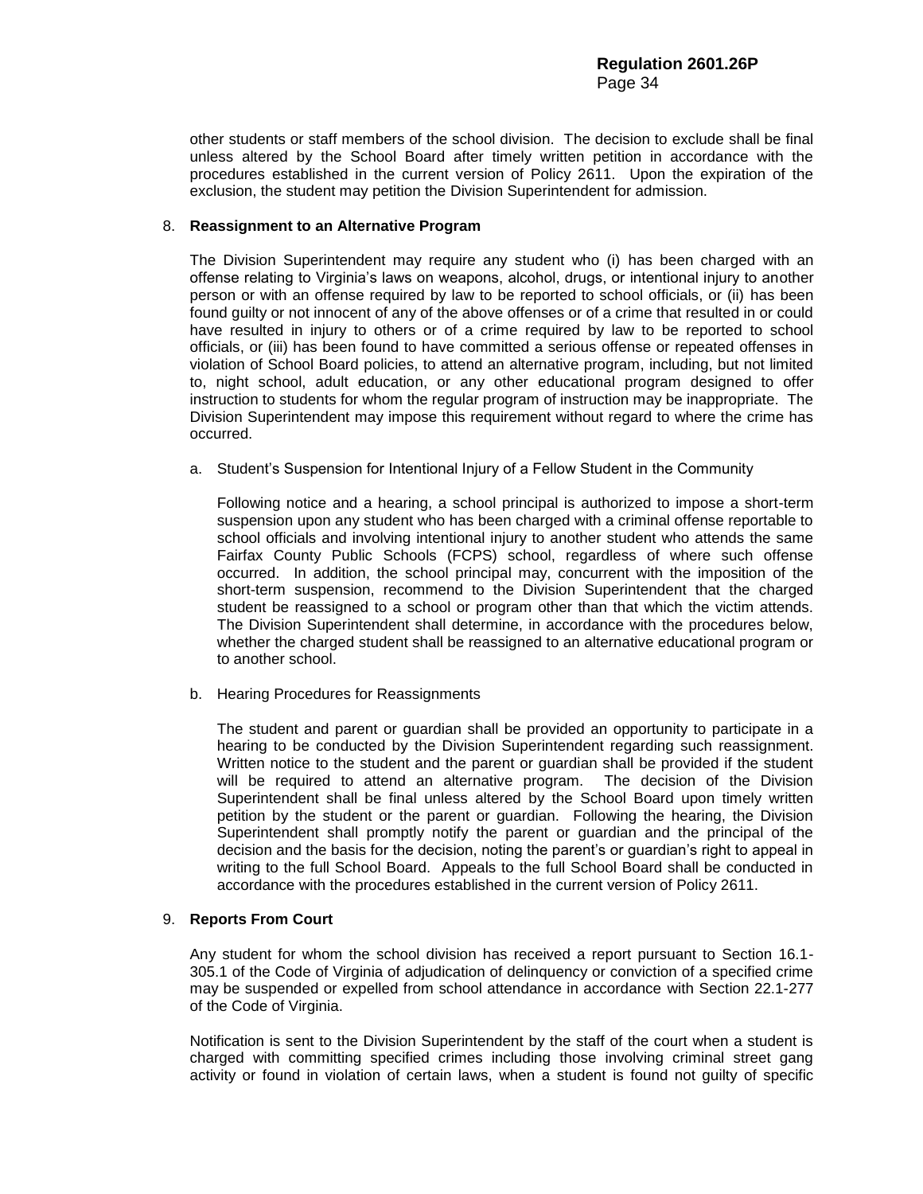other students or staff members of the school division. The decision to exclude shall be final unless altered by the School Board after timely written petition in accordance with the procedures established in the current version of Policy 2611. Upon the expiration of the exclusion, the student may petition the Division Superintendent for admission.

8. **Reassignment to an Alternative Program**

   The Division Superintendent may require any student who (i) has been charged with an offense relating to Virginia's laws on weapons, alcohol, drugs, or intentional injury to another person or with an offense required by law to be reported to school officials, or (ii) has been found guilty or not innocent of any of the above offenses or of a crime that resulted in or could have resulted in injury to others or of a crime required by law to be reported to school officials, or (iii) has been found to have committed a serious offense or repeated offenses in violation of School Board policies, to attend an alternative program, including, but not limited to, night school, adult education, or any other educational program designed to offer instruction to students for whom the regular program of instruction may be inappropriate. The Division Superintendent may impose this requirement without regard to where the crime has occurred.

   a. Student's Suspension for Intentional Injury of a Fellow Student in the Community

      Following notice and a hearing, a school principal is authorized to impose a short-term suspension upon any student who has been charged with a criminal offense reportable to school officials and involving intentional injury to another student who attends the same Fairfax County Public Schools (FCPS) school, regardless of where such offense occurred. In addition, the school principal may, concurrent with the imposition of the short-term suspension, recommend to the Division Superintendent that the charged student be reassigned to a school or program other than that which the victim attends. The Division Superintendent shall determine, in accordance with the procedures below, whether the charged student shall be reassigned to an alternative educational program or to another school.

   b. Hearing Procedures for Reassignments

      The student and parent or guardian shall be provided an opportunity to participate in a hearing to be conducted by the Division Superintendent regarding such reassignment. Written notice to the student and the parent or guardian shall be provided if the student will be required to attend an alternative program. The decision of the Division Superintendent shall be final unless altered by the School Board upon timely written petition by the student or the parent or guardian. Following the hearing, the Division Superintendent shall promptly notify the parent or guardian and the principal of the decision and the basis for the decision, noting the parent's or guardian's right to appeal in writing to the full School Board. Appeals to the full School Board shall be conducted in accordance with the procedures established in the current version of Policy 2611.

9. **Reports From Court**

   Any student for whom the school division has received a report pursuant to Section 16.1-305.1 of the Code of Virginia of adjudication of delinquency or conviction of a specified crime may be suspended or expelled from school attendance in accordance with Section 22.1-277 of the Code of Virginia.

   Notification is sent to the Division Superintendent by the staff of the court when a student is charged with committing specified crimes including those involving criminal street gang activity or found in violation of certain laws, when a student is found not guilty of specific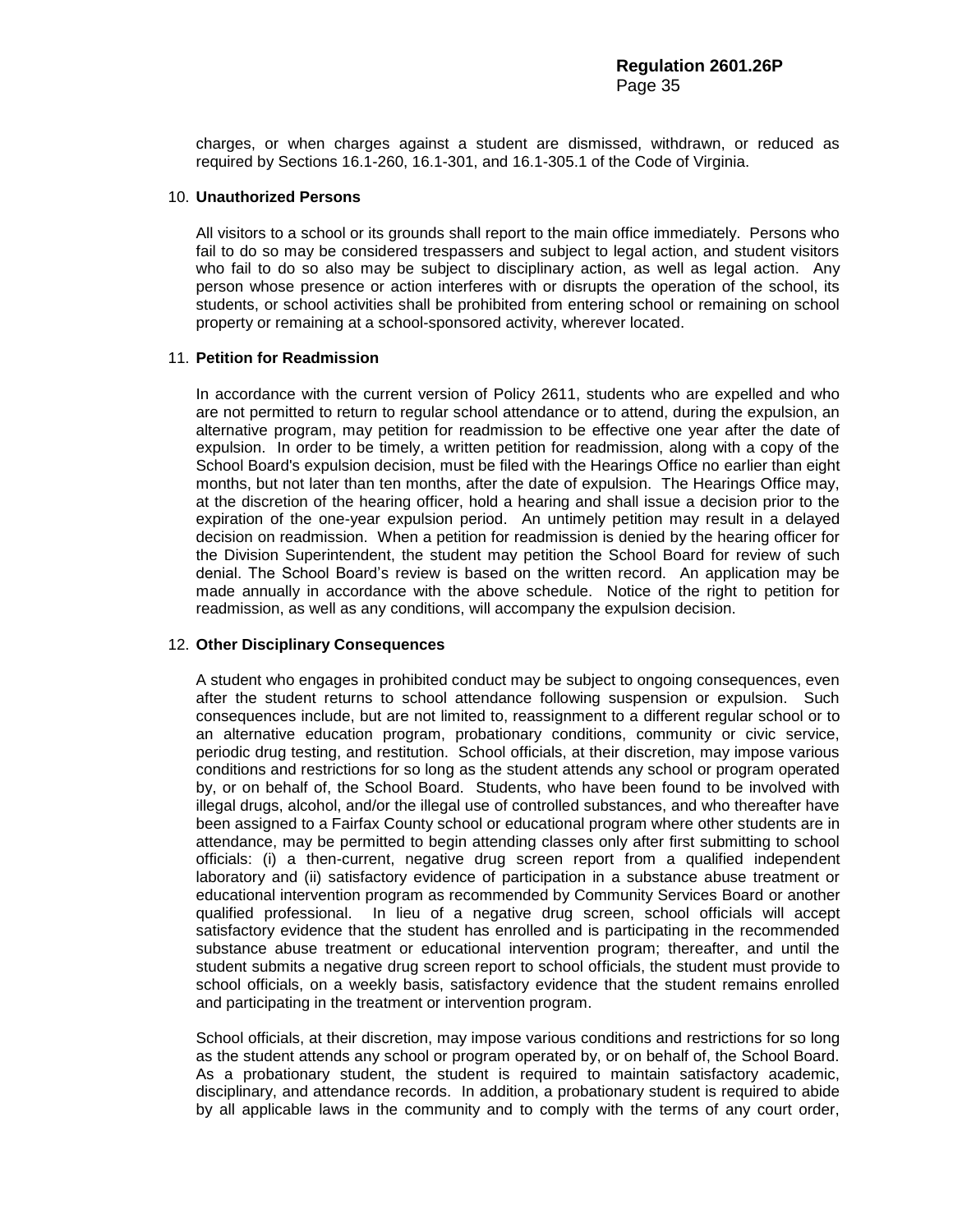charges, or when charges against a student are dismissed, withdrawn, or reduced as required by Sections 16.1-260, 16.1-301, and 16.1-305.1 of the Code of Virginia.

10. **Unauthorized Persons**

 All visitors to a school or its grounds shall report to the main office immediately. Persons who fail to do so may be considered trespassers and subject to legal action, and student visitors who fail to do so also may be subject to disciplinary action, as well as legal action. Any person whose presence or action interferes with or disrupts the operation of the school, its students, or school activities shall be prohibited from entering school or remaining on school property or remaining at a school-sponsored activity, wherever located.

11. **Petition for Readmission**

 In accordance with the current version of Policy 2611, students who are expelled and who are not permitted to return to regular school attendance or to attend, during the expulsion, an alternative program, may petition for readmission to be effective one year after the date of expulsion. In order to be timely, a written petition for readmission, along with a copy of the School Board's expulsion decision, must be filed with the Hearings Office no earlier than eight months, but not later than ten months, after the date of expulsion. The Hearings Office may, at the discretion of the hearing officer, hold a hearing and shall issue a decision prior to the expiration of the one-year expulsion period. An untimely petition may result in a delayed decision on readmission. When a petition for readmission is denied by the hearing officer for the Division Superintendent, the student may petition the School Board for review of such denial. The School Board's review is based on the written record. An application may be made annually in accordance with the above schedule. Notice of the right to petition for readmission, as well as any conditions, will accompany the expulsion decision.

12. **Other Disciplinary Consequences**

 A student who engages in prohibited conduct may be subject to ongoing consequences, even after the student returns to school attendance following suspension or expulsion. Such consequences include, but are not limited to, reassignment to a different regular school or to an alternative education program, probationary conditions, community or civic service, periodic drug testing, and restitution. School officials, at their discretion, may impose various conditions and restrictions for so long as the student attends any school or program operated by, or on behalf of, the School Board. Students, who have been found to be involved with illegal drugs, alcohol, and/or the illegal use of controlled substances, and who thereafter have been assigned to a Fairfax County school or educational program where other students are in attendance, may be permitted to begin attending classes only after first submitting to school officials: (i) a then-current, negative drug screen report from a qualified independent laboratory and (ii) satisfactory evidence of participation in a substance abuse treatment or educational intervention program as recommended by Community Services Board or another qualified professional. In lieu of a negative drug screen, school officials will accept satisfactory evidence that the student has enrolled and is participating in the recommended substance abuse treatment or educational intervention program; thereafter, and until the student submits a negative drug screen report to school officials, the student must provide to school officials, on a weekly basis, satisfactory evidence that the student remains enrolled and participating in the treatment or intervention program.

 School officials, at their discretion, may impose various conditions and restrictions for so long as the student attends any school or program operated by, or on behalf of, the School Board. As a probationary student, the student is required to maintain satisfactory academic, disciplinary, and attendance records. In addition, a probationary student is required to abide by all applicable laws in the community and to comply with the terms of any court order,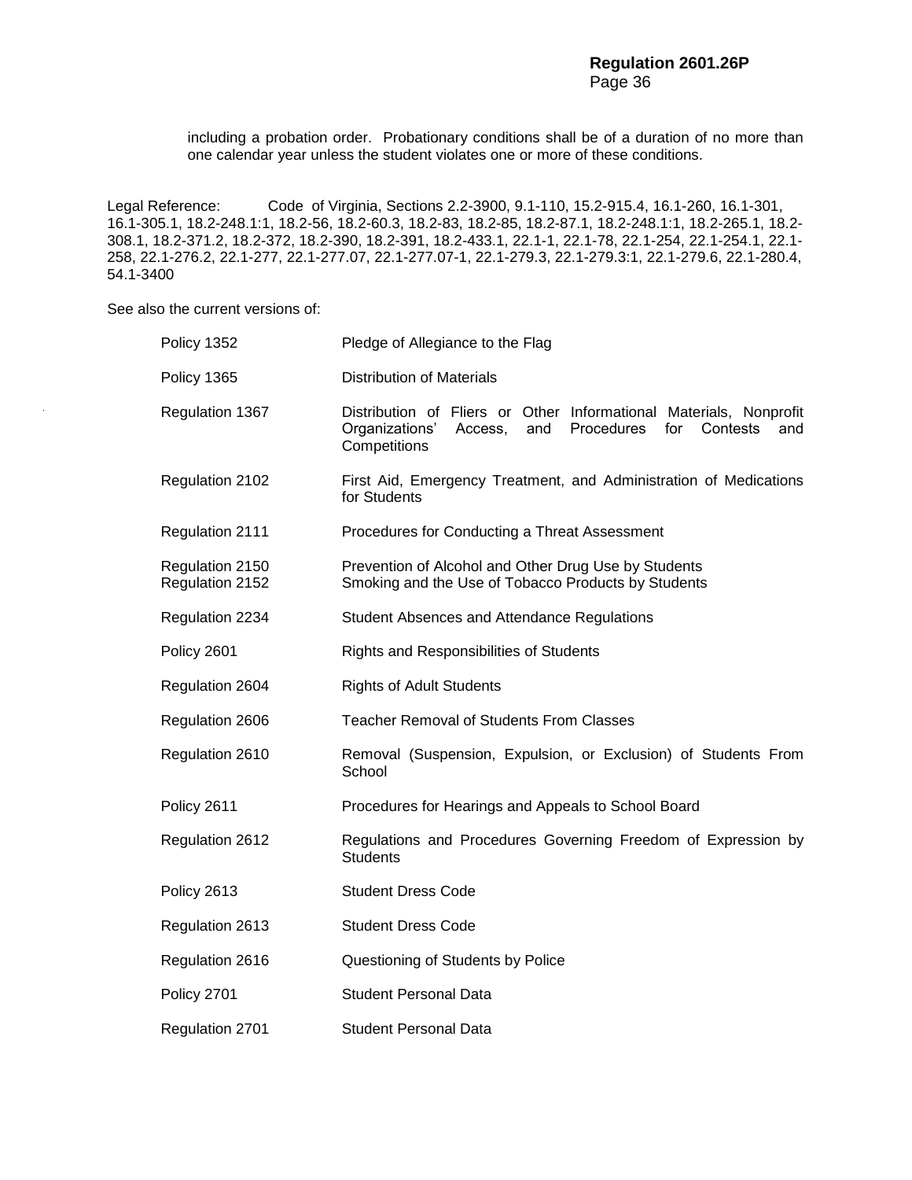including a probation order. Probationary conditions shall be of a duration of no more than one calendar year unless the student violates one or more of these conditions.

Legal Reference: Code of Virginia, Sections 2.2-3900, 9.1-110, 15.2-915.4, 16.1-260, 16.1-301, 16.1-305.1, 18.2-248.1:1, 18.2-56, 18.2-60.3, 18.2-83, 18.2-85, 18.2-87.1, 18.2-248.1:1, 18.2-265.1, 18.2-308.1, 18.2-371.2, 18.2-372, 18.2-390, 18.2-391, 18.2-433.1, 22.1-1, 22.1-78, 22.1-254, 22.1-254.1, 22.1-258, 22.1-276.2, 22.1-277, 22.1-277.07, 22.1-277.07-1, 22.1-279.3, 22.1-279.3:1, 22.1-279.6, 22.1-280.4, 54.1-3400

See also the current versions of:

| | |
|---|---|
| Policy 1352 | Pledge of Allegiance to the Flag |
| Policy 1365 | Distribution of Materials |
| Regulation 1367 | Distribution of Fliers or Other Informational Materials, Nonprofit Organizations' Access, and Procedures for Contests and Competitions |
| Regulation 2102 | First Aid, Emergency Treatment, and Administration of Medications for Students |
| Regulation 2111 | Procedures for Conducting a Threat Assessment |
| Regulation 2150 | Prevention of Alcohol and Other Drug Use by Students |
| Regulation 2152 | Smoking and the Use of Tobacco Products by Students |
| Regulation 2234 | Student Absences and Attendance Regulations |
| Policy 2601 | Rights and Responsibilities of Students |
| Regulation 2604 | Rights of Adult Students |
| Regulation 2606 | Teacher Removal of Students From Classes |
| Regulation 2610 | Removal (Suspension, Expulsion, or Exclusion) of Students From School |
| Policy 2611 | Procedures for Hearings and Appeals to School Board |
| Regulation 2612 | Regulations and Procedures Governing Freedom of Expression by Students |
| Policy 2613 | Student Dress Code |
| Regulation 2613 | Student Dress Code |
| Regulation 2616 | Questioning of Students by Police |
| Policy 2701 | Student Personal Data |
| Regulation 2701 | Student Personal Data |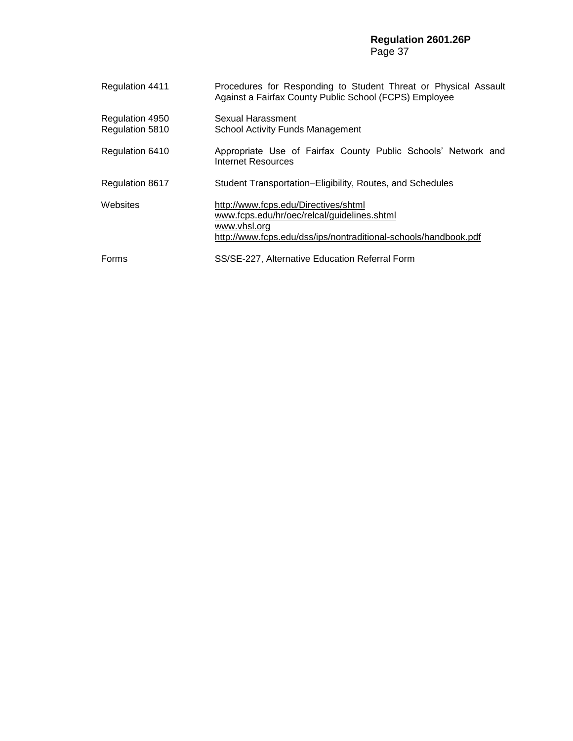| | |
|---|---|
| Regulation 4411 | Procedures for Responding to Student Threat or Physical Assault Against a Fairfax County Public School (FCPS) Employee |
| Regulation 4950 | Sexual Harassment |
| Regulation 5810 | School Activity Funds Management |
| Regulation 6410 | Appropriate Use of Fairfax County Public Schools' Network and Internet Resources |
| Regulation 8617 | Student Transportation–Eligibility, Routes, and Schedules |
| Websites | http://www.fcps.edu/Directives/shtml<br>www.fcps.edu/hr/oec/relcal/guidelines.shtml<br>www.vhsl.org<br>http://www.fcps.edu/dss/ips/nontraditional-schools/handbook.pdf |
| Forms | SS/SE-227, Alternative Education Referral Form |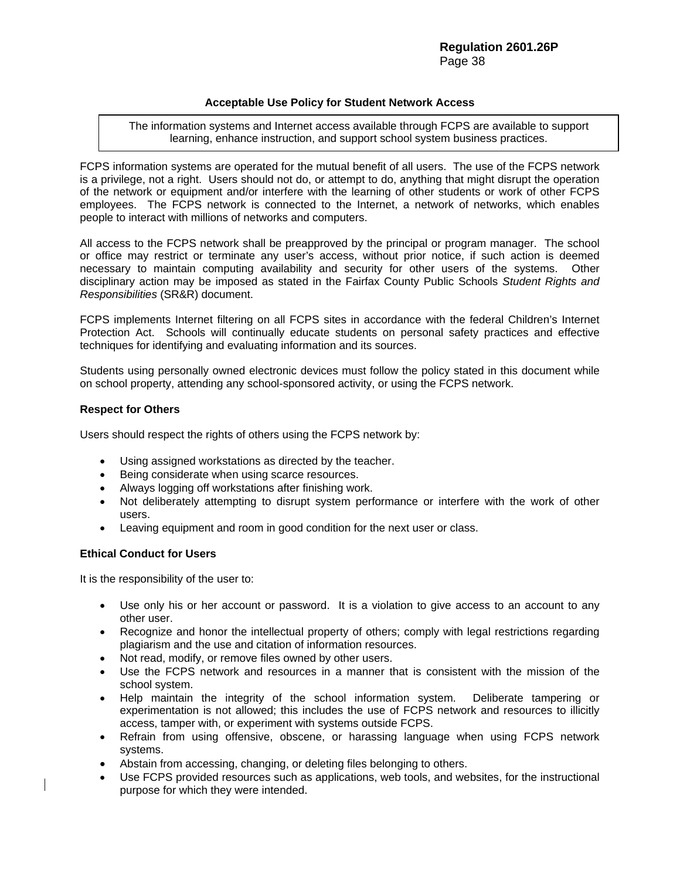**Acceptable Use Policy for Student Network Access**

> The information systems and Internet access available through FCPS are available to support learning, enhance instruction, and support school system business practices.

FCPS information systems are operated for the mutual benefit of all users. The use of the FCPS network is a privilege, not a right. Users should not do, or attempt to do, anything that might disrupt the operation of the network or equipment and/or interfere with the learning of other students or work of other FCPS employees. The FCPS network is connected to the Internet, a network of networks, which enables people to interact with millions of networks and computers.

All access to the FCPS network shall be preapproved by the principal or program manager. The school or office may restrict or terminate any user's access, without prior notice, if such action is deemed necessary to maintain computing availability and security for other users of the systems. Other disciplinary action may be imposed as stated in the Fairfax County Public Schools *Student Rights and Responsibilities* (SR&R) document.

FCPS implements Internet filtering on all FCPS sites in accordance with the federal Children's Internet Protection Act. Schools will continually educate students on personal safety practices and effective techniques for identifying and evaluating information and its sources.

Students using personally owned electronic devices must follow the policy stated in this document while on school property, attending any school-sponsored activity, or using the FCPS network.

**Respect for Others**

Users should respect the rights of others using the FCPS network by:

- Using assigned workstations as directed by the teacher.
- Being considerate when using scarce resources.
- Always logging off workstations after finishing work.
- Not deliberately attempting to disrupt system performance or interfere with the work of other users.
- Leaving equipment and room in good condition for the next user or class.

**Ethical Conduct for Users**

It is the responsibility of the user to:

- Use only his or her account or password. It is a violation to give access to an account to any other user.
- Recognize and honor the intellectual property of others; comply with legal restrictions regarding plagiarism and the use and citation of information resources.
- Not read, modify, or remove files owned by other users.
- Use the FCPS network and resources in a manner that is consistent with the mission of the school system.
- Help maintain the integrity of the school information system. Deliberate tampering or experimentation is not allowed; this includes the use of FCPS network and resources to illicitly access, tamper with, or experiment with systems outside FCPS.
- Refrain from using offensive, obscene, or harassing language when using FCPS network systems.
- Abstain from accessing, changing, or deleting files belonging to others.
- Use FCPS provided resources such as applications, web tools, and websites, for the instructional purpose for which they were intended.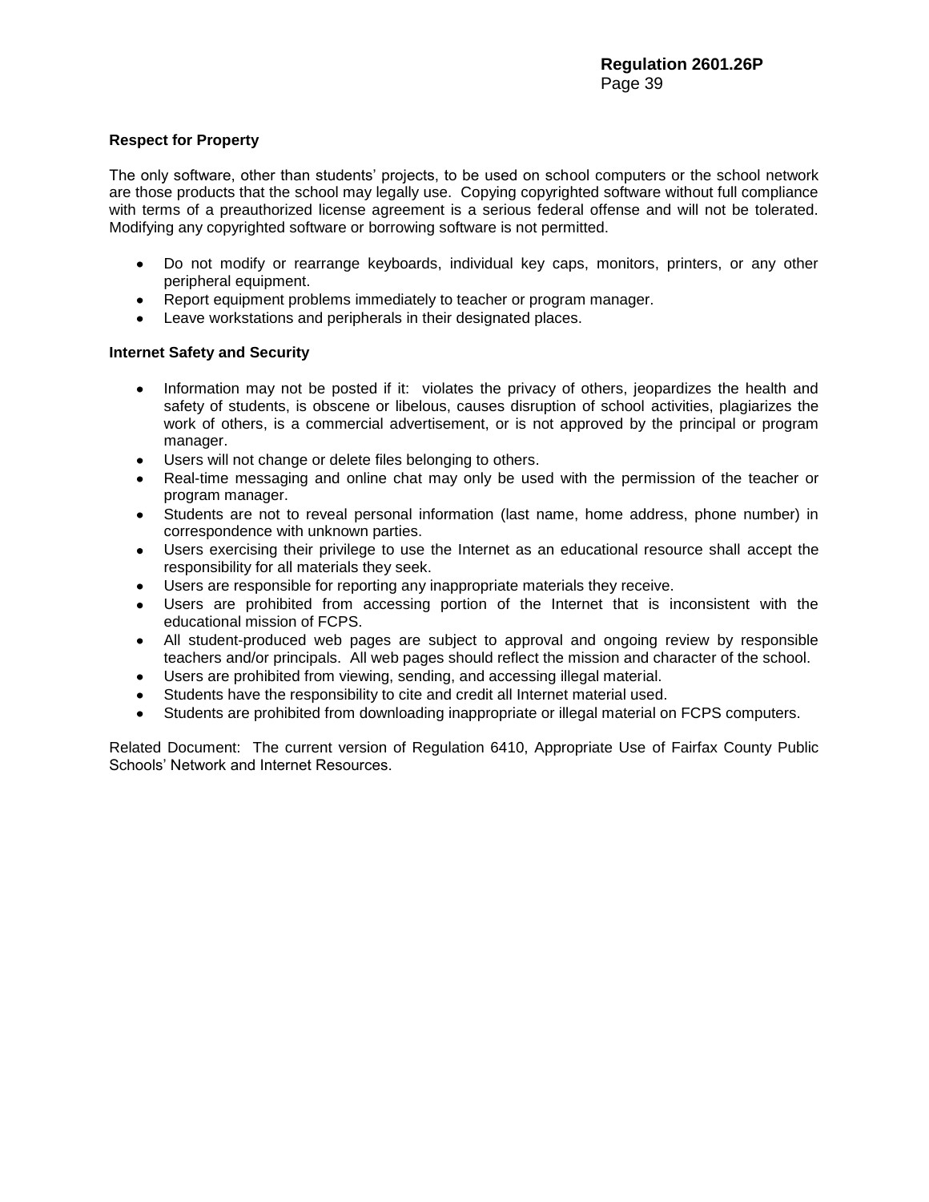**Respect for Property**

The only software, other than students' projects, to be used on school computers or the school network are those products that the school may legally use. Copying copyrighted software without full compliance with terms of a preauthorized license agreement is a serious federal offense and will not be tolerated. Modifying any copyrighted software or borrowing software is not permitted.

- Do not modify or rearrange keyboards, individual key caps, monitors, printers, or any other peripheral equipment.
- Report equipment problems immediately to teacher or program manager.
- Leave workstations and peripherals in their designated places.

**Internet Safety and Security**

- Information may not be posted if it: violates the privacy of others, jeopardizes the health and safety of students, is obscene or libelous, causes disruption of school activities, plagiarizes the work of others, is a commercial advertisement, or is not approved by the principal or program manager.
- Users will not change or delete files belonging to others.
- Real-time messaging and online chat may only be used with the permission of the teacher or program manager.
- Students are not to reveal personal information (last name, home address, phone number) in correspondence with unknown parties.
- Users exercising their privilege to use the Internet as an educational resource shall accept the responsibility for all materials they seek.
- Users are responsible for reporting any inappropriate materials they receive.
- Users are prohibited from accessing portion of the Internet that is inconsistent with the educational mission of FCPS.
- All student-produced web pages are subject to approval and ongoing review by responsible teachers and/or principals. All web pages should reflect the mission and character of the school.
- Users are prohibited from viewing, sending, and accessing illegal material.
- Students have the responsibility to cite and credit all Internet material used.
- Students are prohibited from downloading inappropriate or illegal material on FCPS computers.

Related Document: The current version of Regulation 6410, Appropriate Use of Fairfax County Public Schools' Network and Internet Resources.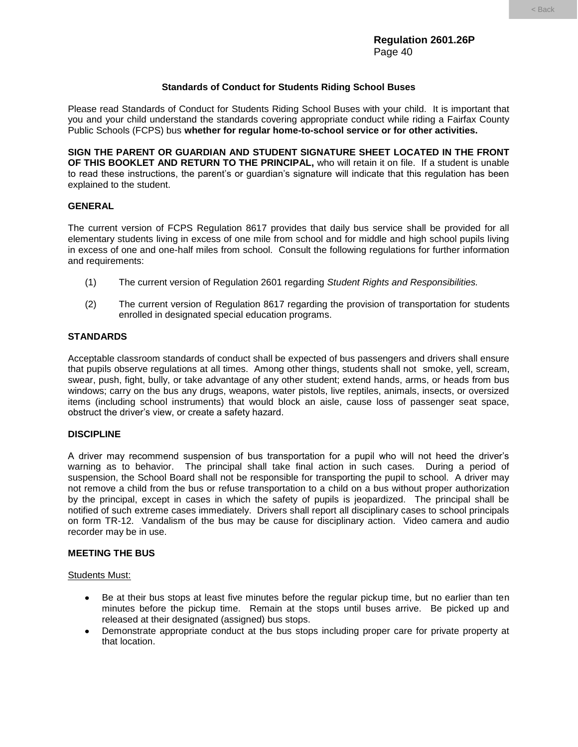**Regulation 2601.26P**

## Standards of Conduct for Students Riding School Buses

Please read Standards of Conduct for Students Riding School Buses with your child. It is important that you and your child understand the standards covering appropriate conduct while riding a Fairfax County Public Schools (FCPS) bus **whether for regular home-to-school service or for other activities.**

**SIGN THE PARENT OR GUARDIAN AND STUDENT SIGNATURE SHEET LOCATED IN THE FRONT OF THIS BOOKLET AND RETURN TO THE PRINCIPAL,** who will retain it on file. If a student is unable to read these instructions, the parent's or guardian's signature will indicate that this regulation has been explained to the student.

### GENERAL

The current version of FCPS Regulation 8617 provides that daily bus service shall be provided for all elementary students living in excess of one mile from school and for middle and high school pupils living in excess of one and one-half miles from school. Consult the following regulations for further information and requirements:

(1) The current version of Regulation 2601 regarding *Student Rights and Responsibilities.*

(2) The current version of Regulation 8617 regarding the provision of transportation for students enrolled in designated special education programs.

### STANDARDS

Acceptable classroom standards of conduct shall be expected of bus passengers and drivers shall ensure that pupils observe regulations at all times. Among other things, students shall not smoke, yell, scream, swear, push, fight, bully, or take advantage of any other student; extend hands, arms, or heads from bus windows; carry on the bus any drugs, weapons, water pistols, live reptiles, animals, insects, or oversized items (including school instruments) that would block an aisle, cause loss of passenger seat space, obstruct the driver's view, or create a safety hazard.

### DISCIPLINE

A driver may recommend suspension of bus transportation for a pupil who will not heed the driver's warning as to behavior. The principal shall take final action in such cases. During a period of suspension, the School Board shall not be responsible for transporting the pupil to school. A driver may not remove a child from the bus or refuse transportation to a child on a bus without proper authorization by the principal, except in cases in which the safety of pupils is jeopardized. The principal shall be notified of such extreme cases immediately. Drivers shall report all disciplinary cases to school principals on form TR-12. Vandalism of the bus may be cause for disciplinary action. Video camera and audio recorder may be in use.

### MEETING THE BUS

Students Must:

- Be at their bus stops at least five minutes before the regular pickup time, but no earlier than ten minutes before the pickup time. Remain at the stops until buses arrive. Be picked up and released at their designated (assigned) bus stops.
- Demonstrate appropriate conduct at the bus stops including proper care for private property at that location.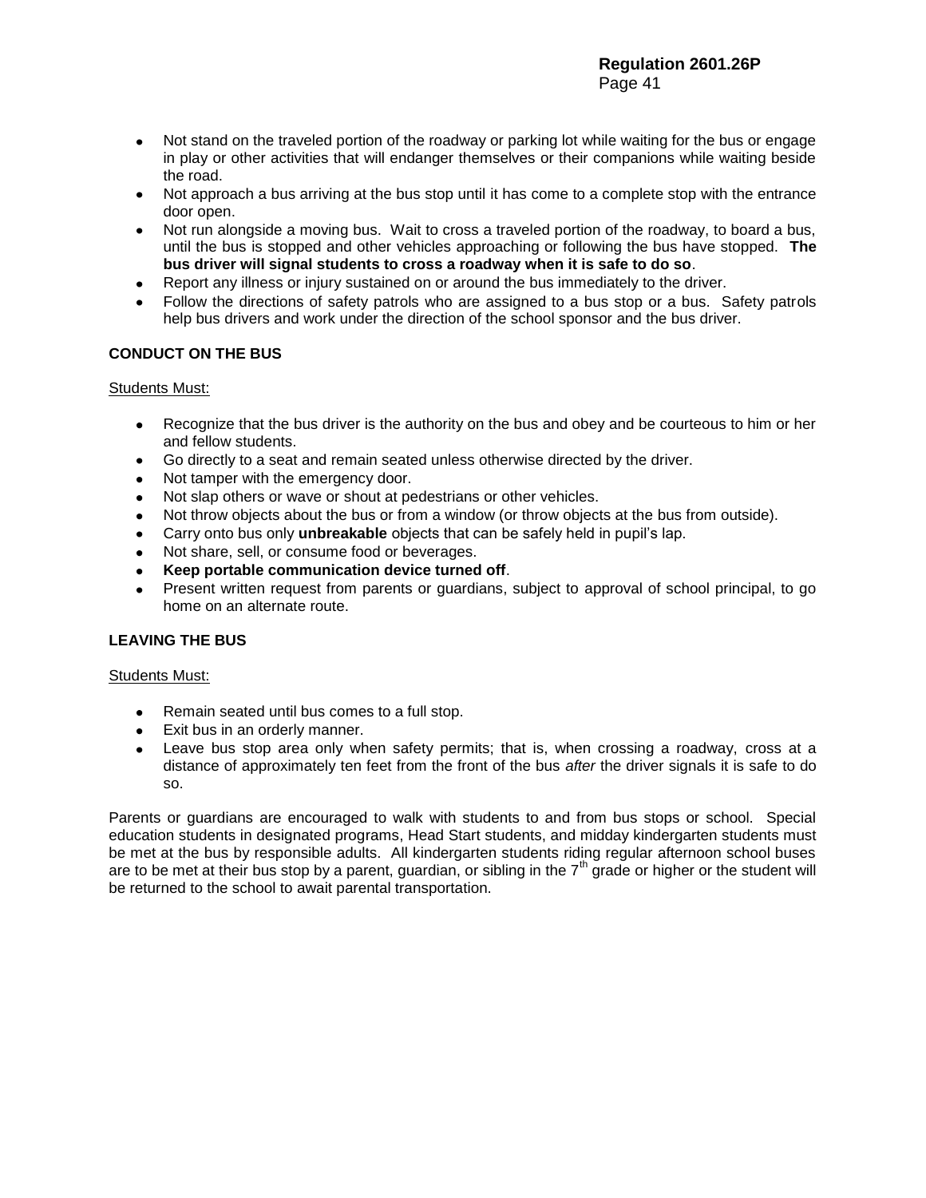- Not stand on the traveled portion of the roadway or parking lot while waiting for the bus or engage in play or other activities that will endanger themselves or their companions while waiting beside the road.
- Not approach a bus arriving at the bus stop until it has come to a complete stop with the entrance door open.
- Not run alongside a moving bus. Wait to cross a traveled portion of the roadway, to board a bus, until the bus is stopped and other vehicles approaching or following the bus have stopped. **The bus driver will signal students to cross a roadway when it is safe to do so**.
- Report any illness or injury sustained on or around the bus immediately to the driver.
- Follow the directions of safety patrols who are assigned to a bus stop or a bus. Safety patrols help bus drivers and work under the direction of the school sponsor and the bus driver.

**CONDUCT ON THE BUS**

Students Must:

- Recognize that the bus driver is the authority on the bus and obey and be courteous to him or her and fellow students.
- Go directly to a seat and remain seated unless otherwise directed by the driver.
- Not tamper with the emergency door.
- Not slap others or wave or shout at pedestrians or other vehicles.
- Not throw objects about the bus or from a window (or throw objects at the bus from outside).
- Carry onto bus only **unbreakable** objects that can be safely held in pupil's lap.
- Not share, sell, or consume food or beverages.
- **Keep portable communication device turned off**.
- Present written request from parents or guardians, subject to approval of school principal, to go home on an alternate route.

**LEAVING THE BUS**

Students Must:

- Remain seated until bus comes to a full stop.
- Exit bus in an orderly manner.
- Leave bus stop area only when safety permits; that is, when crossing a roadway, cross at a distance of approximately ten feet from the front of the bus *after* the driver signals it is safe to do so.

Parents or guardians are encouraged to walk with students to and from bus stops or school. Special education students in designated programs, Head Start students, and midday kindergarten students must be met at the bus by responsible adults. All kindergarten students riding regular afternoon school buses are to be met at their bus stop by a parent, guardian, or sibling in the 7th grade or higher or the student will be returned to the school to await parental transportation.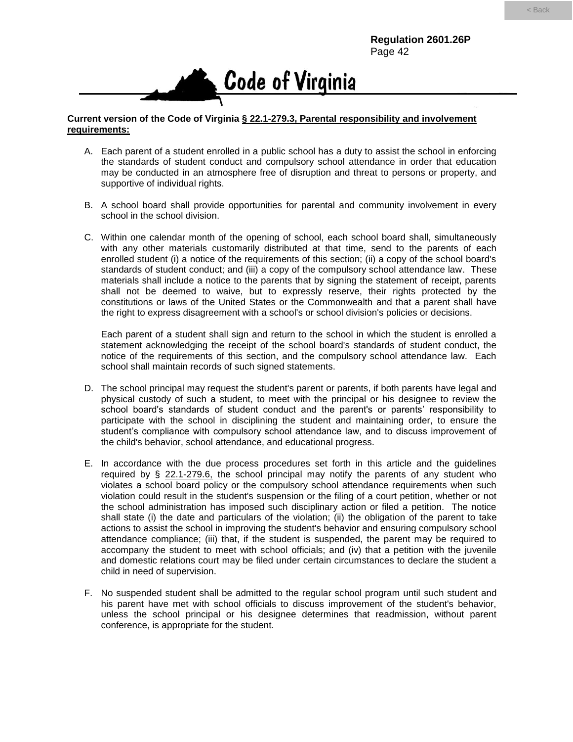# Code of Virginia

**Current version of the Code of Virginia § 22.1-279.3, Parental responsibility and involvement requirements:**

A. Each parent of a student enrolled in a public school has a duty to assist the school in enforcing the standards of student conduct and compulsory school attendance in order that education may be conducted in an atmosphere free of disruption and threat to persons or property, and supportive of individual rights.

B. A school board shall provide opportunities for parental and community involvement in every school in the school division.

C. Within one calendar month of the opening of school, each school board shall, simultaneously with any other materials customarily distributed at that time, send to the parents of each enrolled student (i) a notice of the requirements of this section; (ii) a copy of the school board's standards of student conduct; and (iii) a copy of the compulsory school attendance law. These materials shall include a notice to the parents that by signing the statement of receipt, parents shall not be deemed to waive, but to expressly reserve, their rights protected by the constitutions or laws of the United States or the Commonwealth and that a parent shall have the right to express disagreement with a school's or school division's policies or decisions.

   Each parent of a student shall sign and return to the school in which the student is enrolled a statement acknowledging the receipt of the school board's standards of student conduct, the notice of the requirements of this section, and the compulsory school attendance law. Each school shall maintain records of such signed statements.

D. The school principal may request the student's parent or parents, if both parents have legal and physical custody of such a student, to meet with the principal or his designee to review the school board's standards of student conduct and the parent's or parents' responsibility to participate with the school in disciplining the student and maintaining order, to ensure the student's compliance with compulsory school attendance law, and to discuss improvement of the child's behavior, school attendance, and educational progress.

E. In accordance with the due process procedures set forth in this article and the guidelines required by § 22.1-279.6, the school principal may notify the parents of any student who violates a school board policy or the compulsory school attendance requirements when such violation could result in the student's suspension or the filing of a court petition, whether or not the school administration has imposed such disciplinary action or filed a petition. The notice shall state (i) the date and particulars of the violation; (ii) the obligation of the parent to take actions to assist the school in improving the student's behavior and ensuring compulsory school attendance compliance; (iii) that, if the student is suspended, the parent may be required to accompany the student to meet with school officials; and (iv) that a petition with the juvenile and domestic relations court may be filed under certain circumstances to declare the student a child in need of supervision.

F. No suspended student shall be admitted to the regular school program until such student and his parent have met with school officials to discuss improvement of the student's behavior, unless the school principal or his designee determines that readmission, without parent conference, is appropriate for the student.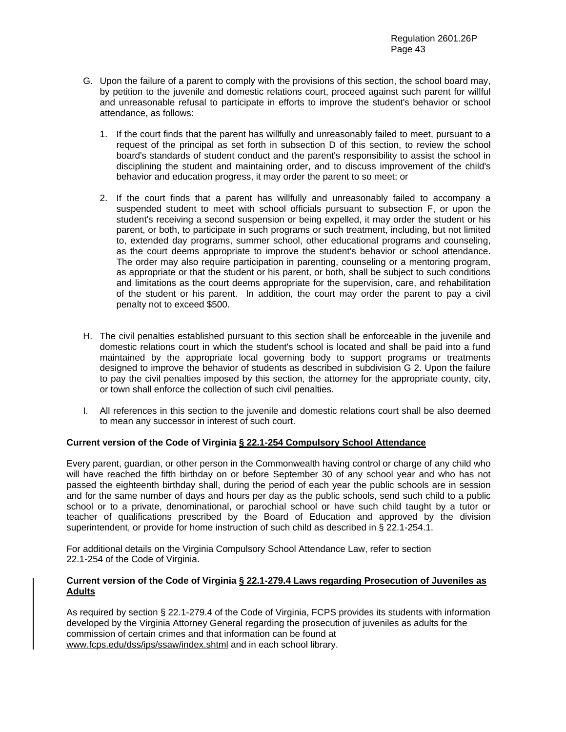G. Upon the failure of a parent to comply with the provisions of this section, the school board may, by petition to the juvenile and domestic relations court, proceed against such parent for willful and unreasonable refusal to participate in efforts to improve the student's behavior or school attendance, as follows:

   1. If the court finds that the parent has willfully and unreasonably failed to meet, pursuant to a request of the principal as set forth in subsection D of this section, to review the school board's standards of student conduct and the parent's responsibility to assist the school in disciplining the student and maintaining order, and to discuss improvement of the child's behavior and education progress, it may order the parent to so meet; or

   2. If the court finds that a parent has willfully and unreasonably failed to accompany a suspended student to meet with school officials pursuant to subsection F, or upon the student's receiving a second suspension or being expelled, it may order the student or his parent, or both, to participate in such programs or such treatment, including, but not limited to, extended day programs, summer school, other educational programs and counseling, as the court deems appropriate to improve the student's behavior or school attendance. The order may also require participation in parenting, counseling or a mentoring program, as appropriate or that the student or his parent, or both, shall be subject to such conditions and limitations as the court deems appropriate for the supervision, care, and rehabilitation of the student or his parent. In addition, the court may order the parent to pay a civil penalty not to exceed $500.

H. The civil penalties established pursuant to this section shall be enforceable in the juvenile and domestic relations court in which the student's school is located and shall be paid into a fund maintained by the appropriate local governing body to support programs or treatments designed to improve the behavior of students as described in subdivision G 2. Upon the failure to pay the civil penalties imposed by this section, the attorney for the appropriate county, city, or town shall enforce the collection of such civil penalties.

I. All references in this section to the juvenile and domestic relations court shall be also deemed to mean any successor in interest of such court.

**Current version of the Code of Virginia § 22.1-254 Compulsory School Attendance**

Every parent, guardian, or other person in the Commonwealth having control or charge of any child who will have reached the fifth birthday on or before September 30 of any school year and who has not passed the eighteenth birthday shall, during the period of each year the public schools are in session and for the same number of days and hours per day as the public schools, send such child to a public school or to a private, denominational, or parochial school or have such child taught by a tutor or teacher of qualifications prescribed by the Board of Education and approved by the division superintendent, or provide for home instruction of such child as described in § 22.1-254.1.

For additional details on the Virginia Compulsory School Attendance Law, refer to section 22.1-254 of the Code of Virginia.

**Current version of the Code of Virginia § 22.1-279.4 Laws regarding Prosecution of Juveniles as Adults**

As required by section § 22.1-279.4 of the Code of Virginia, FCPS provides its students with information developed by the Virginia Attorney General regarding the prosecution of juveniles as adults for the commission of certain crimes and that information can be found at www.fcps.edu/dss/ips/ssaw/index.shtml and in each school library.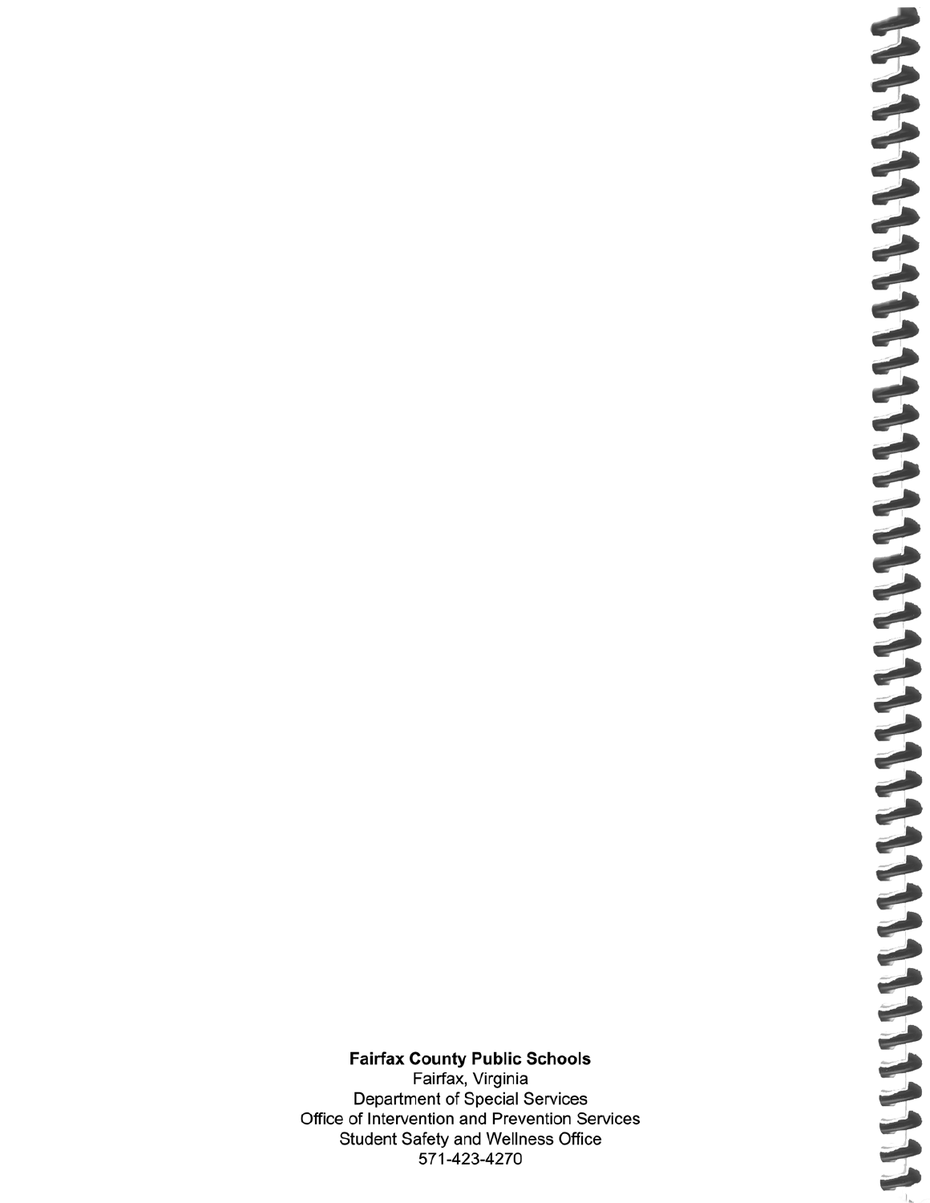**Fairfax County Public Schools**

Fairfax, Virginia

Department of Special Services

Office of Intervention and Prevention Services

Student Safety and Wellness Office

571-423-4270